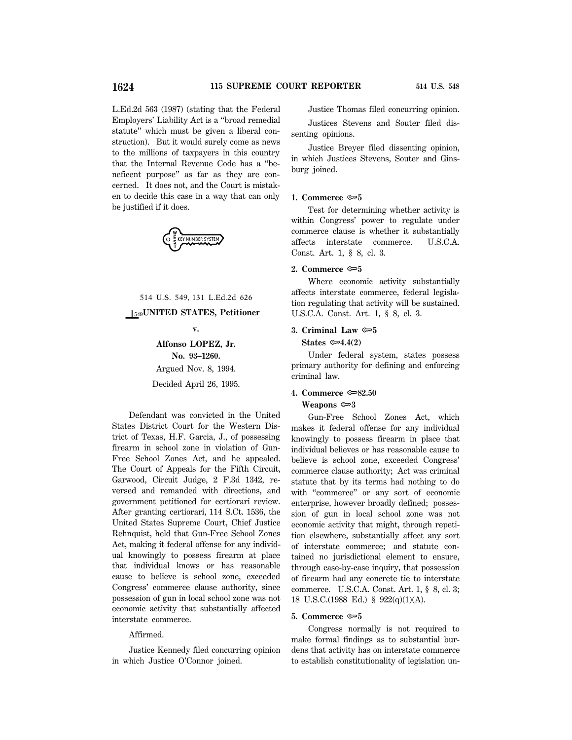L.Ed.2d 563 (1987) (stating that the Federal Employers' Liability Act is a "broad remedial statute" which must be given a liberal construction). But it would surely come as news to the millions of taxpayers in this country that the Internal Revenue Code has a "beneficent purpose" as far as they are concerned. It does not, and the Court is mistaken to decide this case in a way that can only be justified if it does.

514 U.S. 549, 131 L.Ed.2d 626

**UNITED STATES, Petitioner**

**v.**

**Alfonso LOPEZ, Jr.**

**No. 93–1260.**

Argued Nov. 8, 1994.

Decided April 26, 1995.

Defendant was convicted in the United States District Court for the Western District of Texas, H.F. Garcia, J., of possessing firearm in school zone in violation of Gun-Free School Zones Act, and he appealed. The Court of Appeals for the Fifth Circuit, Garwood, Circuit Judge, 2 F.3d 1342, reversed and remanded with directions, and government petitioned for certiorari review. After granting certiorari, 114 S.Ct. 1536, the United States Supreme Court, Chief Justice Rehnquist, held that Gun-Free School Zones Act, making it federal offense for any individual knowingly to possess firearm at place that individual knows or has reasonable cause to believe is school zone, exceeded Congress' commerce clause authority, since possession of gun in local school zone was not economic activity that substantially affected interstate commerce.

Affirmed.

Justice Kennedy filed concurring opinion in which Justice O'Connor joined.

Justice Thomas filed concurring opinion.

Justices Stevens and Souter filed dissenting opinions.

Justice Breyer filed dissenting opinion, in which Justices Stevens, Souter and Ginsburg joined.

**1. Commerce ⚷5**

Test for determining whether activity is within Congress' power to regulate under commerce clause is whether it substantially affects interstate commerce. U.S.C.A. Const. Art. 1, § 8, cl. 3.

**2. Commerce ⚷5**

Where economic activity substantially affects interstate commerce, federal legislation regulating that activity will be sustained. U.S.C.A. Const. Art. 1, § 8, cl. 3.

**3. Criminal Law ⚷5**

**States ⚷4.4(2)**

Under federal system, states possess primary authority for defining and enforcing criminal law.

**4. Commerce ⚷82.50**

**Weapons ⚷3**

Gun-Free School Zones Act, which makes it federal offense for any individual knowingly to possess firearm in place that individual believes or has reasonable cause to believe is school zone, exceeded Congress' commerce clause authority; Act was criminal statute that by its terms had nothing to do with "commerce" or any sort of economic enterprise, however broadly defined; possession of gun in local school zone was not economic activity that might, through repetition elsewhere, substantially affect any sort of interstate commerce; and statute contained no jurisdictional element to ensure, through case-by-case inquiry, that possession of firearm had any concrete tie to interstate commerce. U.S.C.A. Const. Art. 1, § 8, cl. 3; 18 U.S.C.(1988 Ed.) § 922(q)(1)(A).

**5. Commerce ⚷5**

Congress normally is not required to make formal findings as to substantial burdens that activity has on interstate commerce to establish constitutionality of legislation un-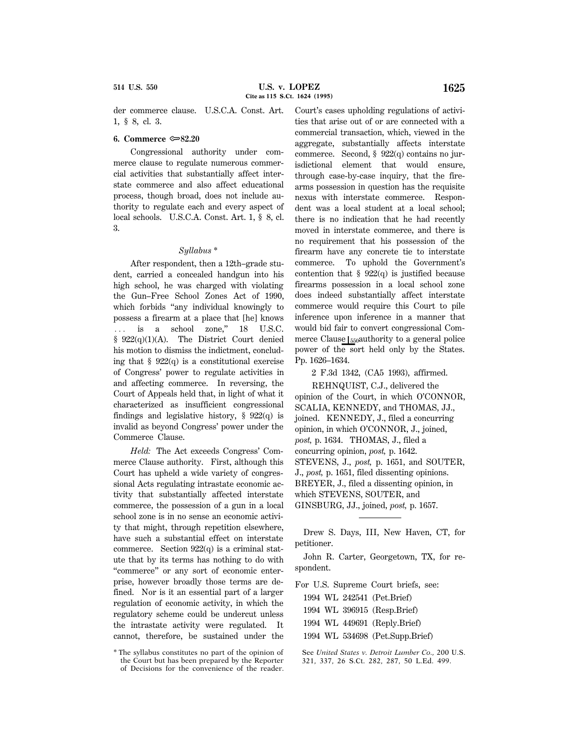der commerce clause. U.S.C.A. Const. Art. 1, § 8, cl. 3.

**6. Commerce ⚖82.20**

Congressional authority under commerce clause to regulate numerous commercial activities that substantially affect interstate commerce and also affect educational process, though broad, does not include authority to regulate each and every aspect of local schools. U.S.C.A. Const. Art. 1, § 8, cl. 3.

*Syllabus* *

After respondent, then a 12th–grade student, carried a concealed handgun into his high school, he was charged with violating the Gun–Free School Zones Act of 1990, which forbids "any individual knowingly to possess a firearm at a place that [he] knows ... is a school zone," 18 U.S.C. § 922(q)(1)(A). The District Court denied his motion to dismiss the indictment, concluding that § 922(q) is a constitutional exercise of Congress' power to regulate activities in and affecting commerce. In reversing, the Court of Appeals held that, in light of what it characterized as insufficient congressional findings and legislative history, § 922(q) is invalid as beyond Congress' power under the Commerce Clause.

*Held:* The Act exceeds Congress' Commerce Clause authority. First, although this Court has upheld a wide variety of congressional Acts regulating intrastate economic activity that substantially affected interstate commerce, the possession of a gun in a local school zone is in no sense an economic activity that might, through repetition elsewhere, have such a substantial effect on interstate commerce. Section 922(q) is a criminal statute that by its terms has nothing to do with "commerce" or any sort of economic enterprise, however broadly those terms are defined. Nor is it an essential part of a larger regulation of economic activity, in which the regulatory scheme could be undercut unless the intrastate activity were regulated. It cannot, therefore, be sustained under the Court's cases upholding regulations of activities that arise out of or are connected with a commercial transaction, which, viewed in the aggregate, substantially affects interstate commerce. Second, § 922(q) contains no jurisdictional element that would ensure, through case-by-case inquiry, that the firearms possession in question has the requisite nexus with interstate commerce. Respondent was a local student at a local school; there is no indication that he had recently moved in interstate commerce, and there is no requirement that his possession of the firearm have any concrete tie to interstate commerce. To uphold the Government's contention that § 922(q) is justified because firearms possession in a local school zone does indeed substantially affect interstate commerce would require this Court to pile inference upon inference in a manner that would bid fair to convert congressional Commerce Clause [550] authority to a general police power of the sort held only by the States. Pp. 1626–1634.

2 F.3d 1342, (CA5 1993), affirmed.

REHNQUIST, C.J., delivered the opinion of the Court, in which O'CONNOR, SCALIA, KENNEDY, and THOMAS, JJ., joined. KENNEDY, J., filed a concurring opinion, in which O'CONNOR, J., joined, *post,* p. 1634. THOMAS, J., filed a concurring opinion, *post,* p. 1642. STEVENS, J., *post,* p. 1651, and SOUTER, J., *post,* p. 1651, filed dissenting opinions. BREYER, J., filed a dissenting opinion, in which STEVENS, SOUTER, and GINSBURG, JJ., joined, *post,* p. 1657.

---

Drew S. Days, III, New Haven, CT, for petitioner.

John R. Carter, Georgetown, TX, for respondent.

For U.S. Supreme Court briefs, see:

1994 WL 242541 (Pet.Brief)
1994 WL 396915 (Resp.Brief)
1994 WL 449691 (Reply.Brief)
1994 WL 534698 (Pet.Supp.Brief)

\* The syllabus constitutes no part of the opinion of the Court but has been prepared by the Reporter of Decisions for the convenience of the reader. See *United States v. Detroit Lumber Co.,* 200 U.S. 321, 337, 26 S.Ct. 282, 287, 50 L.Ed. 499.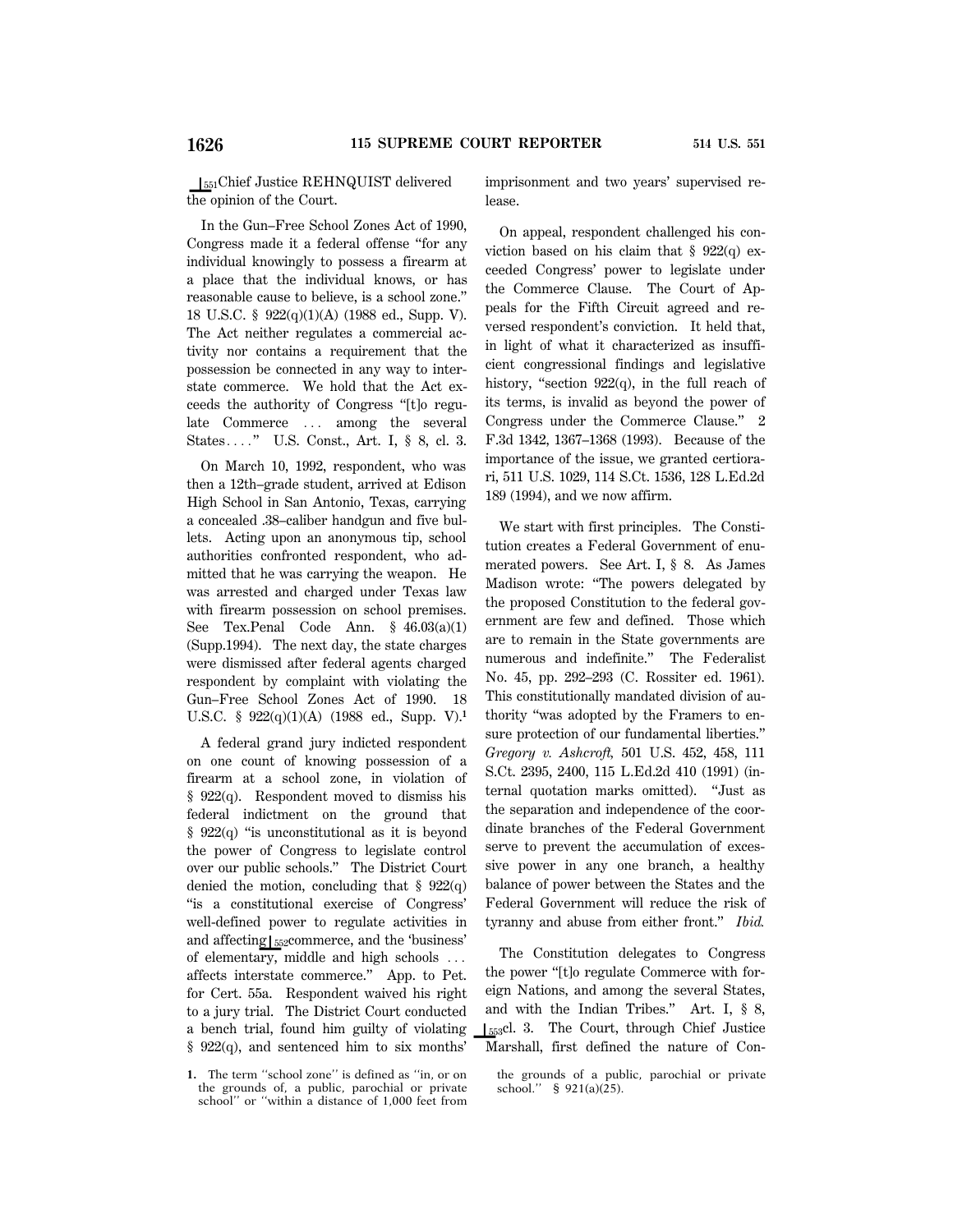⌊551 Chief Justice REHNQUIST delivered the opinion of the Court.

In the Gun–Free School Zones Act of 1990, Congress made it a federal offense "for any individual knowingly to possess a firearm at a place that the individual knows, or has reasonable cause to believe, is a school zone." 18 U.S.C. § 922(q)(1)(A) (1988 ed., Supp. V). The Act neither regulates a commercial activity nor contains a requirement that the possession be connected in any way to interstate commerce. We hold that the Act exceeds the authority of Congress "[t]o regulate Commerce ... among the several States...." U.S. Const., Art. I, § 8, cl. 3.

On March 10, 1992, respondent, who was then a 12th–grade student, arrived at Edison High School in San Antonio, Texas, carrying a concealed .38–caliber handgun and five bullets. Acting upon an anonymous tip, school authorities confronted respondent, who admitted that he was carrying the weapon. He was arrested and charged under Texas law with firearm possession on school premises. See Tex.Penal Code Ann. § 46.03(a)(1) (Supp.1994). The next day, the state charges were dismissed after federal agents charged respondent by complaint with violating the Gun–Free School Zones Act of 1990. 18 U.S.C. § 922(q)(1)(A) (1988 ed., Supp. V).[1]

A federal grand jury indicted respondent on one count of knowing possession of a firearm at a school zone, in violation of § 922(q). Respondent moved to dismiss his federal indictment on the ground that § 922(q) "is unconstitutional as it is beyond the power of Congress to legislate control over our public schools." The District Court denied the motion, concluding that § 922(q) "is a constitutional exercise of Congress' well-defined power to regulate activities in and affecting ⌊552 commerce, and the 'business' of elementary, middle and high schools ... affects interstate commerce." App. to Pet. for Cert. 55a. Respondent waived his right to a jury trial. The District Court conducted a bench trial, found him guilty of violating § 922(q), and sentenced him to six months' imprisonment and two years' supervised release.

On appeal, respondent challenged his conviction based on his claim that § 922(q) exceeded Congress' power to legislate under the Commerce Clause. The Court of Appeals for the Fifth Circuit agreed and reversed respondent's conviction. It held that, in light of what it characterized as insufficient congressional findings and legislative history, "section 922(q), in the full reach of its terms, is invalid as beyond the power of Congress under the Commerce Clause." 2 F.3d 1342, 1367–1368 (1993). Because of the importance of the issue, we granted certiorari, 511 U.S. 1029, 114 S.Ct. 1536, 128 L.Ed.2d 189 (1994), and we now affirm.

We start with first principles. The Constitution creates a Federal Government of enumerated powers. See Art. I, § 8. As James Madison wrote: "The powers delegated by the proposed Constitution to the federal government are few and defined. Those which are to remain in the State governments are numerous and indefinite." The Federalist No. 45, pp. 292–293 (C. Rossiter ed. 1961). This constitutionally mandated division of authority "was adopted by the Framers to ensure protection of our fundamental liberties." *Gregory v. Ashcroft,* 501 U.S. 452, 458, 111 S.Ct. 2395, 2400, 115 L.Ed.2d 410 (1991) (internal quotation marks omitted). "Just as the separation and independence of the coordinate branches of the Federal Government serve to prevent the accumulation of excessive power in any one branch, a healthy balance of power between the States and the Federal Government will reduce the risk of tyranny and abuse from either front." *Ibid.*

The Constitution delegates to Congress the power "[t]o regulate Commerce with foreign Nations, and among the several States, and with the Indian Tribes." Art. I, § 8, ⌊553 cl. 3. The Court, through Chief Justice Marshall, first defined the nature of Con-

---

1. The term "school zone" is defined as "in, or on the grounds of, a public, parochial or private school" or "within a distance of 1,000 feet from the grounds of a public, parochial or private school." § 921(a)(25).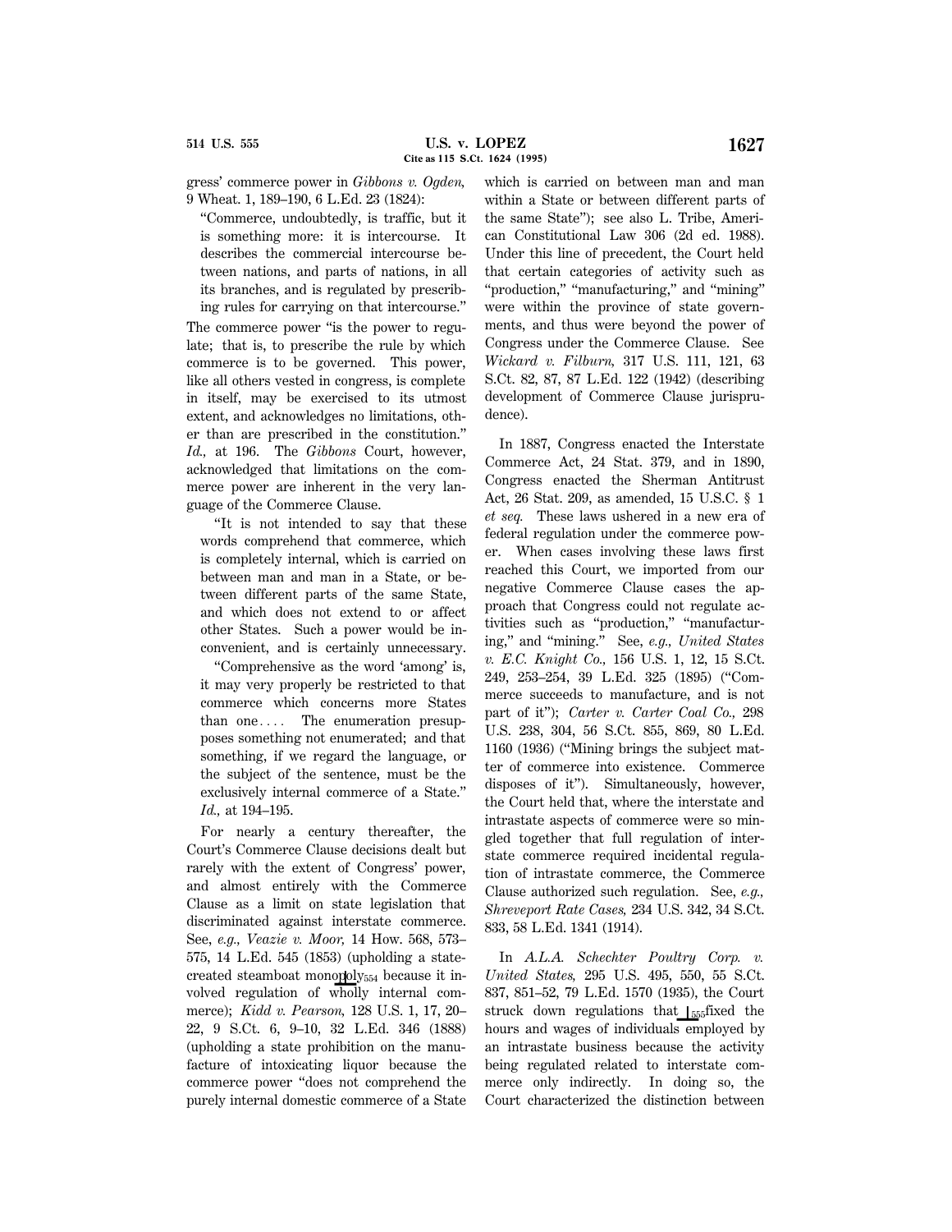gress' commerce power in *Gibbons v. Ogden,* 9 Wheat. 1, 189–190, 6 L.Ed. 23 (1824):

> "Commerce, undoubtedly, is traffic, but it is something more: it is intercourse. It describes the commercial intercourse between nations, and parts of nations, in all its branches, and is regulated by prescribing rules for carrying on that intercourse."

The commerce power "is the power to regulate; that is, to prescribe the rule by which commerce is to be governed. This power, like all others vested in congress, is complete in itself, may be exercised to its utmost extent, and acknowledges no limitations, other than are prescribed in the constitution." *Id.,* at 196. The *Gibbons* Court, however, acknowledged that limitations on the commerce power are inherent in the very language of the Commerce Clause.

> "It is not intended to say that these words comprehend that commerce, which is completely internal, which is carried on between man and man in a State, or between different parts of the same State, and which does not extend to or affect other States. Such a power would be inconvenient, and is certainly unnecessary.
>
> "Comprehensive as the word 'among' is, it may very properly be restricted to that commerce which concerns more States than one.... The enumeration presupposes something not enumerated; and that something, if we regard the language, or the subject of the sentence, must be the exclusively internal commerce of a State." *Id.,* at 194–195.

For nearly a century thereafter, the Court's Commerce Clause decisions dealt but rarely with the extent of Congress' power, and almost entirely with the Commerce Clause as a limit on state legislation that discriminated against interstate commerce. See, *e.g., Veazie v. Moor,* 14 How. 568, 573–575, 14 L.Ed. 545 (1853) (upholding a state-created steamboat monopoly[554] because it involved regulation of wholly internal commerce); *Kidd v. Pearson,* 128 U.S. 1, 17, 20–22, 9 S.Ct. 6, 9–10, 32 L.Ed. 346 (1888) (upholding a state prohibition on the manufacture of intoxicating liquor because the commerce power "does not comprehend the purely internal domestic commerce of a State which is carried on between man and man within a State or between different parts of the same State"); see also L. Tribe, American Constitutional Law 306 (2d ed. 1988). Under this line of precedent, the Court held that certain categories of activity such as "production," "manufacturing," and "mining" were within the province of state governments, and thus were beyond the power of Congress under the Commerce Clause. See *Wickard v. Filburn,* 317 U.S. 111, 121, 63 S.Ct. 82, 87, 87 L.Ed. 122 (1942) (describing development of Commerce Clause jurisprudence).

In 1887, Congress enacted the Interstate Commerce Act, 24 Stat. 379, and in 1890, Congress enacted the Sherman Antitrust Act, 26 Stat. 209, as amended, 15 U.S.C. § 1 *et seq.* These laws ushered in a new era of federal regulation under the commerce power. When cases involving these laws first reached this Court, we imported from our negative Commerce Clause cases the approach that Congress could not regulate activities such as "production," "manufacturing," and "mining." See, *e.g., United States v. E.C. Knight Co.,* 156 U.S. 1, 12, 15 S.Ct. 249, 253–254, 39 L.Ed. 325 (1895) ("Commerce succeeds to manufacture, and is not part of it"); *Carter v. Carter Coal Co.,* 298 U.S. 238, 304, 56 S.Ct. 855, 869, 80 L.Ed. 1160 (1936) ("Mining brings the subject matter of commerce into existence. Commerce disposes of it"). Simultaneously, however, the Court held that, where the interstate and intrastate aspects of commerce were so mingled together that full regulation of interstate commerce required incidental regulation of intrastate commerce, the Commerce Clause authorized such regulation. See, *e.g., Shreveport Rate Cases,* 234 U.S. 342, 34 S.Ct. 833, 58 L.Ed. 1341 (1914).

In *A.L.A. Schechter Poultry Corp. v. United States,* 295 U.S. 495, 550, 55 S.Ct. 837, 851–52, 79 L.Ed. 1570 (1935), the Court struck down regulations that [555]fixed the hours and wages of individuals employed by an intrastate business because the activity being regulated related to interstate commerce only indirectly. In doing so, the Court characterized the distinction between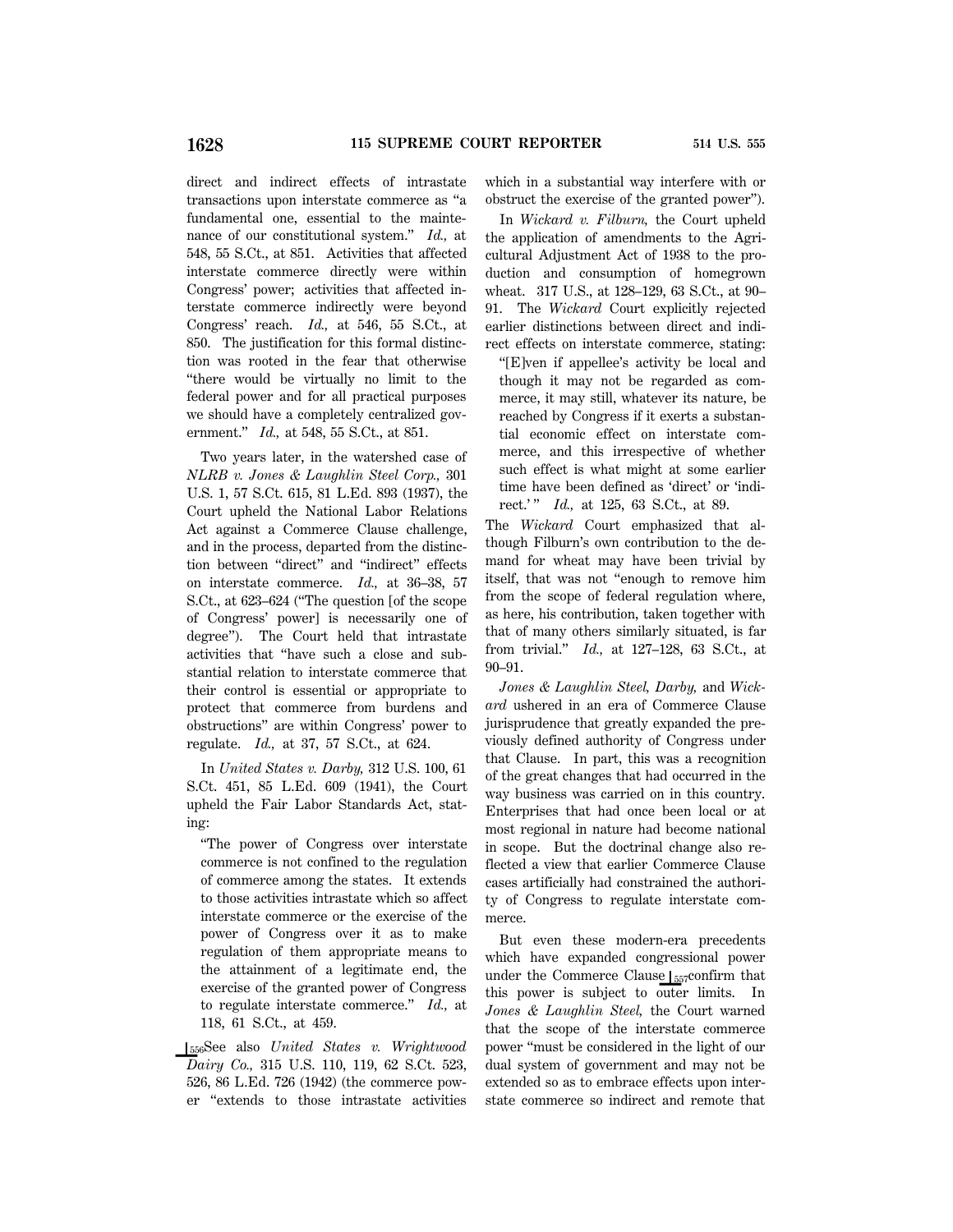direct and indirect effects of intrastate transactions upon interstate commerce as "a fundamental one, essential to the maintenance of our constitutional system." *Id.,* at 548, 55 S.Ct., at 851. Activities that affected interstate commerce directly were within Congress' power; activities that affected interstate commerce indirectly were beyond Congress' reach. *Id.,* at 546, 55 S.Ct., at 850. The justification for this formal distinction was rooted in the fear that otherwise "there would be virtually no limit to the federal power and for all practical purposes we should have a completely centralized government." *Id.,* at 548, 55 S.Ct., at 851.

Two years later, in the watershed case of *NLRB v. Jones & Laughlin Steel Corp.,* 301 U.S. 1, 57 S.Ct. 615, 81 L.Ed. 893 (1937), the Court upheld the National Labor Relations Act against a Commerce Clause challenge, and in the process, departed from the distinction between "direct" and "indirect" effects on interstate commerce. *Id.,* at 36–38, 57 S.Ct., at 623–624 ("The question [of the scope of Congress' power] is necessarily one of degree"). The Court held that intrastate activities that "have such a close and substantial relation to interstate commerce that their control is essential or appropriate to protect that commerce from burdens and obstructions" are within Congress' power to regulate. *Id.,* at 37, 57 S.Ct., at 624.

In *United States v. Darby,* 312 U.S. 100, 61 S.Ct. 451, 85 L.Ed. 609 (1941), the Court upheld the Fair Labor Standards Act, stating:

> "The power of Congress over interstate commerce is not confined to the regulation of commerce among the states. It extends to those activities intrastate which so affect interstate commerce or the exercise of the power of Congress over it as to make regulation of them appropriate means to the attainment of a legitimate end, the exercise of the granted power of Congress to regulate interstate commerce." *Id.,* at 118, 61 S.Ct., at 459.

⌊556 See also *United States v. Wrightwood Dairy Co.,* 315 U.S. 110, 119, 62 S.Ct. 523, 526, 86 L.Ed. 726 (1942) (the commerce power "extends to those intrastate activities which in a substantial way interfere with or obstruct the exercise of the granted power").

In *Wickard v. Filburn,* the Court upheld the application of amendments to the Agricultural Adjustment Act of 1938 to the production and consumption of homegrown wheat. 317 U.S., at 128–129, 63 S.Ct., at 90–91. The *Wickard* Court explicitly rejected earlier distinctions between direct and indirect effects on interstate commerce, stating:

> "[E]ven if appellee's activity be local and though it may not be regarded as commerce, it may still, whatever its nature, be reached by Congress if it exerts a substantial economic effect on interstate commerce, and this irrespective of whether such effect is what might at some earlier time have been defined as 'direct' or 'indirect.'" *Id.,* at 125, 63 S.Ct., at 89.

The *Wickard* Court emphasized that although Filburn's own contribution to the demand for wheat may have been trivial by itself, that was not "enough to remove him from the scope of federal regulation where, as here, his contribution, taken together with that of many others similarly situated, is far from trivial." *Id.,* at 127–128, 63 S.Ct., at 90–91.

*Jones & Laughlin Steel, Darby,* and *Wickard* ushered in an era of Commerce Clause jurisprudence that greatly expanded the previously defined authority of Congress under that Clause. In part, this was a recognition of the great changes that had occurred in the way business was carried on in this country. Enterprises that had once been local or at most regional in nature had become national in scope. But the doctrinal change also reflected a view that earlier Commerce Clause cases artificially had constrained the authority of Congress to regulate interstate commerce.

But even these modern-era precedents which have expanded congressional power under the Commerce Clause ⌊557 confirm that this power is subject to outer limits. In *Jones & Laughlin Steel,* the Court warned that the scope of the interstate commerce power "must be considered in the light of our dual system of government and may not be extended so as to embrace effects upon interstate commerce so indirect and remote that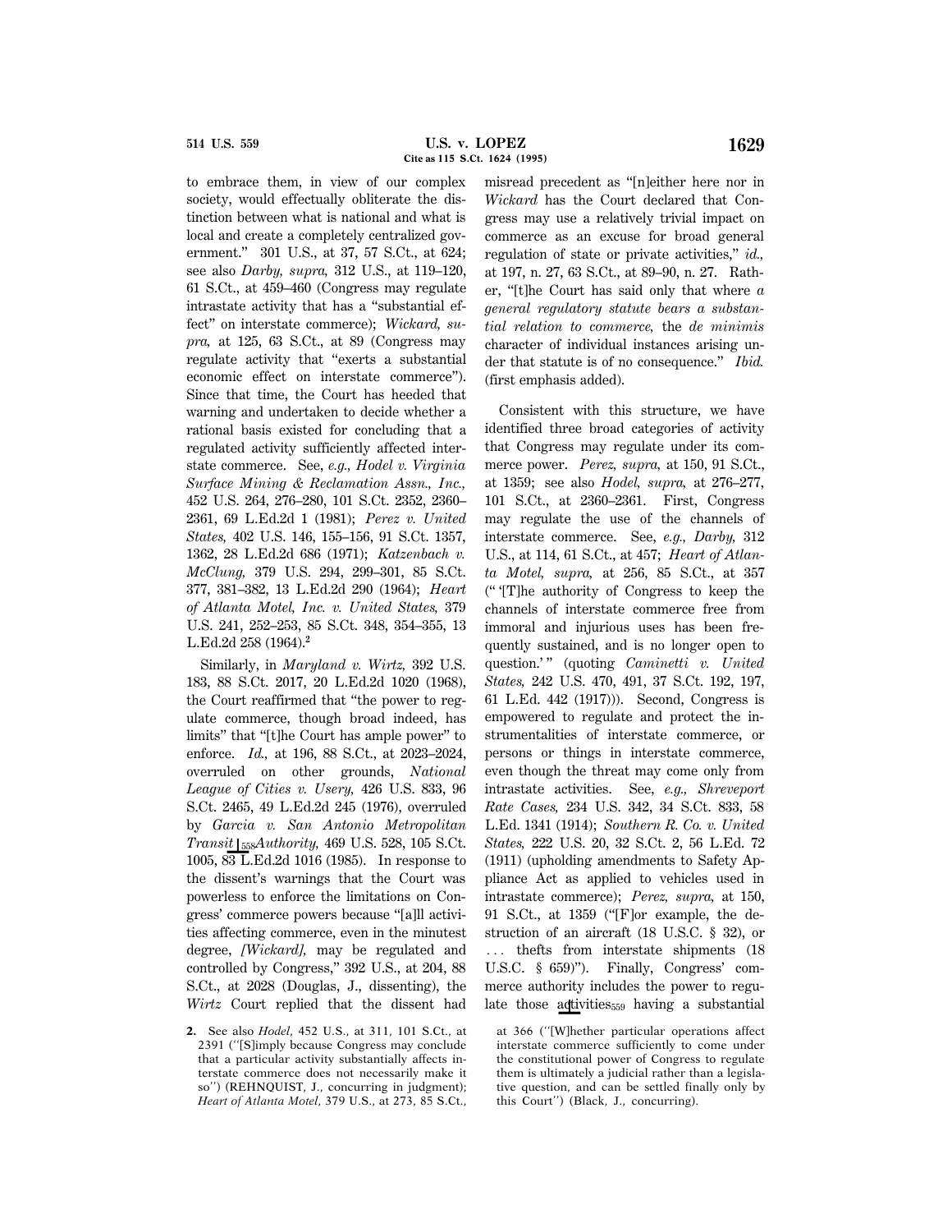to embrace them, in view of our complex society, would effectually obliterate the distinction between what is national and what is local and create a completely centralized government." 301 U.S., at 37, 57 S.Ct., at 624; see also *Darby, supra,* 312 U.S., at 119–120, 61 S.Ct., at 459–460 (Congress may regulate intrastate activity that has a "substantial effect" on interstate commerce); *Wickard, supra,* at 125, 63 S.Ct., at 89 (Congress may regulate activity that "exerts a substantial economic effect on interstate commerce"). Since that time, the Court has heeded that warning and undertaken to decide whether a rational basis existed for concluding that a regulated activity sufficiently affected interstate commerce. See, *e.g., Hodel v. Virginia Surface Mining & Reclamation Assn., Inc.,* 452 U.S. 264, 276–280, 101 S.Ct. 2352, 2360–2361, 69 L.Ed.2d 1 (1981); *Perez v. United States,* 402 U.S. 146, 155–156, 91 S.Ct. 1357, 1362, 28 L.Ed.2d 686 (1971); *Katzenbach v. McClung,* 379 U.S. 294, 299–301, 85 S.Ct. 377, 381–382, 13 L.Ed.2d 290 (1964); *Heart of Atlanta Motel, Inc. v. United States,* 379 U.S. 241, 252–253, 85 S.Ct. 348, 354–355, 13 L.Ed.2d 258 (1964).[2]

Similarly, in *Maryland v. Wirtz,* 392 U.S. 183, 88 S.Ct. 2017, 20 L.Ed.2d 1020 (1968), the Court reaffirmed that "the power to regulate commerce, though broad indeed, has limits" that "[t]he Court has ample power" to enforce. *Id.,* at 196, 88 S.Ct., at 2023–2024, overruled on other grounds, *National League of Cities v. Usery,* 426 U.S. 833, 96 S.Ct. 2465, 49 L.Ed.2d 245 (1976), overruled by *Garcia v. San Antonio Metropolitan Transit* ⌊558 *Authority,* 469 U.S. 528, 105 S.Ct. 1005, 83 L.Ed.2d 1016 (1985). In response to the dissent's warnings that the Court was powerless to enforce the limitations on Congress' commerce powers because "[a]ll activities affecting commerce, even in the minutest degree, *[Wickard],* may be regulated and controlled by Congress," 392 U.S., at 204, 88 S.Ct., at 2028 (Douglas, J., dissenting), the *Wirtz* Court replied that the dissent had misread precedent as "[n]either here nor in *Wickard* has the Court declared that Congress may use a relatively trivial impact on commerce as an excuse for broad general regulation of state or private activities," *id.,* at 197, n. 27, 63 S.Ct., at 89–90, n. 27. Rather, "[t]he Court has said only that where *a general regulatory statute bears a substantial relation to commerce,* the *de minimis* character of individual instances arising under that statute is of no consequence." *Ibid.* (first emphasis added).

Consistent with this structure, we have identified three broad categories of activity that Congress may regulate under its commerce power. *Perez, supra,* at 150, 91 S.Ct., at 1359; see also *Hodel, supra,* at 276–277, 101 S.Ct., at 2360–2361. First, Congress may regulate the use of the channels of interstate commerce. See, *e.g., Darby,* 312 U.S., at 114, 61 S.Ct., at 457; *Heart of Atlanta Motel, supra,* at 256, 85 S.Ct., at 357 ("'[T]he authority of Congress to keep the channels of interstate commerce free from immoral and injurious uses has been frequently sustained, and is no longer open to question.'" (quoting *Caminetti v. United States,* 242 U.S. 470, 491, 37 S.Ct. 192, 197, 61 L.Ed. 442 (1917))). Second, Congress is empowered to regulate and protect the instrumentalities of interstate commerce, or persons or things in interstate commerce, even though the threat may come only from intrastate activities. See, *e.g., Shreveport Rate Cases,* 234 U.S. 342, 34 S.Ct. 833, 58 L.Ed. 1341 (1914); *Southern R. Co. v. United States,* 222 U.S. 20, 32 S.Ct. 2, 56 L.Ed. 72 (1911) (upholding amendments to Safety Appliance Act as applied to vehicles used in intrastate commerce); *Perez, supra,* at 150, 91 S.Ct., at 1359 ("[F]or example, the destruction of an aircraft (18 U.S.C. § 32), or . . . thefts from interstate shipments (18 U.S.C. § 659)"). Finally, Congress' commerce authority includes the power to regulate those ac⌊559tivities having a substantial

**2.** See also *Hodel,* 452 U.S., at 311, 101 S.Ct., at 2391 ("[S]imply because Congress may conclude that a particular activity substantially affects interstate commerce does not necessarily make it so") (REHNQUIST, J., concurring in judgment); *Heart of Atlanta Motel,* 379 U.S., at 273, 85 S.Ct., at 366 ("[W]hether particular operations affect interstate commerce sufficiently to come under the constitutional power of Congress to regulate them is ultimately a judicial rather than a legislative question, and can be settled finally only by this Court") (Black, J., concurring).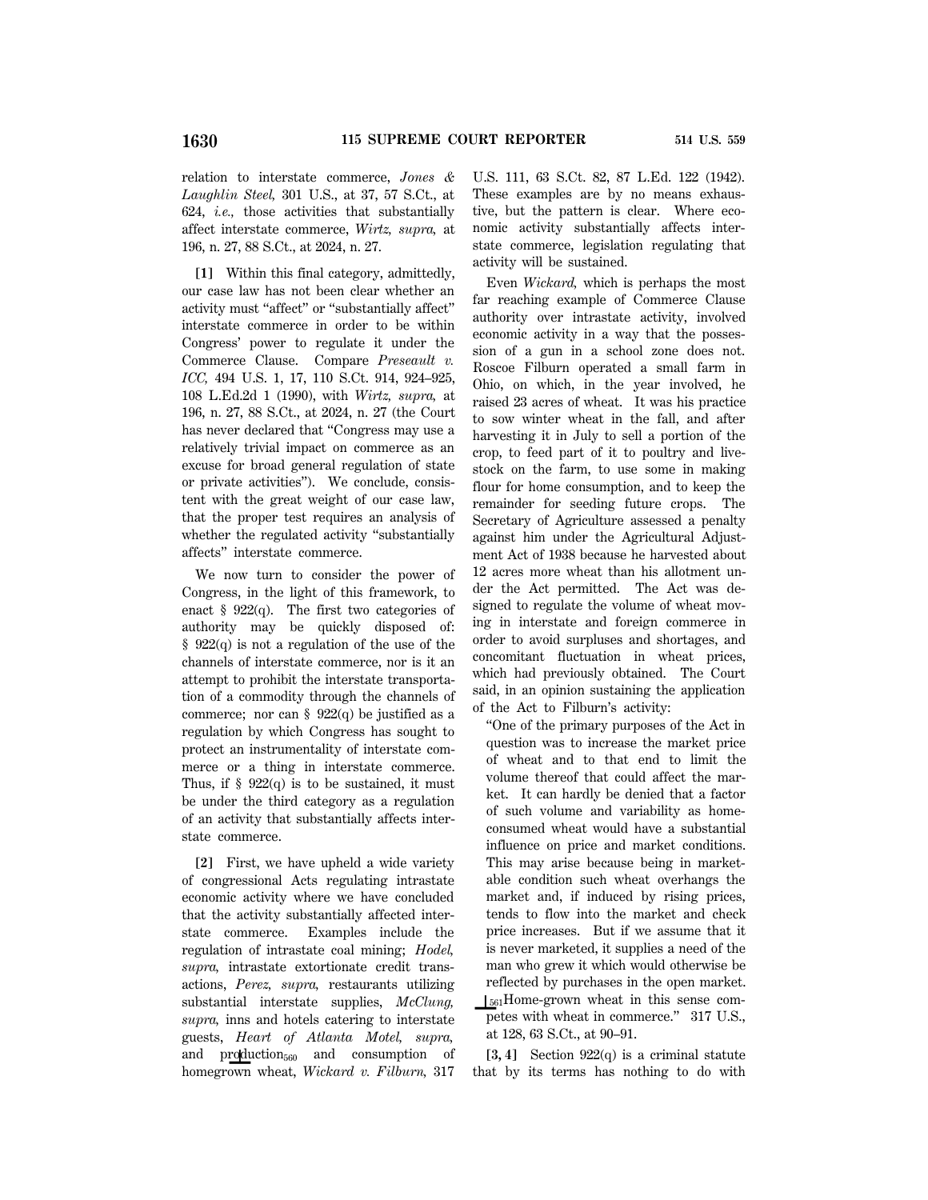relation to interstate commerce, *Jones & Laughlin Steel,* 301 U.S., at 37, 57 S.Ct., at 624, *i.e.,* those activities that substantially affect interstate commerce, *Wirtz, supra,* at 196, n. 27, 88 S.Ct., at 2024, n. 27.

**[1]** Within this final category, admittedly, our case law has not been clear whether an activity must "affect" or "substantially affect" interstate commerce in order to be within Congress' power to regulate it under the Commerce Clause. Compare *Preseault v. ICC,* 494 U.S. 1, 17, 110 S.Ct. 914, 924–925, 108 L.Ed.2d 1 (1990), with *Wirtz, supra,* at 196, n. 27, 88 S.Ct., at 2024, n. 27 (the Court has never declared that "Congress may use a relatively trivial impact on commerce as an excuse for broad general regulation of state or private activities"). We conclude, consistent with the great weight of our case law, that the proper test requires an analysis of whether the regulated activity "substantially affects" interstate commerce.

We now turn to consider the power of Congress, in the light of this framework, to enact § 922(q). The first two categories of authority may be quickly disposed of: § 922(q) is not a regulation of the use of the channels of interstate commerce, nor is it an attempt to prohibit the interstate transportation of a commodity through the channels of commerce; nor can § 922(q) be justified as a regulation by which Congress has sought to protect an instrumentality of interstate commerce or a thing in interstate commerce. Thus, if § 922(q) is to be sustained, it must be under the third category as a regulation of an activity that substantially affects interstate commerce.

**[2]** First, we have upheld a wide variety of congressional Acts regulating intrastate economic activity where we have concluded that the activity substantially affected interstate commerce. Examples include the regulation of intrastate coal mining; *Hodel, supra,* intrastate extortionate credit transactions, *Perez, supra,* restaurants utilizing substantial interstate supplies, *McClung, supra,* inns and hotels catering to interstate guests, *Heart of Atlanta Motel, supra,* and production and consumption of homegrown wheat, *Wickard v. Filburn,* 317 U.S. 111, 63 S.Ct. 82, 87 L.Ed. 122 (1942). These examples are by no means exhaustive, but the pattern is clear. Where economic activity substantially affects interstate commerce, legislation regulating that activity will be sustained.

Even *Wickard,* which is perhaps the most far reaching example of Commerce Clause authority over intrastate activity, involved economic activity in a way that the possession of a gun in a school zone does not. Roscoe Filburn operated a small farm in Ohio, on which, in the year involved, he raised 23 acres of wheat. It was his practice to sow winter wheat in the fall, and after harvesting it in July to sell a portion of the crop, to feed part of it to poultry and livestock on the farm, to use some in making flour for home consumption, and to keep the remainder for seeding future crops. The Secretary of Agriculture assessed a penalty against him under the Agricultural Adjustment Act of 1938 because he harvested about 12 acres more wheat than his allotment under the Act permitted. The Act was designed to regulate the volume of wheat moving in interstate and foreign commerce in order to avoid surpluses and shortages, and concomitant fluctuation in wheat prices, which had previously obtained. The Court said, in an opinion sustaining the application of the Act to Filburn's activity:

> "One of the primary purposes of the Act in question was to increase the market price of wheat and to that end to limit the volume thereof that could affect the market. It can hardly be denied that a factor of such volume and variability as home-consumed wheat would have a substantial influence on price and market conditions. This may arise because being in marketable condition such wheat overhangs the market and, if induced by rising prices, tends to flow into the market and check price increases. But if we assume that it is never marketed, it supplies a need of the man who grew it which would otherwise be reflected by purchases in the open market. Home-grown wheat in this sense competes with wheat in commerce." 317 U.S., at 128, 63 S.Ct., at 90–91.

**[3, 4]** Section 922(q) is a criminal statute that by its terms has nothing to do with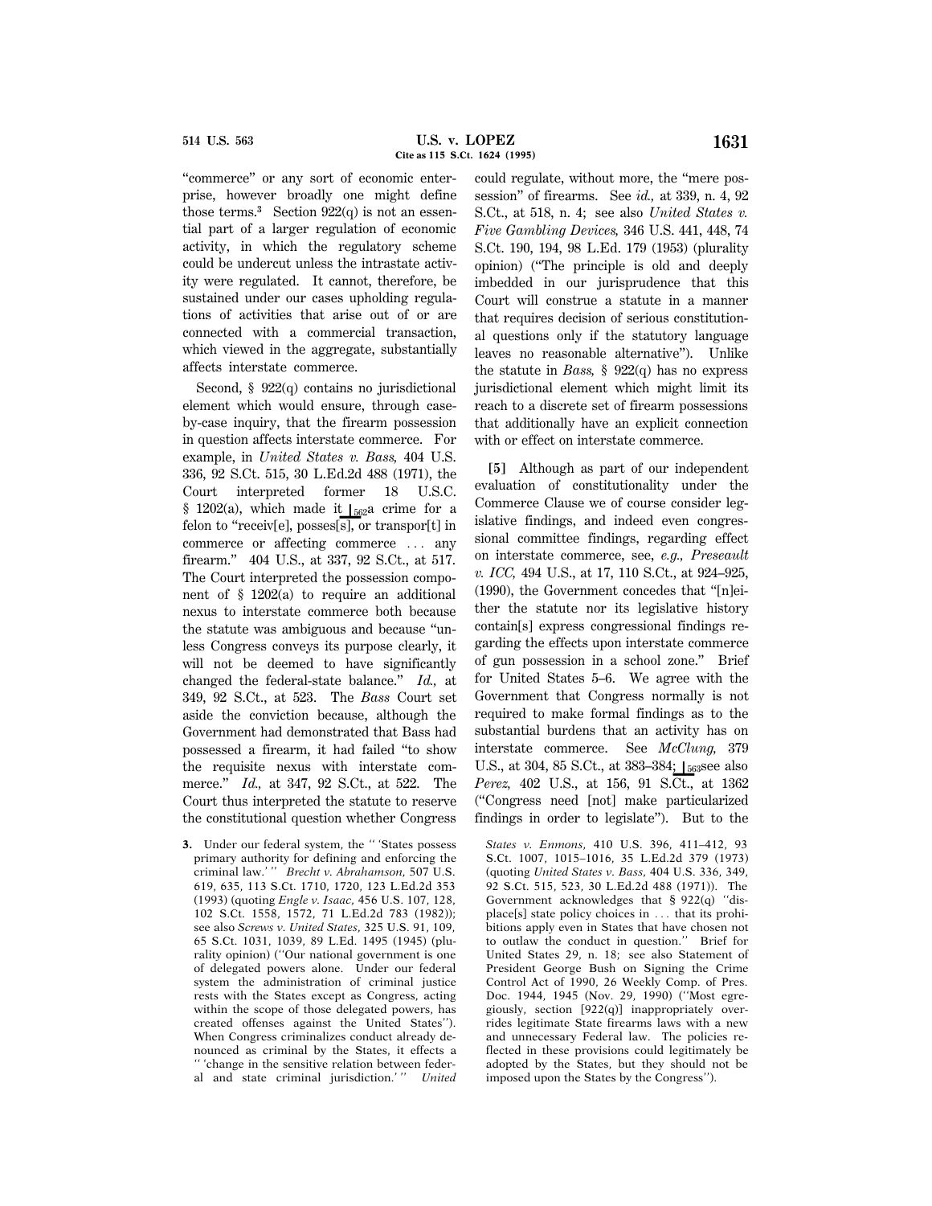"commerce" or any sort of economic enterprise, however broadly one might define those terms.[3] Section 922(q) is not an essential part of a larger regulation of economic activity, in which the regulatory scheme could be undercut unless the intrastate activity were regulated. It cannot, therefore, be sustained under our cases upholding regulations of activities that arise out of or are connected with a commercial transaction, which viewed in the aggregate, substantially affects interstate commerce.

Second, § 922(q) contains no jurisdictional element which would ensure, through case-by-case inquiry, that the firearm possession in question affects interstate commerce. For example, in *United States v. Bass,* 404 U.S. 336, 92 S.Ct. 515, 30 L.Ed.2d 488 (1971), the Court interpreted former 18 U.S.C. § 1202(a), which made it ⌊562a crime for a felon to "receiv[e], posses[s], or transpor[t] in commerce or affecting commerce ... any firearm." 404 U.S., at 337, 92 S.Ct., at 517. The Court interpreted the possession component of § 1202(a) to require an additional nexus to interstate commerce both because the statute was ambiguous and because "unless Congress conveys its purpose clearly, it will not be deemed to have significantly changed the federal-state balance." *Id.,* at 349, 92 S.Ct., at 523. The *Bass* Court set aside the conviction because, although the Government had demonstrated that Bass had possessed a firearm, it had failed "to show the requisite nexus with interstate commerce." *Id.,* at 347, 92 S.Ct., at 522. The Court thus interpreted the statute to reserve the constitutional question whether Congress could regulate, without more, the "mere possession" of firearms. See *id.,* at 339, n. 4, 92 S.Ct., at 518, n. 4; see also *United States v. Five Gambling Devices,* 346 U.S. 441, 448, 74 S.Ct. 190, 194, 98 L.Ed. 179 (1953) (plurality opinion) ("The principle is old and deeply imbedded in our jurisprudence that this Court will construe a statute in a manner that requires decision of serious constitutional questions only if the statutory language leaves no reasonable alternative"). Unlike the statute in *Bass,* § 922(q) has no express jurisdictional element which might limit its reach to a discrete set of firearm possessions that additionally have an explicit connection with or effect on interstate commerce.

**[5]** Although as part of our independent evaluation of constitutionality under the Commerce Clause we of course consider legislative findings, and indeed even congressional committee findings, regarding effect on interstate commerce, see, *e.g., Preseault v. ICC,* 494 U.S., at 17, 110 S.Ct., at 924–925, (1990), the Government concedes that "[n]either the statute nor its legislative history contain[s] express congressional findings regarding the effects upon interstate commerce of gun possession in a school zone." Brief for United States 5–6. We agree with the Government that Congress normally is not required to make formal findings as to the substantial burdens that an activity has on interstate commerce. See *McClung,* 379 U.S., at 304, 85 S.Ct., at 383–384; ⌊563see also *Perez,* 402 U.S., at 156, 91 S.Ct., at 1362 ("Congress need [not] make particularized findings in order to legislate"). But to the

3. Under our federal system, the " 'States possess primary authority for defining and enforcing the criminal law.' " *Brecht v. Abrahamson,* 507 U.S. 619, 635, 113 S.Ct. 1710, 1720, 123 L.Ed.2d 353 (1993) (quoting *Engle v. Isaac,* 456 U.S. 107, 128, 102 S.Ct. 1558, 1572, 71 L.Ed.2d 783 (1982)); see also *Screws v. United States,* 325 U.S. 91, 109, 65 S.Ct. 1031, 1039, 89 L.Ed. 1495 (1945) (plurality opinion) ("Our national government is one of delegated powers alone. Under our federal system the administration of criminal justice rests with the States except as Congress, acting within the scope of those delegated powers, has created offenses against the United States"). When Congress criminalizes conduct already denounced as criminal by the States, it effects a " 'change in the sensitive relation between federal and state criminal jurisdiction.' " *United States v. Enmons,* 410 U.S. 396, 411–412, 93 S.Ct. 1007, 1015–1016, 35 L.Ed.2d 379 (1973) (quoting *United States v. Bass,* 404 U.S. 336, 349, 92 S.Ct. 515, 523, 30 L.Ed.2d 488 (1971)). The Government acknowledges that § 922(q) "displace[s] state policy choices in ... that its prohibitions apply even in States that have chosen not to outlaw the conduct in question." Brief for United States 29, n. 18; see also Statement of President George Bush on Signing the Crime Control Act of 1990, 26 Weekly Comp. of Pres. Doc. 1944, 1945 (Nov. 29, 1990) ("Most egregiously, section [922(q)] inappropriately overrides legitimate State firearms laws with a new and unnecessary Federal law. The policies reflected in these provisions could legitimately be adopted by the States, but they should not be imposed upon the States by the Congress").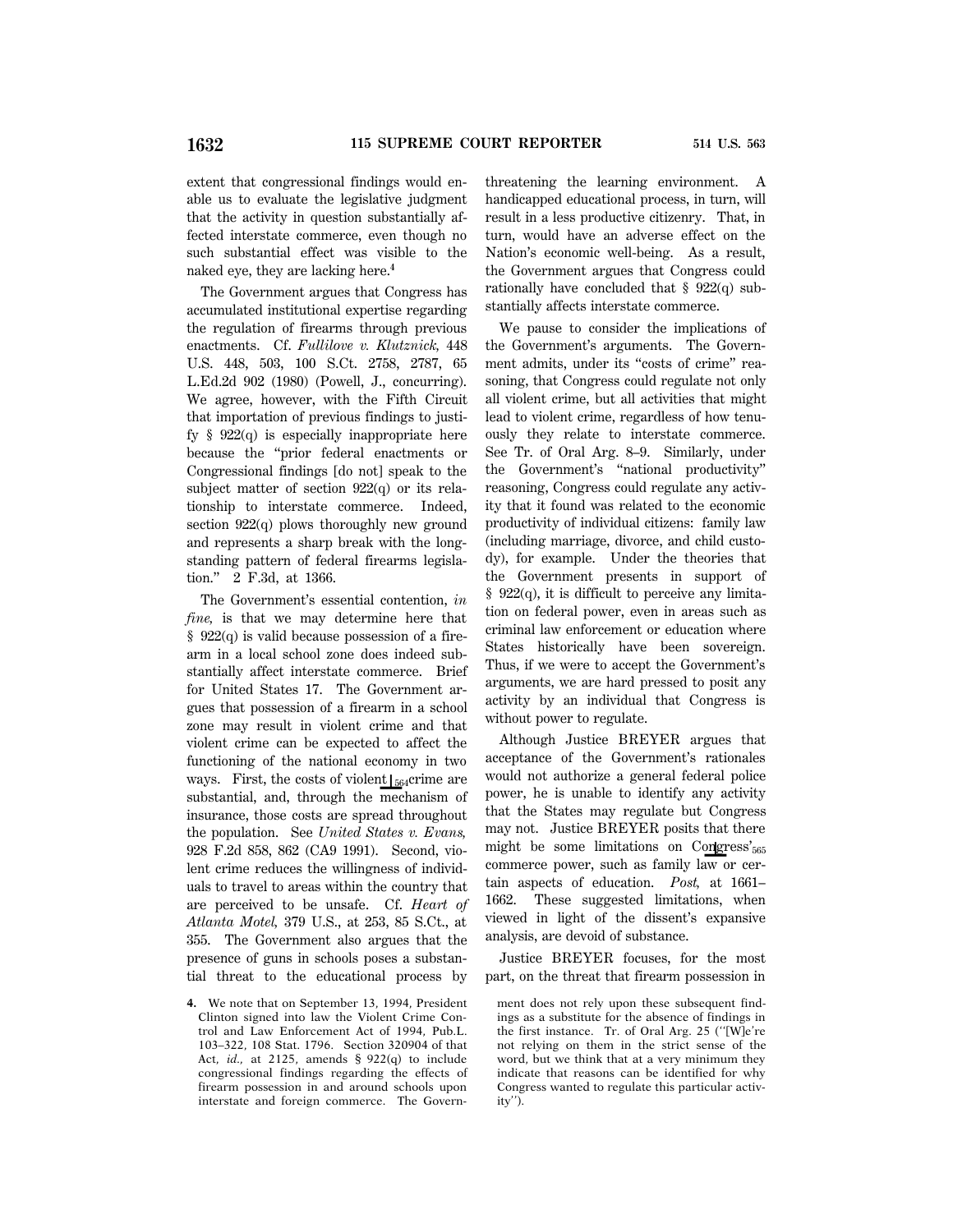extent that congressional findings would enable us to evaluate the legislative judgment that the activity in question substantially affected interstate commerce, even though no such substantial effect was visible to the naked eye, they are lacking here.[4]

The Government argues that Congress has accumulated institutional expertise regarding the regulation of firearms through previous enactments. Cf. *Fullilove v. Klutznick,* 448 U.S. 448, 503, 100 S.Ct. 2758, 2787, 65 L.Ed.2d 902 (1980) (Powell, J., concurring). We agree, however, with the Fifth Circuit that importation of previous findings to justify § 922(q) is especially inappropriate here because the "prior federal enactments or Congressional findings [do not] speak to the subject matter of section 922(q) or its relationship to interstate commerce. Indeed, section 922(q) plows thoroughly new ground and represents a sharp break with the long-standing pattern of federal firearms legislation." 2 F.3d, at 1366.

The Government's essential contention, *in fine,* is that we may determine here that § 922(q) is valid because possession of a firearm in a local school zone does indeed substantially affect interstate commerce. Brief for United States 17. The Government argues that possession of a firearm in a school zone may result in violent crime and that violent crime can be expected to affect the functioning of the national economy in two ways. First, the costs of violent ⊥564 crime are substantial, and, through the mechanism of insurance, those costs are spread throughout the population. See *United States v. Evans,* 928 F.2d 858, 862 (CA9 1991). Second, violent crime reduces the willingness of individuals to travel to areas within the country that are perceived to be unsafe. Cf. *Heart of Atlanta Motel,* 379 U.S., at 253, 85 S.Ct., at 355. The Government also argues that the presence of guns in schools poses a substantial threat to the educational process by threatening the learning environment. A handicapped educational process, in turn, will result in a less productive citizenry. That, in turn, would have an adverse effect on the Nation's economic well-being. As a result, the Government argues that Congress could rationally have concluded that § 922(q) substantially affects interstate commerce.

We pause to consider the implications of the Government's arguments. The Government admits, under its "costs of crime" reasoning, that Congress could regulate not only all violent crime, but all activities that might lead to violent crime, regardless of how tenuously they relate to interstate commerce. See Tr. of Oral Arg. 8–9. Similarly, under the Government's "national productivity" reasoning, Congress could regulate any activity that it found was related to the economic productivity of individual citizens: family law (including marriage, divorce, and child custody), for example. Under the theories that the Government presents in support of § 922(q), it is difficult to perceive any limitation on federal power, even in areas such as criminal law enforcement or education where States historically have been sovereign. Thus, if we were to accept the Government's arguments, we are hard pressed to posit any activity by an individual that Congress is without power to regulate.

Although Justice BREYER argues that acceptance of the Government's rationales would not authorize a general federal police power, he is unable to identify any activity that the States may regulate but Congress may not. Justice BREYER posits that there might be some limitations on Con⊥565 gress' commerce power, such as family law or certain aspects of education. *Post,* at 1661–1662. These suggested limitations, when viewed in light of the dissent's expansive analysis, are devoid of substance.

Justice BREYER focuses, for the most part, on the threat that firearm possession in

4. We note that on September 13, 1994, President Clinton signed into law the Violent Crime Control and Law Enforcement Act of 1994, Pub.L. 103–322, 108 Stat. 1796. Section 320904 of that Act, *id.,* at 2125, amends § 922(q) to include congressional findings regarding the effects of firearm possession in and around schools upon interstate and foreign commerce. The Government does not rely upon these subsequent findings as a substitute for the absence of findings in the first instance. Tr. of Oral Arg. 25 ("[W]e're not relying on them in the strict sense of the word, but we think that at a very minimum they indicate that reasons can be identified for why Congress wanted to regulate this particular activity").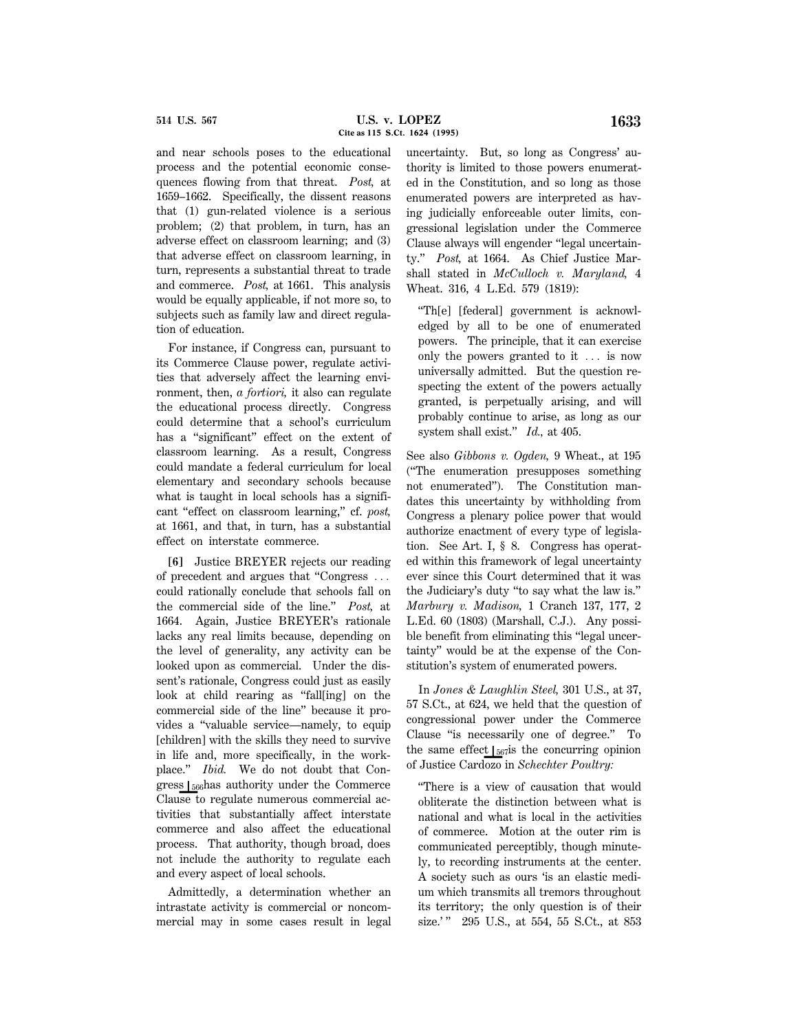and near schools poses to the educational process and the potential economic consequences flowing from that threat. *Post,* at 1659–1662. Specifically, the dissent reasons that (1) gun-related violence is a serious problem; (2) that problem, in turn, has an adverse effect on classroom learning; and (3) that adverse effect on classroom learning, in turn, represents a substantial threat to trade and commerce. *Post,* at 1661. This analysis would be equally applicable, if not more so, to subjects such as family law and direct regulation of education.

For instance, if Congress can, pursuant to its Commerce Clause power, regulate activities that adversely affect the learning environment, then, *a fortiori,* it also can regulate the educational process directly. Congress could determine that a school's curriculum has a "significant" effect on the extent of classroom learning. As a result, Congress could mandate a federal curriculum for local elementary and secondary schools because what is taught in local schools has a significant "effect on classroom learning," cf. *post,* at 1661, and that, in turn, has a substantial effect on interstate commerce.

**[6]** Justice BREYER rejects our reading of precedent and argues that "Congress ... could rationally conclude that schools fall on the commercial side of the line." *Post,* at 1664. Again, Justice BREYER's rationale lacks any real limits because, depending on the level of generality, any activity can be looked upon as commercial. Under the dissent's rationale, Congress could just as easily look at child rearing as "fall[ing] on the commercial side of the line" because it provides a "valuable service—namely, to equip [children] with the skills they need to survive in life and, more specifically, in the workplace." *Ibid.* We do not doubt that Congress ⌊566 has authority under the Commerce Clause to regulate numerous commercial activities that substantially affect interstate commerce and also affect the educational process. That authority, though broad, does not include the authority to regulate each and every aspect of local schools.

Admittedly, a determination whether an intrastate activity is commercial or noncommercial may in some cases result in legal uncertainty. But, so long as Congress' authority is limited to those powers enumerated in the Constitution, and so long as those enumerated powers are interpreted as having judicially enforceable outer limits, congressional legislation under the Commerce Clause always will engender "legal uncertainty." *Post,* at 1664. As Chief Justice Marshall stated in *McCulloch v. Maryland,* 4 Wheat. 316, 4 L.Ed. 579 (1819):

> "Th[e] [federal] government is acknowledged by all to be one of enumerated powers. The principle, that it can exercise only the powers granted to it ... is now universally admitted. But the question respecting the extent of the powers actually granted, is perpetually arising, and will probably continue to arise, as long as our system shall exist." *Id.,* at 405.

See also *Gibbons v. Ogden,* 9 Wheat., at 195 ("The enumeration presupposes something not enumerated"). The Constitution mandates this uncertainty by withholding from Congress a plenary police power that would authorize enactment of every type of legislation. See Art. I, § 8. Congress has operated within this framework of legal uncertainty ever since this Court determined that it was the Judiciary's duty "to say what the law is." *Marbury v. Madison,* 1 Cranch 137, 177, 2 L.Ed. 60 (1803) (Marshall, C.J.). Any possible benefit from eliminating this "legal uncertainty" would be at the expense of the Constitution's system of enumerated powers.

In *Jones & Laughlin Steel,* 301 U.S., at 37, 57 S.Ct., at 624, we held that the question of congressional power under the Commerce Clause "is necessarily one of degree." To the same effect ⌊567 is the concurring opinion of Justice Cardozo in *Schechter Poultry:*

> "There is a view of causation that would obliterate the distinction between what is national and what is local in the activities of commerce. Motion at the outer rim is communicated perceptibly, though minutely, to recording instruments at the center. A society such as ours 'is an elastic medium which transmits all tremors throughout its territory; the only question is of their size.'" 295 U.S., at 554, 55 S.Ct., at 853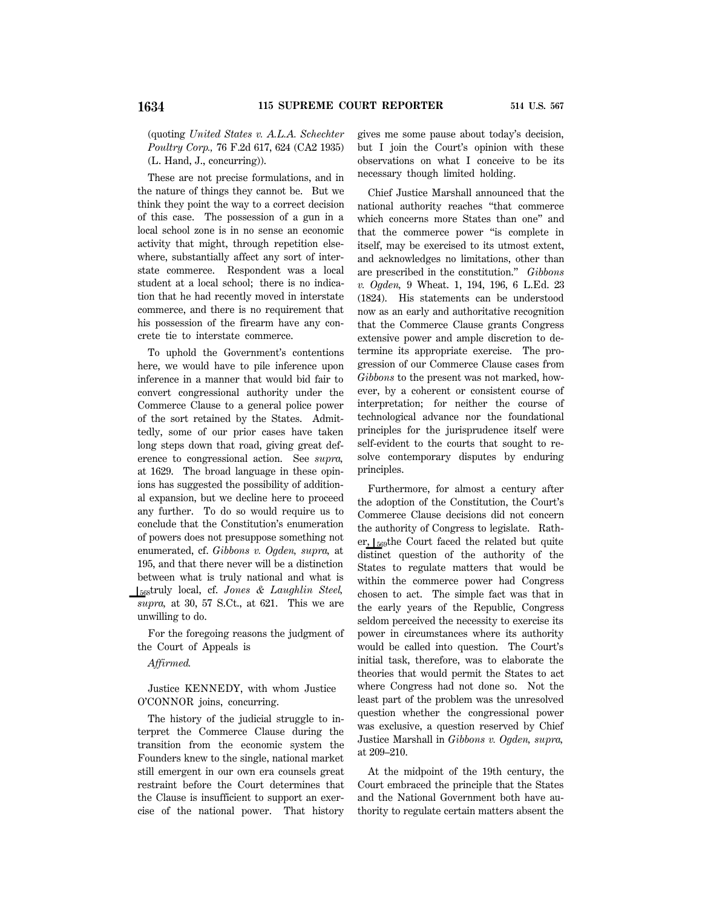(quoting *United States v. A.L.A. Schechter Poultry Corp.,* 76 F.2d 617, 624 (CA2 1935) (L. Hand, J., concurring)).

These are not precise formulations, and in the nature of things they cannot be. But we think they point the way to a correct decision of this case. The possession of a gun in a local school zone is in no sense an economic activity that might, through repetition elsewhere, substantially affect any sort of interstate commerce. Respondent was a local student at a local school; there is no indication that he had recently moved in interstate commerce, and there is no requirement that his possession of the firearm have any concrete tie to interstate commerce.

To uphold the Government's contentions here, we would have to pile inference upon inference in a manner that would bid fair to convert congressional authority under the Commerce Clause to a general police power of the sort retained by the States. Admittedly, some of our prior cases have taken long steps down that road, giving great deference to congressional action. See *supra,* at 1629. The broad language in these opinions has suggested the possibility of additional expansion, but we decline here to proceed any further. To do so would require us to conclude that the Constitution's enumeration of powers does not presuppose something not enumerated, cf. *Gibbons v. Ogden, supra,* at 195, and that there never will be a distinction between what is truly national and what is ⌊568truly local, cf. *Jones & Laughlin Steel, supra,* at 30, 57 S.Ct., at 621. This we are unwilling to do.

For the foregoing reasons the judgment of the Court of Appeals is

*Affirmed.*

Justice KENNEDY, with whom Justice O'CONNOR joins, concurring.

The history of the judicial struggle to interpret the Commerce Clause during the transition from the economic system the Founders knew to the single, national market still emergent in our own era counsels great restraint before the Court determines that the Clause is insufficient to support an exercise of the national power. That history gives me some pause about today's decision, but I join the Court's opinion with these observations on what I conceive to be its necessary though limited holding.

Chief Justice Marshall announced that the national authority reaches "that commerce which concerns more States than one" and that the commerce power "is complete in itself, may be exercised to its utmost extent, and acknowledges no limitations, other than are prescribed in the constitution." *Gibbons v. Ogden,* 9 Wheat. 1, 194, 196, 6 L.Ed. 23 (1824). His statements can be understood now as an early and authoritative recognition that the Commerce Clause grants Congress extensive power and ample discretion to determine its appropriate exercise. The progression of our Commerce Clause cases from *Gibbons* to the present was not marked, however, by a coherent or consistent course of interpretation; for neither the course of technological advance nor the foundational principles for the jurisprudence itself were self-evident to the courts that sought to resolve contemporary disputes by enduring principles.

Furthermore, for almost a century after the adoption of the Constitution, the Court's Commerce Clause decisions did not concern the authority of Congress to legislate. Rather, ⌊569the Court faced the related but quite distinct question of the authority of the States to regulate matters that would be within the commerce power had Congress chosen to act. The simple fact was that in the early years of the Republic, Congress seldom perceived the necessity to exercise its power in circumstances where its authority would be called into question. The Court's initial task, therefore, was to elaborate the theories that would permit the States to act where Congress had not done so. Not the least part of the problem was the unresolved question whether the congressional power was exclusive, a question reserved by Chief Justice Marshall in *Gibbons v. Ogden, supra,* at 209–210.

At the midpoint of the 19th century, the Court embraced the principle that the States and the National Government both have authority to regulate certain matters absent the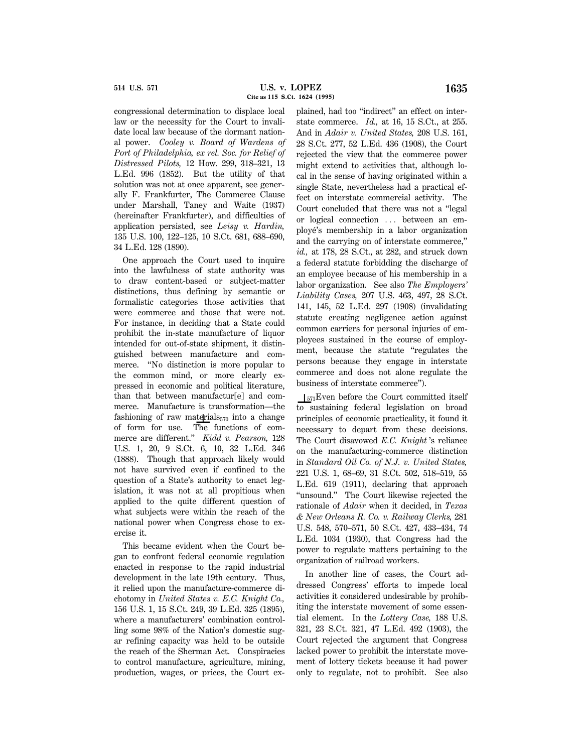congressional determination to displace local law or the necessity for the Court to invalidate local law because of the dormant national power. *Cooley v. Board of Wardens of Port of Philadelphia, ex rel. Soc. for Relief of Distressed Pilots,* 12 How. 299, 318–321, 13 L.Ed. 996 (1852). But the utility of that solution was not at once apparent, see generally F. Frankfurter, The Commerce Clause under Marshall, Taney and Waite (1937) (hereinafter Frankfurter), and difficulties of application persisted, see *Leisy v. Hardin,* 135 U.S. 100, 122–125, 10 S.Ct. 681, 688–690, 34 L.Ed. 128 (1890).

One approach the Court used to inquire into the lawfulness of state authority was to draw content-based or subject-matter distinctions, thus defining by semantic or formalistic categories those activities that were commerce and those that were not. For instance, in deciding that a State could prohibit the in-state manufacture of liquor intended for out-of-state shipment, it distinguished between manufacture and commerce. "No distinction is more popular to the common mind, or more clearly expressed in economic and political literature, than that between manufactur[e] and commerce. Manufacture is transformation—the fashioning of raw materials570 into a change of form for use. The functions of commerce are different." *Kidd v. Pearson,* 128 U.S. 1, 20, 9 S.Ct. 6, 10, 32 L.Ed. 346 (1888). Though that approach likely would not have survived even if confined to the question of a State's authority to enact legislation, it was not at all propitious when applied to the quite different question of what subjects were within the reach of the national power when Congress chose to exercise it.

This became evident when the Court began to confront federal economic regulation enacted in response to the rapid industrial development in the late 19th century. Thus, it relied upon the manufacture-commerce dichotomy in *United States v. E.C. Knight Co.,* 156 U.S. 1, 15 S.Ct. 249, 39 L.Ed. 325 (1895), where a manufacturers' combination controlling some 98% of the Nation's domestic sugar refining capacity was held to be outside the reach of the Sherman Act. Conspiracies to control manufacture, agriculture, mining, production, wages, or prices, the Court explained, had too "indirect" an effect on interstate commerce. *Id.,* at 16, 15 S.Ct., at 255. And in *Adair v. United States,* 208 U.S. 161, 28 S.Ct. 277, 52 L.Ed. 436 (1908), the Court rejected the view that the commerce power might extend to activities that, although local in the sense of having originated within a single State, nevertheless had a practical effect on interstate commercial activity. The Court concluded that there was not a "legal or logical connection ... between an employé's membership in a labor organization and the carrying on of interstate commerce," *id.,* at 178, 28 S.Ct., at 282, and struck down a federal statute forbidding the discharge of an employee because of his membership in a labor organization. See also *The Employers' Liability Cases,* 207 U.S. 463, 497, 28 S.Ct. 141, 145, 52 L.Ed. 297 (1908) (invalidating statute creating negligence action against common carriers for personal injuries of employees sustained in the course of employment, because the statute "regulates the persons because they engage in interstate commerce and does not alone regulate the business of interstate commerce").

571Even before the Court committed itself to sustaining federal legislation on broad principles of economic practicality, it found it necessary to depart from these decisions. The Court disavowed *E.C. Knight*'s reliance on the manufacturing-commerce distinction in *Standard Oil Co. of N.J. v. United States,* 221 U.S. 1, 68–69, 31 S.Ct. 502, 518–519, 55 L.Ed. 619 (1911), declaring that approach "unsound." The Court likewise rejected the rationale of *Adair* when it decided, in *Texas & New Orleans R. Co. v. Railway Clerks,* 281 U.S. 548, 570–571, 50 S.Ct. 427, 433–434, 74 L.Ed. 1034 (1930), that Congress had the power to regulate matters pertaining to the organization of railroad workers.

In another line of cases, the Court addressed Congress' efforts to impede local activities it considered undesirable by prohibiting the interstate movement of some essential element. In the *Lottery Case,* 188 U.S. 321, 23 S.Ct. 321, 47 L.Ed. 492 (1903), the Court rejected the argument that Congress lacked power to prohibit the interstate movement of lottery tickets because it had power only to regulate, not to prohibit. See also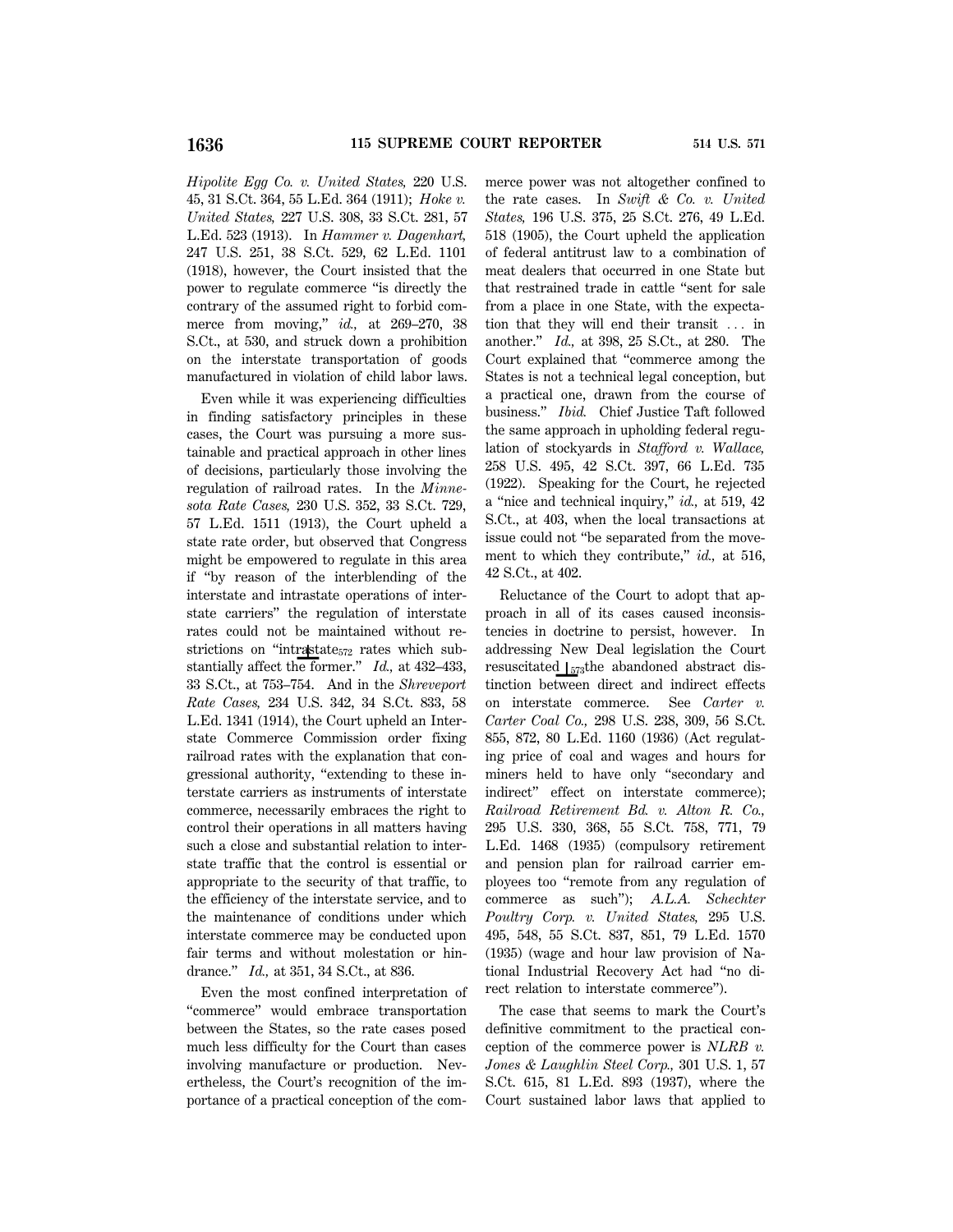*Hipolite Egg Co. v. United States,* 220 U.S. 45, 31 S.Ct. 364, 55 L.Ed. 364 (1911); *Hoke v. United States,* 227 U.S. 308, 33 S.Ct. 281, 57 L.Ed. 523 (1913). In *Hammer v. Dagenhart,* 247 U.S. 251, 38 S.Ct. 529, 62 L.Ed. 1101 (1918), however, the Court insisted that the power to regulate commerce "is directly the contrary of the assumed right to forbid commerce from moving," *id.,* at 269–270, 38 S.Ct., at 530, and struck down a prohibition on the interstate transportation of goods manufactured in violation of child labor laws.

Even while it was experiencing difficulties in finding satisfactory principles in these cases, the Court was pursuing a more sustainable and practical approach in other lines of decisions, particularly those involving the regulation of railroad rates. In the *Minnesota Rate Cases,* 230 U.S. 352, 33 S.Ct. 729, 57 L.Ed. 1511 (1913), the Court upheld a state rate order, but observed that Congress might be empowered to regulate in this area if "by reason of the interblending of the interstate and intrastate operations of interstate carriers" the regulation of interstate rates could not be maintained without restrictions on "intrastate[572] rates which substantially affect the former." *Id.,* at 432–433, 33 S.Ct., at 753–754. And in the *Shreveport Rate Cases,* 234 U.S. 342, 34 S.Ct. 833, 58 L.Ed. 1341 (1914), the Court upheld an Interstate Commerce Commission order fixing railroad rates with the explanation that congressional authority, "extending to these interstate carriers as instruments of interstate commerce, necessarily embraces the right to control their operations in all matters having such a close and substantial relation to interstate traffic that the control is essential or appropriate to the security of that traffic, to the efficiency of the interstate service, and to the maintenance of conditions under which interstate commerce may be conducted upon fair terms and without molestation or hindrance." *Id.,* at 351, 34 S.Ct., at 836.

Even the most confined interpretation of "commerce" would embrace transportation between the States, so the rate cases posed much less difficulty for the Court than cases involving manufacture or production. Nevertheless, the Court's recognition of the importance of a practical conception of the commerce power was not altogether confined to the rate cases. In *Swift & Co. v. United States,* 196 U.S. 375, 25 S.Ct. 276, 49 L.Ed. 518 (1905), the Court upheld the application of federal antitrust law to a combination of meat dealers that occurred in one State but that restrained trade in cattle "sent for sale from a place in one State, with the expectation that they will end their transit … in another." *Id.,* at 398, 25 S.Ct., at 280. The Court explained that "commerce among the States is not a technical legal conception, but a practical one, drawn from the course of business." *Ibid.* Chief Justice Taft followed the same approach in upholding federal regulation of stockyards in *Stafford v. Wallace,* 258 U.S. 495, 42 S.Ct. 397, 66 L.Ed. 735 (1922). Speaking for the Court, he rejected a "nice and technical inquiry," *id.,* at 519, 42 S.Ct., at 403, when the local transactions at issue could not "be separated from the movement to which they contribute," *id.,* at 516, 42 S.Ct., at 402.

Reluctance of the Court to adopt that approach in all of its cases caused inconsistencies in doctrine to persist, however. In addressing New Deal legislation the Court resuscitated [573]the abandoned abstract distinction between direct and indirect effects on interstate commerce. See *Carter v. Carter Coal Co.,* 298 U.S. 238, 309, 56 S.Ct. 855, 872, 80 L.Ed. 1160 (1936) (Act regulating price of coal and wages and hours for miners held to have only "secondary and indirect" effect on interstate commerce); *Railroad Retirement Bd. v. Alton R. Co.,* 295 U.S. 330, 368, 55 S.Ct. 758, 771, 79 L.Ed. 1468 (1935) (compulsory retirement and pension plan for railroad carrier employees too "remote from any regulation of commerce as such"); *A.L.A. Schechter Poultry Corp. v. United States,* 295 U.S. 495, 548, 55 S.Ct. 837, 851, 79 L.Ed. 1570 (1935) (wage and hour law provision of National Industrial Recovery Act had "no direct relation to interstate commerce").

The case that seems to mark the Court's definitive commitment to the practical conception of the commerce power is *NLRB v. Jones & Laughlin Steel Corp.,* 301 U.S. 1, 57 S.Ct. 615, 81 L.Ed. 893 (1937), where the Court sustained labor laws that applied to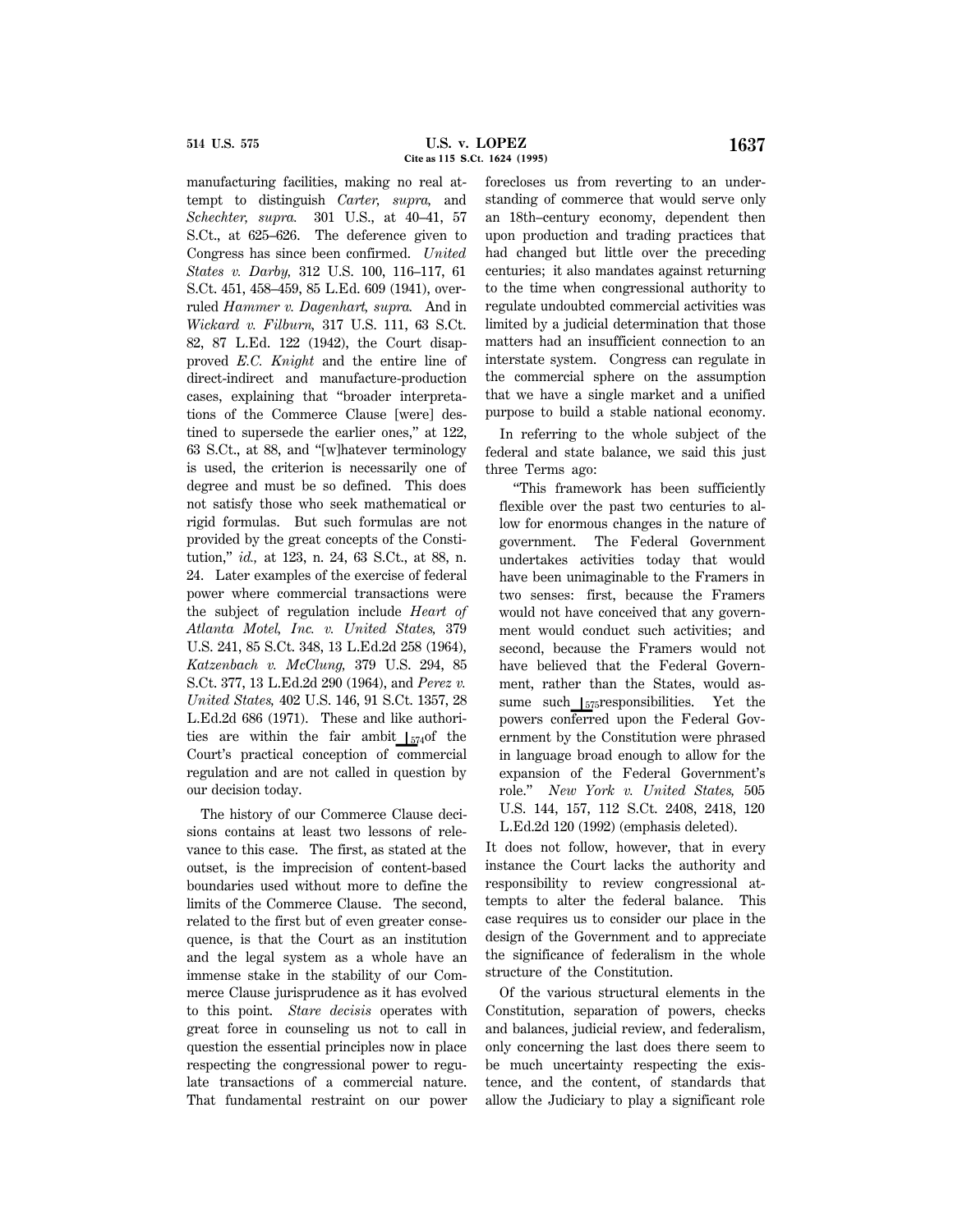manufacturing facilities, making no real attempt to distinguish *Carter, supra,* and *Schechter, supra.* 301 U.S., at 40–41, 57 S.Ct., at 625–626. The deference given to Congress has since been confirmed. *United States v. Darby,* 312 U.S. 100, 116–117, 61 S.Ct. 451, 458–459, 85 L.Ed. 609 (1941), overruled *Hammer v. Dagenhart, supra.* And in *Wickard v. Filburn,* 317 U.S. 111, 63 S.Ct. 82, 87 L.Ed. 122 (1942), the Court disapproved *E.C. Knight* and the entire line of direct-indirect and manufacture-production cases, explaining that "broader interpretations of the Commerce Clause [were] destined to supersede the earlier ones," at 122, 63 S.Ct., at 88, and "[w]hatever terminology is used, the criterion is necessarily one of degree and must be so defined. This does not satisfy those who seek mathematical or rigid formulas. But such formulas are not provided by the great concepts of the Constitution," *id.,* at 123, n. 24, 63 S.Ct., at 88, n. 24. Later examples of the exercise of federal power where commercial transactions were the subject of regulation include *Heart of Atlanta Motel, Inc. v. United States,* 379 U.S. 241, 85 S.Ct. 348, 13 L.Ed.2d 258 (1964), *Katzenbach v. McClung,* 379 U.S. 294, 85 S.Ct. 377, 13 L.Ed.2d 290 (1964), and *Perez v. United States,* 402 U.S. 146, 91 S.Ct. 1357, 28 L.Ed.2d 686 (1971). These and like authorities are within the fair ambit [574] of the Court's practical conception of commercial regulation and are not called in question by our decision today.

The history of our Commerce Clause decisions contains at least two lessons of relevance to this case. The first, as stated at the outset, is the imprecision of content-based boundaries used without more to define the limits of the Commerce Clause. The second, related to the first but of even greater consequence, is that the Court as an institution and the legal system as a whole have an immense stake in the stability of our Commerce Clause jurisprudence as it has evolved to this point. *Stare decisis* operates with great force in counseling us not to call in question the essential principles now in place respecting the congressional power to regulate transactions of a commercial nature. That fundamental restraint on our power forecloses us from reverting to an understanding of commerce that would serve only an 18th–century economy, dependent then upon production and trading practices that had changed but little over the preceding centuries; it also mandates against returning to the time when congressional authority to regulate undoubted commercial activities was limited by a judicial determination that those matters had an insufficient connection to an interstate system. Congress can regulate in the commercial sphere on the assumption that we have a single market and a unified purpose to build a stable national economy.

In referring to the whole subject of the federal and state balance, we said this just three Terms ago:

> "This framework has been sufficiently flexible over the past two centuries to allow for enormous changes in the nature of government. The Federal Government undertakes activities today that would have been unimaginable to the Framers in two senses: first, because the Framers would not have conceived that any government would conduct such activities; and second, because the Framers would not have believed that the Federal Government, rather than the States, would assume such [575] responsibilities. Yet the powers conferred upon the Federal Government by the Constitution were phrased in language broad enough to allow for the expansion of the Federal Government's role." *New York v. United States,* 505 U.S. 144, 157, 112 S.Ct. 2408, 2418, 120 L.Ed.2d 120 (1992) (emphasis deleted).

It does not follow, however, that in every instance the Court lacks the authority and responsibility to review congressional attempts to alter the federal balance. This case requires us to consider our place in the design of the Government and to appreciate the significance of federalism in the whole structure of the Constitution.

Of the various structural elements in the Constitution, separation of powers, checks and balances, judicial review, and federalism, only concerning the last does there seem to be much uncertainty respecting the existence, and the content, of standards that allow the Judiciary to play a significant role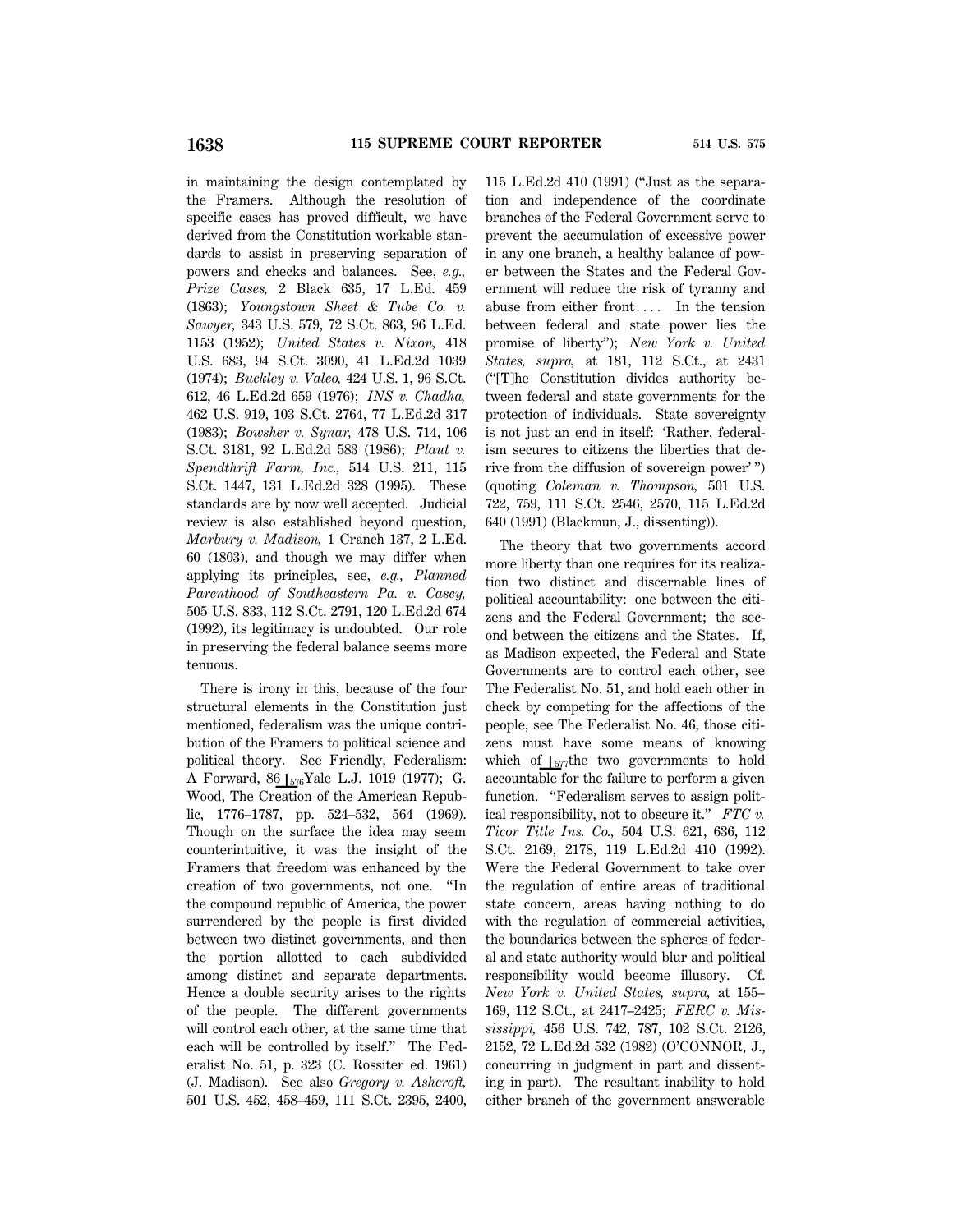in maintaining the design contemplated by the Framers. Although the resolution of specific cases has proved difficult, we have derived from the Constitution workable standards to assist in preserving separation of powers and checks and balances. See, *e.g., Prize Cases,* 2 Black 635, 17 L.Ed. 459 (1863); *Youngstown Sheet & Tube Co. v. Sawyer,* 343 U.S. 579, 72 S.Ct. 863, 96 L.Ed. 1153 (1952); *United States v. Nixon,* 418 U.S. 683, 94 S.Ct. 3090, 41 L.Ed.2d 1039 (1974); *Buckley v. Valeo,* 424 U.S. 1, 96 S.Ct. 612, 46 L.Ed.2d 659 (1976); *INS v. Chadha,* 462 U.S. 919, 103 S.Ct. 2764, 77 L.Ed.2d 317 (1983); *Bowsher v. Synar,* 478 U.S. 714, 106 S.Ct. 3181, 92 L.Ed.2d 583 (1986); *Plaut v. Spendthrift Farm, Inc.,* 514 U.S. 211, 115 S.Ct. 1447, 131 L.Ed.2d 328 (1995). These standards are by now well accepted. Judicial review is also established beyond question, *Marbury v. Madison,* 1 Cranch 137, 2 L.Ed. 60 (1803), and though we may differ when applying its principles, see, *e.g., Planned Parenthood of Southeastern Pa. v. Casey,* 505 U.S. 833, 112 S.Ct. 2791, 120 L.Ed.2d 674 (1992), its legitimacy is undoubted. Our role in preserving the federal balance seems more tenuous.

There is irony in this, because of the four structural elements in the Constitution just mentioned, federalism was the unique contribution of the Framers to political science and political theory. See Friendly, Federalism: A Forward, 86 ⌊576 Yale L.J. 1019 (1977); G. Wood, The Creation of the American Republic, 1776–1787, pp. 524–532, 564 (1969). Though on the surface the idea may seem counterintuitive, it was the insight of the Framers that freedom was enhanced by the creation of two governments, not one. "In the compound republic of America, the power surrendered by the people is first divided between two distinct governments, and then the portion allotted to each subdivided among distinct and separate departments. Hence a double security arises to the rights of the people. The different governments will control each other, at the same time that each will be controlled by itself." The Federalist No. 51, p. 323 (C. Rossiter ed. 1961) (J. Madison). See also *Gregory v. Ashcroft,* 501 U.S. 452, 458–459, 111 S.Ct. 2395, 2400, 115 L.Ed.2d 410 (1991) ("Just as the separation and independence of the coordinate branches of the Federal Government serve to prevent the accumulation of excessive power in any one branch, a healthy balance of power between the States and the Federal Government will reduce the risk of tyranny and abuse from either front.... In the tension between federal and state power lies the promise of liberty"); *New York v. United States, supra,* at 181, 112 S.Ct., at 2431 ("[T]he Constitution divides authority between federal and state governments for the protection of individuals. State sovereignty is not just an end in itself: 'Rather, federalism secures to citizens the liberties that derive from the diffusion of sovereign power' ") (quoting *Coleman v. Thompson,* 501 U.S. 722, 759, 111 S.Ct. 2546, 2570, 115 L.Ed.2d 640 (1991) (Blackmun, J., dissenting)).

The theory that two governments accord more liberty than one requires for its realization two distinct and discernable lines of political accountability: one between the citizens and the Federal Government; the second between the citizens and the States. If, as Madison expected, the Federal and State Governments are to control each other, see The Federalist No. 51, and hold each other in check by competing for the affections of the people, see The Federalist No. 46, those citizens must have some means of knowing which of ⌊577 the two governments to hold accountable for the failure to perform a given function. "Federalism serves to assign political responsibility, not to obscure it." *FTC v. Ticor Title Ins. Co.,* 504 U.S. 621, 636, 112 S.Ct. 2169, 2178, 119 L.Ed.2d 410 (1992). Were the Federal Government to take over the regulation of entire areas of traditional state concern, areas having nothing to do with the regulation of commercial activities, the boundaries between the spheres of federal and state authority would blur and political responsibility would become illusory. Cf. *New York v. United States, supra,* at 155–169, 112 S.Ct., at 2417–2425; *FERC v. Mississippi,* 456 U.S. 742, 787, 102 S.Ct. 2126, 2152, 72 L.Ed.2d 532 (1982) (O'CONNOR, J., concurring in judgment in part and dissenting in part). The resultant inability to hold either branch of the government answerable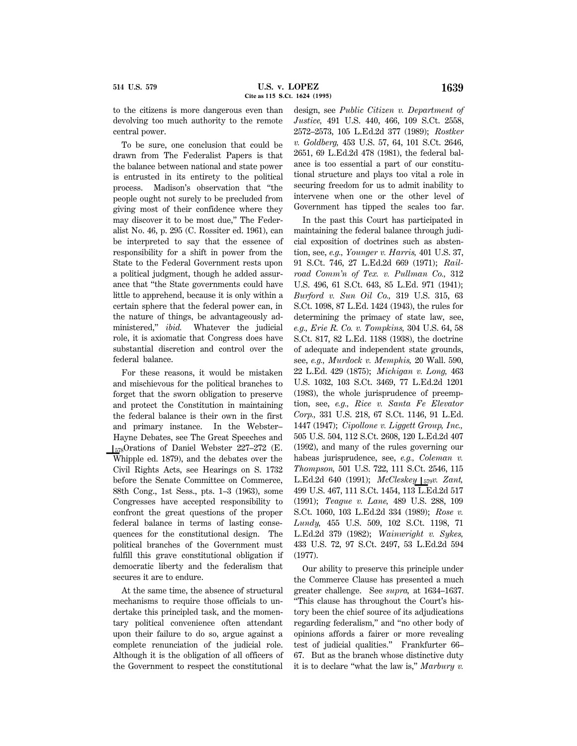to the citizens is more dangerous even than devolving too much authority to the remote central power.

To be sure, one conclusion that could be drawn from The Federalist Papers is that the balance between national and state power is entrusted in its entirety to the political process. Madison's observation that "the people ought not surely to be precluded from giving most of their confidence where they may discover it to be most due," The Federalist No. 46, p. 295 (C. Rossiter ed. 1961), can be interpreted to say that the essence of responsibility for a shift in power from the State to the Federal Government rests upon a political judgment, though he added assurance that "the State governments could have little to apprehend, because it is only within a certain sphere that the federal power can, in the nature of things, be advantageously administered," *ibid.* Whatever the judicial role, it is axiomatic that Congress does have substantial discretion and control over the federal balance.

For these reasons, it would be mistaken and mischievous for the political branches to forget that the sworn obligation to preserve and protect the Constitution in maintaining the federal balance is their own in the first and primary instance. In the Webster–Hayne Debates, see The Great Speeches and ⌊578Orations of Daniel Webster 227–272 (E. Whipple ed. 1879), and the debates over the Civil Rights Acts, see Hearings on S. 1732 before the Senate Committee on Commerce, 88th Cong., 1st Sess., pts. 1–3 (1963), some Congresses have accepted responsibility to confront the great questions of the proper federal balance in terms of lasting consequences for the constitutional design. The political branches of the Government must fulfill this grave constitutional obligation if democratic liberty and the federalism that secures it are to endure.

At the same time, the absence of structural mechanisms to require those officials to undertake this principled task, and the momentary political convenience often attendant upon their failure to do so, argue against a complete renunciation of the judicial role. Although it is the obligation of all officers of the Government to respect the constitutional design, see *Public Citizen v. Department of Justice,* 491 U.S. 440, 466, 109 S.Ct. 2558, 2572–2573, 105 L.Ed.2d 377 (1989); *Rostker v. Goldberg,* 453 U.S. 57, 64, 101 S.Ct. 2646, 2651, 69 L.Ed.2d 478 (1981), the federal balance is too essential a part of our constitutional structure and plays too vital a role in securing freedom for us to admit inability to intervene when one or the other level of Government has tipped the scales too far.

In the past this Court has participated in maintaining the federal balance through judicial exposition of doctrines such as abstention, see, *e.g., Younger v. Harris,* 401 U.S. 37, 91 S.Ct. 746, 27 L.Ed.2d 669 (1971); *Railroad Comm'n of Tex. v. Pullman Co.,* 312 U.S. 496, 61 S.Ct. 643, 85 L.Ed. 971 (1941); *Burford v. Sun Oil Co.,* 319 U.S. 315, 63 S.Ct. 1098, 87 L.Ed. 1424 (1943), the rules for determining the primacy of state law, see, *e.g., Erie R. Co. v. Tompkins,* 304 U.S. 64, 58 S.Ct. 817, 82 L.Ed. 1188 (1938), the doctrine of adequate and independent state grounds, see, *e.g., Murdock v. Memphis,* 20 Wall. 590, 22 L.Ed. 429 (1875); *Michigan v. Long,* 463 U.S. 1032, 103 S.Ct. 3469, 77 L.Ed.2d 1201 (1983), the whole jurisprudence of preemption, see, *e.g., Rice v. Santa Fe Elevator Corp.,* 331 U.S. 218, 67 S.Ct. 1146, 91 L.Ed. 1447 (1947); *Cipollone v. Liggett Group, Inc.,* 505 U.S. 504, 112 S.Ct. 2608, 120 L.Ed.2d 407 (1992), and many of the rules governing our habeas jurisprudence, see, *e.g., Coleman v. Thompson,* 501 U.S. 722, 111 S.Ct. 2546, 115 L.Ed.2d 640 (1991); *McCleskey* ⌊579*v. Zant,* 499 U.S. 467, 111 S.Ct. 1454, 113 L.Ed.2d 517 (1991); *Teague v. Lane,* 489 U.S. 288, 109 S.Ct. 1060, 103 L.Ed.2d 334 (1989); *Rose v. Lundy,* 455 U.S. 509, 102 S.Ct. 1198, 71 L.Ed.2d 379 (1982); *Wainwright v. Sykes,* 433 U.S. 72, 97 S.Ct. 2497, 53 L.Ed.2d 594 (1977).

Our ability to preserve this principle under the Commerce Clause has presented a much greater challenge. See *supra,* at 1634–1637. "This clause has throughout the Court's history been the chief source of its adjudications regarding federalism," and "no other body of opinions affords a fairer or more revealing test of judicial qualities." Frankfurter 66–67. But as the branch whose distinctive duty it is to declare "what the law is," *Marbury v.*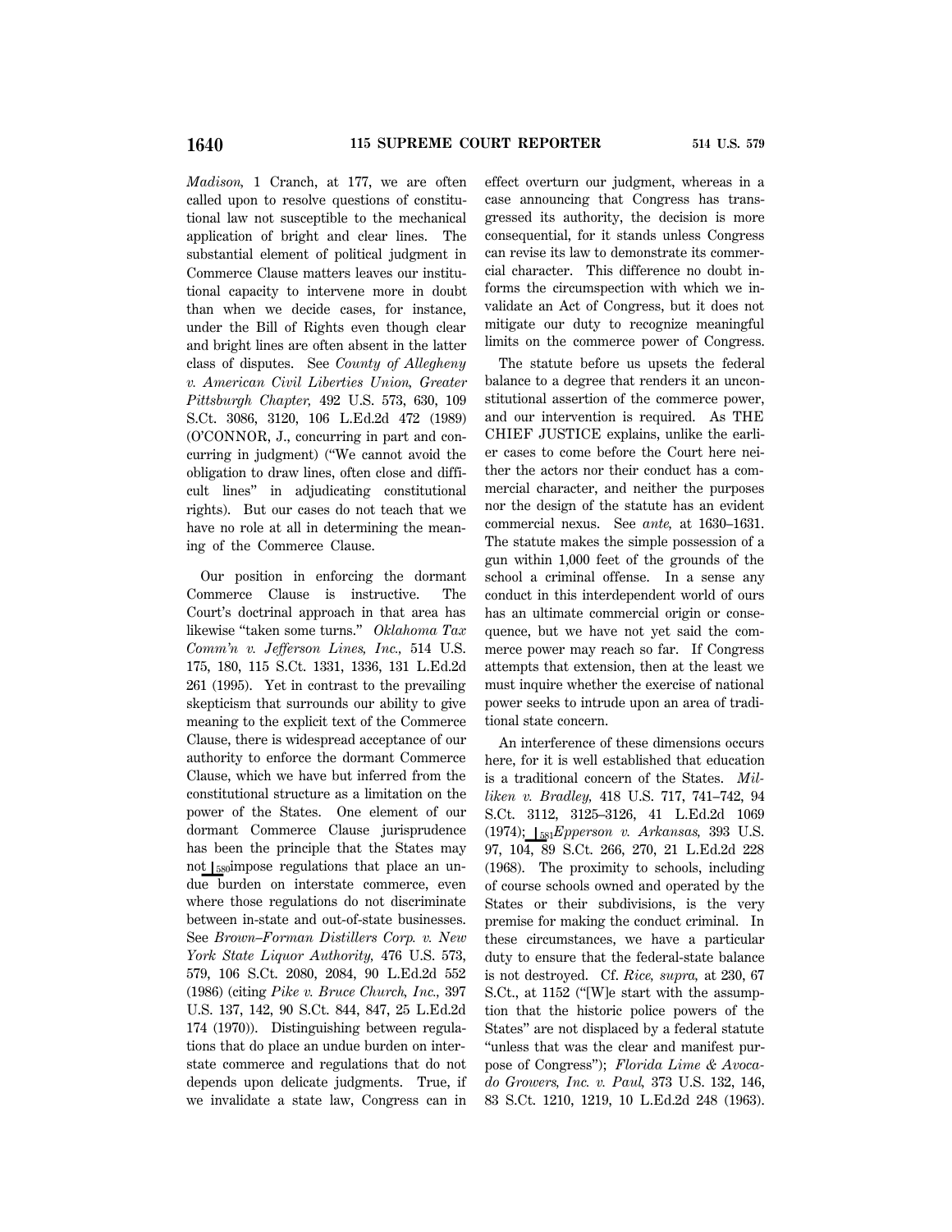*Madison,* 1 Cranch, at 177, we are often called upon to resolve questions of constitutional law not susceptible to the mechanical application of bright and clear lines. The substantial element of political judgment in Commerce Clause matters leaves our institutional capacity to intervene more in doubt than when we decide cases, for instance, under the Bill of Rights even though clear and bright lines are often absent in the latter class of disputes. See *County of Allegheny v. American Civil Liberties Union, Greater Pittsburgh Chapter,* 492 U.S. 573, 630, 109 S.Ct. 3086, 3120, 106 L.Ed.2d 472 (1989) (O'CONNOR, J., concurring in part and concurring in judgment) ("We cannot avoid the obligation to draw lines, often close and difficult lines" in adjudicating constitutional rights). But our cases do not teach that we have no role at all in determining the meaning of the Commerce Clause.

Our position in enforcing the dormant Commerce Clause is instructive. The Court's doctrinal approach in that area has likewise "taken some turns." *Oklahoma Tax Comm'n v. Jefferson Lines, Inc.,* 514 U.S. 175, 180, 115 S.Ct. 1331, 1336, 131 L.Ed.2d 261 (1995). Yet in contrast to the prevailing skepticism that surrounds our ability to give meaning to the explicit text of the Commerce Clause, there is widespread acceptance of our authority to enforce the dormant Commerce Clause, which we have but inferred from the constitutional structure as a limitation on the power of the States. One element of our dormant Commerce Clause jurisprudence has been the principle that the States may not ⌊580 impose regulations that place an undue burden on interstate commerce, even where those regulations do not discriminate between in-state and out-of-state businesses. See *Brown–Forman Distillers Corp. v. New York State Liquor Authority,* 476 U.S. 573, 579, 106 S.Ct. 2080, 2084, 90 L.Ed.2d 552 (1986) (citing *Pike v. Bruce Church, Inc.,* 397 U.S. 137, 142, 90 S.Ct. 844, 847, 25 L.Ed.2d 174 (1970)). Distinguishing between regulations that do place an undue burden on interstate commerce and regulations that do not depends upon delicate judgments. True, if we invalidate a state law, Congress can in effect overturn our judgment, whereas in a case announcing that Congress has transgressed its authority, the decision is more consequential, for it stands unless Congress can revise its law to demonstrate its commercial character. This difference no doubt informs the circumspection with which we invalidate an Act of Congress, but it does not mitigate our duty to recognize meaningful limits on the commerce power of Congress.

The statute before us upsets the federal balance to a degree that renders it an unconstitutional assertion of the commerce power, and our intervention is required. As THE CHIEF JUSTICE explains, unlike the earlier cases to come before the Court here neither the actors nor their conduct has a commercial character, and neither the purposes nor the design of the statute has an evident commercial nexus. See *ante,* at 1630–1631. The statute makes the simple possession of a gun within 1,000 feet of the grounds of the school a criminal offense. In a sense any conduct in this interdependent world of ours has an ultimate commercial origin or consequence, but we have not yet said the commerce power may reach so far. If Congress attempts that extension, then at the least we must inquire whether the exercise of national power seeks to intrude upon an area of traditional state concern.

An interference of these dimensions occurs here, for it is well established that education is a traditional concern of the States. *Milliken v. Bradley,* 418 U.S. 717, 741–742, 94 S.Ct. 3112, 3125–3126, 41 L.Ed.2d 1069 (1974); ⌊581 *Epperson v. Arkansas,* 393 U.S. 97, 104, 89 S.Ct. 266, 270, 21 L.Ed.2d 228 (1968). The proximity to schools, including of course schools owned and operated by the States or their subdivisions, is the very premise for making the conduct criminal. In these circumstances, we have a particular duty to ensure that the federal-state balance is not destroyed. Cf. *Rice, supra,* at 230, 67 S.Ct., at 1152 ("[W]e start with the assumption that the historic police powers of the States" are not displaced by a federal statute "unless that was the clear and manifest purpose of Congress"); *Florida Lime & Avocado Growers, Inc. v. Paul,* 373 U.S. 132, 146, 83 S.Ct. 1210, 1219, 10 L.Ed.2d 248 (1963).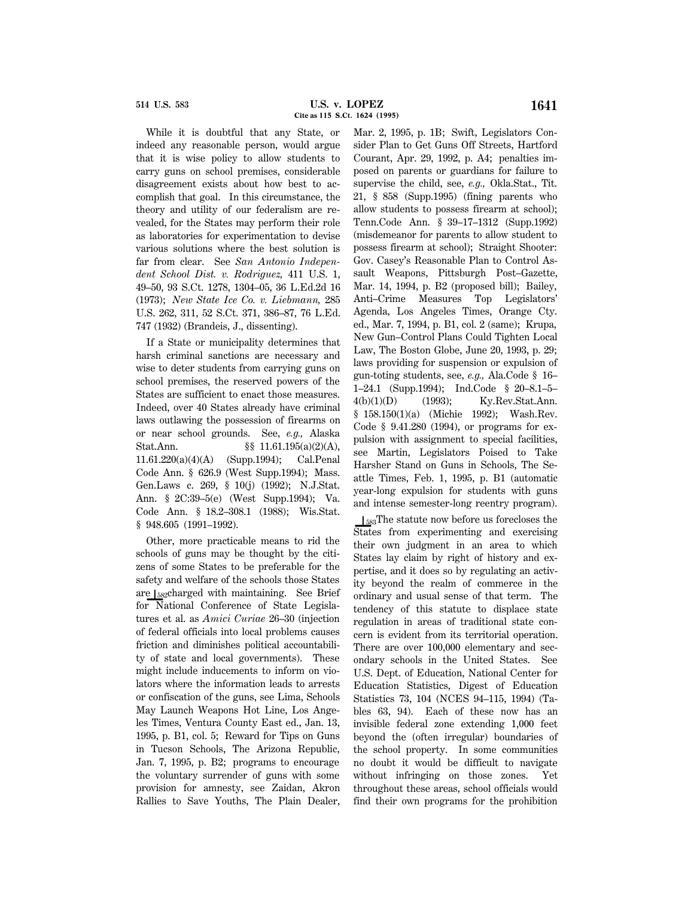While it is doubtful that any State, or indeed any reasonable person, would argue that it is wise policy to allow students to carry guns on school premises, considerable disagreement exists about how best to accomplish that goal. In this circumstance, the theory and utility of our federalism are revealed, for the States may perform their role as laboratories for experimentation to devise various solutions where the best solution is far from clear. See *San Antonio Independent School Dist. v. Rodriguez,* 411 U.S. 1, 49–50, 93 S.Ct. 1278, 1304–05, 36 L.Ed.2d 16 (1973); *New State Ice Co. v. Liebmann,* 285 U.S. 262, 311, 52 S.Ct. 371, 386–87, 76 L.Ed. 747 (1932) (Brandeis, J., dissenting).

If a State or municipality determines that harsh criminal sanctions are necessary and wise to deter students from carrying guns on school premises, the reserved powers of the States are sufficient to enact those measures. Indeed, over 40 States already have criminal laws outlawing the possession of firearms on or near school grounds. See, *e.g.,* Alaska Stat.Ann. §§ 11.61.195(a)(2)(A), 11.61.220(a)(4)(A) (Supp.1994); Cal.Penal Code Ann. § 626.9 (West Supp.1994); Mass. Gen.Laws c. 269, § 10(j) (1992); N.J.Stat. Ann. § 2C:39–5(e) (West Supp.1994); Va. Code Ann. § 18.2–308.1 (1988); Wis.Stat. § 948.605 (1991–1992).

Other, more practicable means to rid the schools of guns may be thought by the citizens of some States to be preferable for the safety and welfare of the schools those States are ⌊582 charged with maintaining. See Brief for National Conference of State Legislatures et al. as *Amici Curiae* 26–30 (injection of federal officials into local problems causes friction and diminishes political accountability of state and local governments). These might include inducements to inform on violators where the information leads to arrests or confiscation of the guns, see Lima, Schools May Launch Weapons Hot Line, Los Angeles Times, Ventura County East ed., Jan. 13, 1995, p. B1, col. 5; Reward for Tips on Guns in Tucson Schools, The Arizona Republic, Jan. 7, 1995, p. B2; programs to encourage the voluntary surrender of guns with some provision for amnesty, see Zaidan, Akron Rallies to Save Youths, The Plain Dealer, Mar. 2, 1995, p. 1B; Swift, Legislators Consider Plan to Get Guns Off Streets, Hartford Courant, Apr. 29, 1992, p. A4; penalties imposed on parents or guardians for failure to supervise the child, see, *e.g.,* Okla.Stat., Tit. 21, § 858 (Supp.1995) (fining parents who allow students to possess firearm at school); Tenn.Code Ann. § 39–17–1312 (Supp.1992) (misdemeanor for parents to allow student to possess firearm at school); Straight Shooter: Gov. Casey's Reasonable Plan to Control Assault Weapons, Pittsburgh Post–Gazette, Mar. 14, 1994, p. B2 (proposed bill); Bailey, Anti–Crime Measures Top Legislators' Agenda, Los Angeles Times, Orange Cty. ed., Mar. 7, 1994, p. B1, col. 2 (same); Krupa, New Gun–Control Plans Could Tighten Local Law, The Boston Globe, June 20, 1993, p. 29; laws providing for suspension or expulsion of gun-toting students, see, *e.g.,* Ala.Code § 16–1–24.1 (Supp.1994); Ind.Code § 20–8.1–5–4(b)(1)(D) (1993); Ky.Rev.Stat.Ann. § 158.150(1)(a) (Michie 1992); Wash.Rev. Code § 9.41.280 (1994), or programs for expulsion with assignment to special facilities, see Martin, Legislators Poised to Take Harsher Stand on Guns in Schools, The Seattle Times, Feb. 1, 1995, p. B1 (automatic year-long expulsion for students with guns and intense semester-long reentry program).

⌊583 The statute now before us forecloses the States from experimenting and exercising their own judgment in an area to which States lay claim by right of history and expertise, and it does so by regulating an activity beyond the realm of commerce in the ordinary and usual sense of that term. The tendency of this statute to displace state regulation in areas of traditional state concern is evident from its territorial operation. There are over 100,000 elementary and secondary schools in the United States. See U.S. Dept. of Education, National Center for Education Statistics, Digest of Education Statistics 73, 104 (NCES 94–115, 1994) (Tables 63, 94). Each of these now has an invisible federal zone extending 1,000 feet beyond the (often irregular) boundaries of the school property. In some communities no doubt it would be difficult to navigate without infringing on those zones. Yet throughout these areas, school officials would find their own programs for the prohibition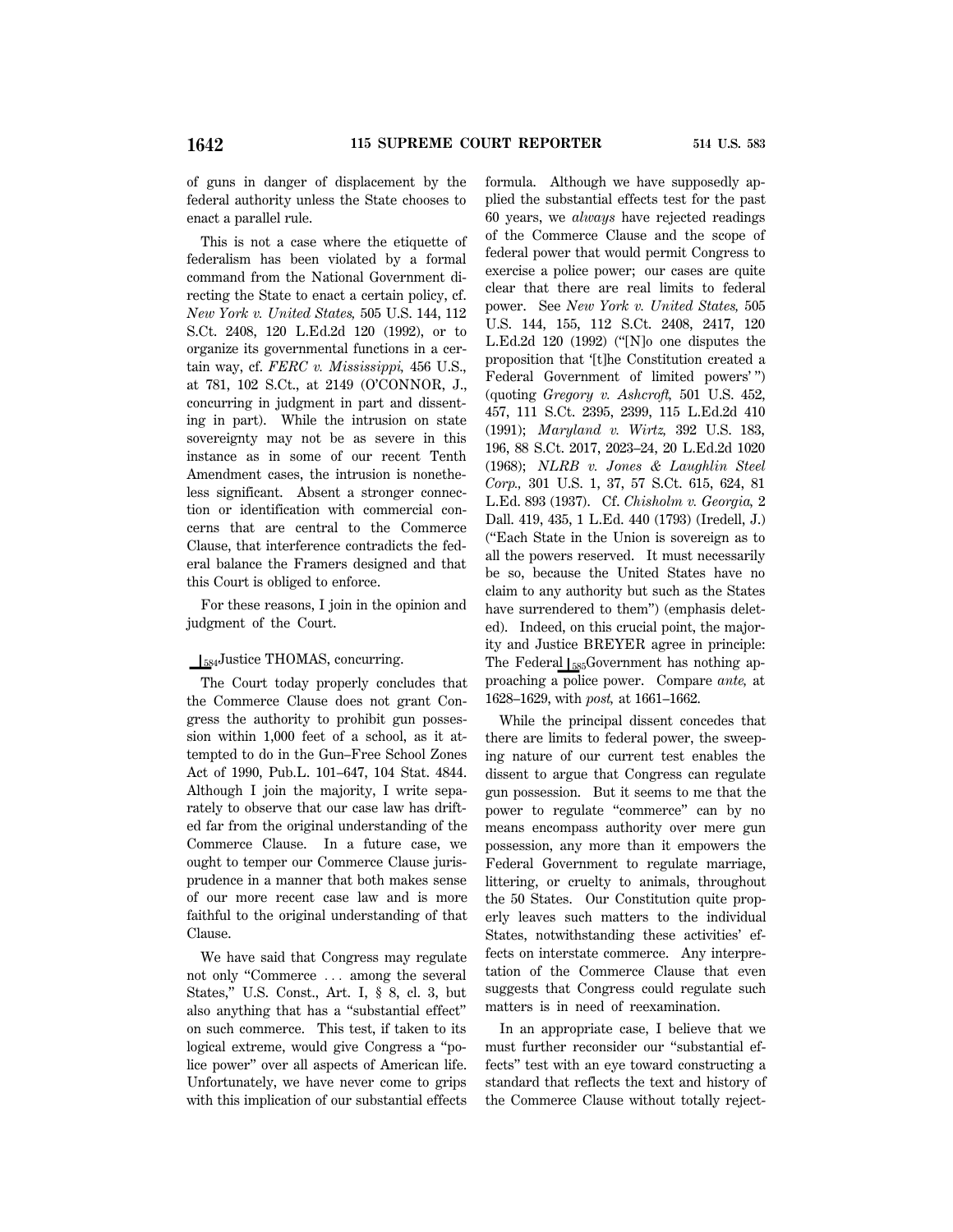of guns in danger of displacement by the federal authority unless the State chooses to enact a parallel rule.

This is not a case where the etiquette of federalism has been violated by a formal command from the National Government directing the State to enact a certain policy, cf. *New York v. United States,* 505 U.S. 144, 112 S.Ct. 2408, 120 L.Ed.2d 120 (1992), or to organize its governmental functions in a certain way, cf. *FERC v. Mississippi,* 456 U.S., at 781, 102 S.Ct., at 2149 (O'CONNOR, J., concurring in judgment in part and dissenting in part). While the intrusion on state sovereignty may not be as severe in this instance as in some of our recent Tenth Amendment cases, the intrusion is nonetheless significant. Absent a stronger connection or identification with commercial concerns that are central to the Commerce Clause, that interference contradicts the federal balance the Framers designed and that this Court is obliged to enforce.

For these reasons, I join in the opinion and judgment of the Court.

⌊584 Justice THOMAS, concurring.

The Court today properly concludes that the Commerce Clause does not grant Congress the authority to prohibit gun possession within 1,000 feet of a school, as it attempted to do in the Gun–Free School Zones Act of 1990, Pub.L. 101–647, 104 Stat. 4844. Although I join the majority, I write separately to observe that our case law has drifted far from the original understanding of the Commerce Clause. In a future case, we ought to temper our Commerce Clause jurisprudence in a manner that both makes sense of our more recent case law and is more faithful to the original understanding of that Clause.

We have said that Congress may regulate not only "Commerce ... among the several States," U.S. Const., Art. I, § 8, cl. 3, but also anything that has a "substantial effect" on such commerce. This test, if taken to its logical extreme, would give Congress a "police power" over all aspects of American life. Unfortunately, we have never come to grips with this implication of our substantial effects formula. Although we have supposedly applied the substantial effects test for the past 60 years, we *always* have rejected readings of the Commerce Clause and the scope of federal power that would permit Congress to exercise a police power; our cases are quite clear that there are real limits to federal power. See *New York v. United States,* 505 U.S. 144, 155, 112 S.Ct. 2408, 2417, 120 L.Ed.2d 120 (1992) ("[N]o one disputes the proposition that '[t]he Constitution created a Federal Government of limited powers' ") (quoting *Gregory v. Ashcroft,* 501 U.S. 452, 457, 111 S.Ct. 2395, 2399, 115 L.Ed.2d 410 (1991); *Maryland v. Wirtz,* 392 U.S. 183, 196, 88 S.Ct. 2017, 2023–24, 20 L.Ed.2d 1020 (1968); *NLRB v. Jones & Laughlin Steel Corp.,* 301 U.S. 1, 37, 57 S.Ct. 615, 624, 81 L.Ed. 893 (1937). Cf. *Chisholm v. Georgia,* 2 Dall. 419, 435, 1 L.Ed. 440 (1793) (Iredell, J.) ("Each State in the Union is sovereign as to all the powers reserved. It must necessarily be so, because the United States have no claim to any authority but such as the States have surrendered to them") (emphasis deleted). Indeed, on this crucial point, the majority and Justice BREYER agree in principle: The Federal ⌊585 Government has nothing approaching a police power. Compare *ante,* at 1628–1629, with *post,* at 1661–1662.

While the principal dissent concedes that there are limits to federal power, the sweeping nature of our current test enables the dissent to argue that Congress can regulate gun possession. But it seems to me that the power to regulate "commerce" can by no means encompass authority over mere gun possession, any more than it empowers the Federal Government to regulate marriage, littering, or cruelty to animals, throughout the 50 States. Our Constitution quite properly leaves such matters to the individual States, notwithstanding these activities' effects on interstate commerce. Any interpretation of the Commerce Clause that even suggests that Congress could regulate such matters is in need of reexamination.

In an appropriate case, I believe that we must further reconsider our "substantial effects" test with an eye toward constructing a standard that reflects the text and history of the Commerce Clause without totally reject-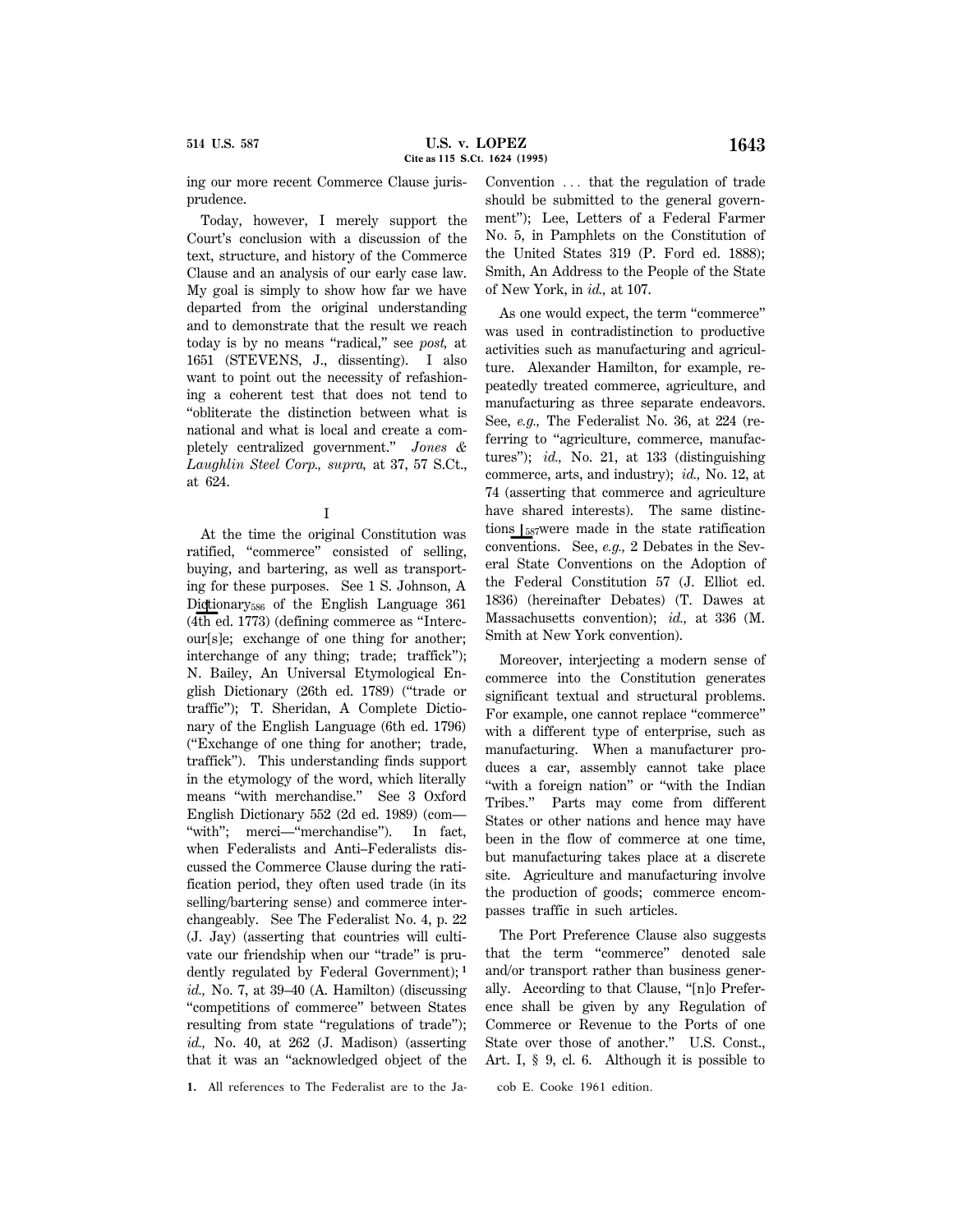ing our more recent Commerce Clause jurisprudence.

Today, however, I merely support the Court's conclusion with a discussion of the text, structure, and history of the Commerce Clause and an analysis of our early case law. My goal is simply to show how far we have departed from the original understanding and to demonstrate that the result we reach today is by no means "radical," see *post,* at 1651 (STEVENS, J., dissenting). I also want to point out the necessity of refashioning a coherent test that does not tend to "obliterate the distinction between what is national and what is local and create a completely centralized government." *Jones & Laughlin Steel Corp., supra,* at 37, 57 S.Ct., at 624.

I

At the time the original Constitution was ratified, "commerce" consisted of selling, buying, and bartering, as well as transporting for these purposes. See 1 S. Johnson, A Dictionary[586] of the English Language 361 (4th ed. 1773) (defining commerce as "Intercour[s]e; exchange of one thing for another; interchange of any thing; trade; traffick"); N. Bailey, An Universal Etymological English Dictionary (26th ed. 1789) ("trade or traffic"); T. Sheridan, A Complete Dictionary of the English Language (6th ed. 1796) ("Exchange of one thing for another; trade, traffick"). This understanding finds support in the etymology of the word, which literally means "with merchandise." See 3 Oxford English Dictionary 552 (2d ed. 1989) (com—"with"; merci—"merchandise"). In fact, when Federalists and Anti–Federalists discussed the Commerce Clause during the ratification period, they often used trade (in its selling/bartering sense) and commerce interchangeably. See The Federalist No. 4, p. 22 (J. Jay) (asserting that countries will cultivate our friendship when our "trade" is prudently regulated by Federal Government); [1] *id.,* No. 7, at 39–40 (A. Hamilton) (discussing "competitions of commerce" between States resulting from state "regulations of trade"); *id.,* No. 40, at 262 (J. Madison) (asserting that it was an "acknowledged object of the Convention ... that the regulation of trade should be submitted to the general government"); Lee, Letters of a Federal Farmer No. 5, in Pamphlets on the Constitution of the United States 319 (P. Ford ed. 1888); Smith, An Address to the People of the State of New York, in *id.,* at 107.

As one would expect, the term "commerce" was used in contradistinction to productive activities such as manufacturing and agriculture. Alexander Hamilton, for example, repeatedly treated commerce, agriculture, and manufacturing as three separate endeavors. See, *e.g.,* The Federalist No. 36, at 224 (referring to "agriculture, commerce, manufactures"); *id.,* No. 21, at 133 (distinguishing commerce, arts, and industry); *id.,* No. 12, at 74 (asserting that commerce and agriculture have shared interests). The same distinctions [587]were made in the state ratification conventions. See, *e.g.,* 2 Debates in the Several State Conventions on the Adoption of the Federal Constitution 57 (J. Elliot ed. 1836) (hereinafter Debates) (T. Dawes at Massachusetts convention); *id.,* at 336 (M. Smith at New York convention).

Moreover, interjecting a modern sense of commerce into the Constitution generates significant textual and structural problems. For example, one cannot replace "commerce" with a different type of enterprise, such as manufacturing. When a manufacturer produces a car, assembly cannot take place "with a foreign nation" or "with the Indian Tribes." Parts may come from different States or other nations and hence may have been in the flow of commerce at one time, but manufacturing takes place at a discrete site. Agriculture and manufacturing involve the production of goods; commerce encompasses traffic in such articles.

The Port Preference Clause also suggests that the term "commerce" denoted sale and/or transport rather than business generally. According to that Clause, "[n]o Preference shall be given by any Regulation of Commerce or Revenue to the Ports of one State over those of another." U.S. Const., Art. I, § 9, cl. 6. Although it is possible to

1. All references to The Federalist are to the Jacob E. Cooke 1961 edition.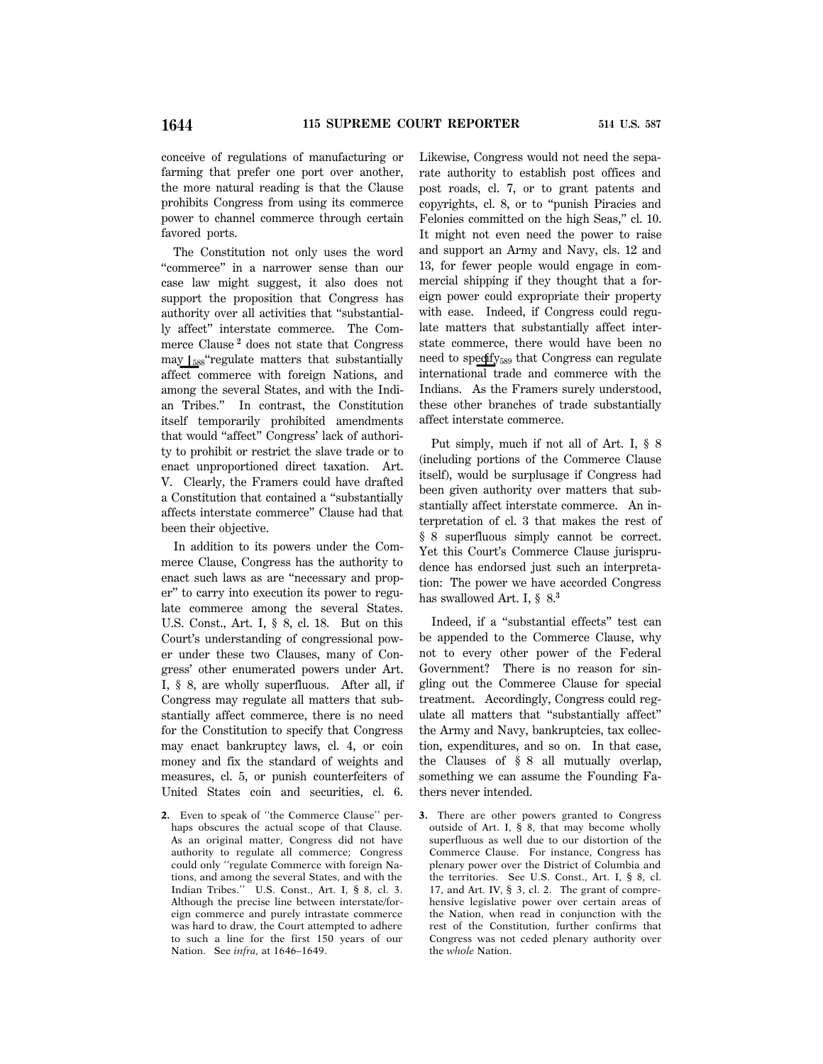conceive of regulations of manufacturing or farming that prefer one port over another, the more natural reading is that the Clause prohibits Congress from using its commerce power to channel commerce through certain favored ports.

The Constitution not only uses the word "commerce" in a narrower sense than our case law might suggest, it also does not support the proposition that Congress has authority over all activities that "substantially affect" interstate commerce. The Commerce Clause [2] does not state that Congress may ⌊588 "regulate matters that substantially affect commerce with foreign Nations, and among the several States, and with the Indian Tribes." In contrast, the Constitution itself temporarily prohibited amendments that would "affect" Congress' lack of authority to prohibit or restrict the slave trade or to enact unproportioned direct taxation. Art. V. Clearly, the Framers could have drafted a Constitution that contained a "substantially affects interstate commerce" Clause had that been their objective.

In addition to its powers under the Commerce Clause, Congress has the authority to enact such laws as are "necessary and proper" to carry into execution its power to regulate commerce among the several States. U.S. Const., Art. I, § 8, cl. 18. But on this Court's understanding of congressional power under these two Clauses, many of Congress' other enumerated powers under Art. I, § 8, are wholly superfluous. After all, if Congress may regulate all matters that substantially affect commerce, there is no need for the Constitution to specify that Congress may enact bankruptcy laws, cl. 4, or coin money and fix the standard of weights and measures, cl. 5, or punish counterfeiters of United States coin and securities, cl. 6. Likewise, Congress would not need the separate authority to establish post offices and post roads, cl. 7, or to grant patents and copyrights, cl. 8, or to "punish Piracies and Felonies committed on the high Seas," cl. 10. It might not even need the power to raise and support an Army and Navy, cls. 12 and 13, for fewer people would engage in commercial shipping if they thought that a foreign power could expropriate their property with ease. Indeed, if Congress could regulate matters that substantially affect interstate commerce, there would have been no need to spec⌊589ify that Congress can regulate international trade and commerce with the Indians. As the Framers surely understood, these other branches of trade substantially affect interstate commerce.

Put simply, much if not all of Art. I, § 8 (including portions of the Commerce Clause itself), would be surplusage if Congress had been given authority over matters that substantially affect interstate commerce. An interpretation of cl. 3 that makes the rest of § 8 superfluous simply cannot be correct. Yet this Court's Commerce Clause jurisprudence has endorsed just such an interpretation: The power we have accorded Congress has swallowed Art. I, § 8.[3]

Indeed, if a "substantial effects" test can be appended to the Commerce Clause, why not to every other power of the Federal Government? There is no reason for singling out the Commerce Clause for special treatment. Accordingly, Congress could regulate all matters that "substantially affect" the Army and Navy, bankruptcies, tax collection, expenditures, and so on. In that case, the Clauses of § 8 all mutually overlap, something we can assume the Founding Fathers never intended.

---

**2.** Even to speak of "the Commerce Clause" perhaps obscures the actual scope of that Clause. As an original matter, Congress did not have authority to regulate all commerce; Congress could only "regulate Commerce with foreign Nations, and among the several States, and with the Indian Tribes." U.S. Const., Art. I, § 8, cl. 3. Although the precise line between interstate/foreign commerce and purely intrastate commerce was hard to draw, the Court attempted to adhere to such a line for the first 150 years of our Nation. See *infra*, at 1646–1649.

**3.** There are other powers granted to Congress outside of Art. I, § 8, that may become wholly superfluous as well due to our distortion of the Commerce Clause. For instance, Congress has plenary power over the District of Columbia and the territories. See U.S. Const., Art. I, § 8, cl. 17, and Art. IV, § 3, cl. 2. The grant of comprehensive legislative power over certain areas of the Nation, when read in conjunction with the rest of the Constitution, further confirms that Congress was not ceded plenary authority over the *whole* Nation.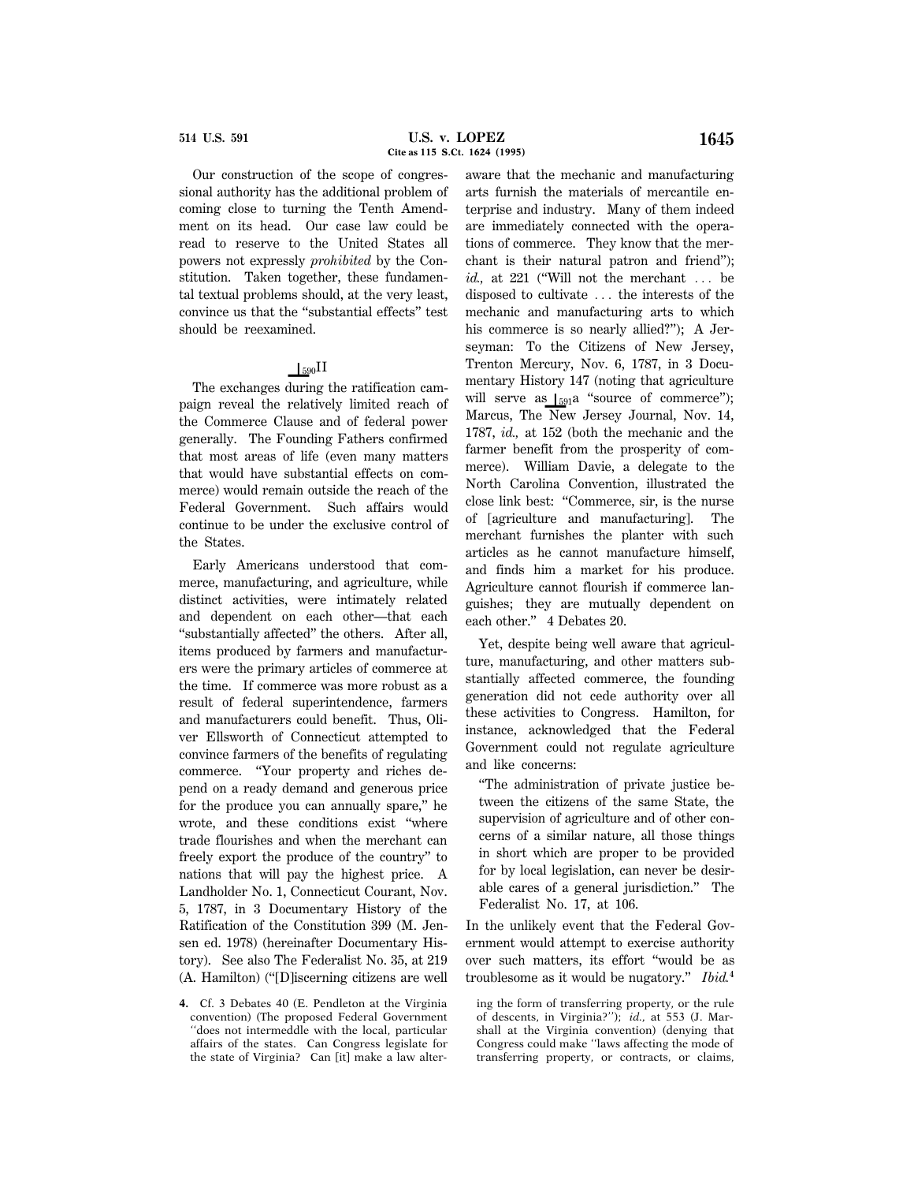Our construction of the scope of congressional authority has the additional problem of coming close to turning the Tenth Amendment on its head. Our case law could be read to reserve to the United States all powers not expressly *prohibited* by the Constitution. Taken together, these fundamental textual problems should, at the very least, convince us that the "substantial effects" test should be reexamined.

## ⌊590 II

The exchanges during the ratification campaign reveal the relatively limited reach of the Commerce Clause and of federal power generally. The Founding Fathers confirmed that most areas of life (even many matters that would have substantial effects on commerce) would remain outside the reach of the Federal Government. Such affairs would continue to be under the exclusive control of the States.

Early Americans understood that commerce, manufacturing, and agriculture, while distinct activities, were intimately related and dependent on each other—that each "substantially affected" the others. After all, items produced by farmers and manufacturers were the primary articles of commerce at the time. If commerce was more robust as a result of federal superintendence, farmers and manufacturers could benefit. Thus, Oliver Ellsworth of Connecticut attempted to convince farmers of the benefits of regulating commerce. "Your property and riches depend on a ready demand and generous price for the produce you can annually spare," he wrote, and these conditions exist "where trade flourishes and when the merchant can freely export the produce of the country" to nations that will pay the highest price. A Landholder No. 1, Connecticut Courant, Nov. 5, 1787, in 3 Documentary History of the Ratification of the Constitution 399 (M. Jensen ed. 1978) (hereinafter Documentary History). See also The Federalist No. 35, at 219 (A. Hamilton) ("[D]iscerning citizens are well aware that the mechanic and manufacturing arts furnish the materials of mercantile enterprise and industry. Many of them indeed are immediately connected with the operations of commerce. They know that the merchant is their natural patron and friend"); *id.,* at 221 ("Will not the merchant ... be disposed to cultivate ... the interests of the mechanic and manufacturing arts to which his commerce is so nearly allied?"); A Jerseyman: To the Citizens of New Jersey, Trenton Mercury, Nov. 6, 1787, in 3 Documentary History 147 (noting that agriculture will serve as ⌊591 a "source of commerce"); Marcus, The New Jersey Journal, Nov. 14, 1787, *id.,* at 152 (both the mechanic and the farmer benefit from the prosperity of commerce). William Davie, a delegate to the North Carolina Convention, illustrated the close link best: "Commerce, sir, is the nurse of [agriculture and manufacturing]. The merchant furnishes the planter with such articles as he cannot manufacture himself, and finds him a market for his produce. Agriculture cannot flourish if commerce languishes; they are mutually dependent on each other." 4 Debates 20.

Yet, despite being well aware that agriculture, manufacturing, and other matters substantially affected commerce, the founding generation did not cede authority over all these activities to Congress. Hamilton, for instance, acknowledged that the Federal Government could not regulate agriculture and like concerns:

> "The administration of private justice between the citizens of the same State, the supervision of agriculture and of other concerns of a similar nature, all those things in short which are proper to be provided for by local legislation, can never be desirable cares of a general jurisdiction." The Federalist No. 17, at 106.

In the unlikely event that the Federal Government would attempt to exercise authority over such matters, its effort "would be as troublesome as it would be nugatory." *Ibid.*[4]

4. Cf. 3 Debates 40 (E. Pendleton at the Virginia convention) (The proposed Federal Government "does not intermeddle with the local, particular affairs of the states. Can Congress legislate for the state of Virginia? Can [it] make a law altering the form of transferring property, or the rule of descents, in Virginia?"); *id.,* at 553 (J. Marshall at the Virginia convention) (denying that Congress could make "laws affecting the mode of transferring property, or contracts, or claims,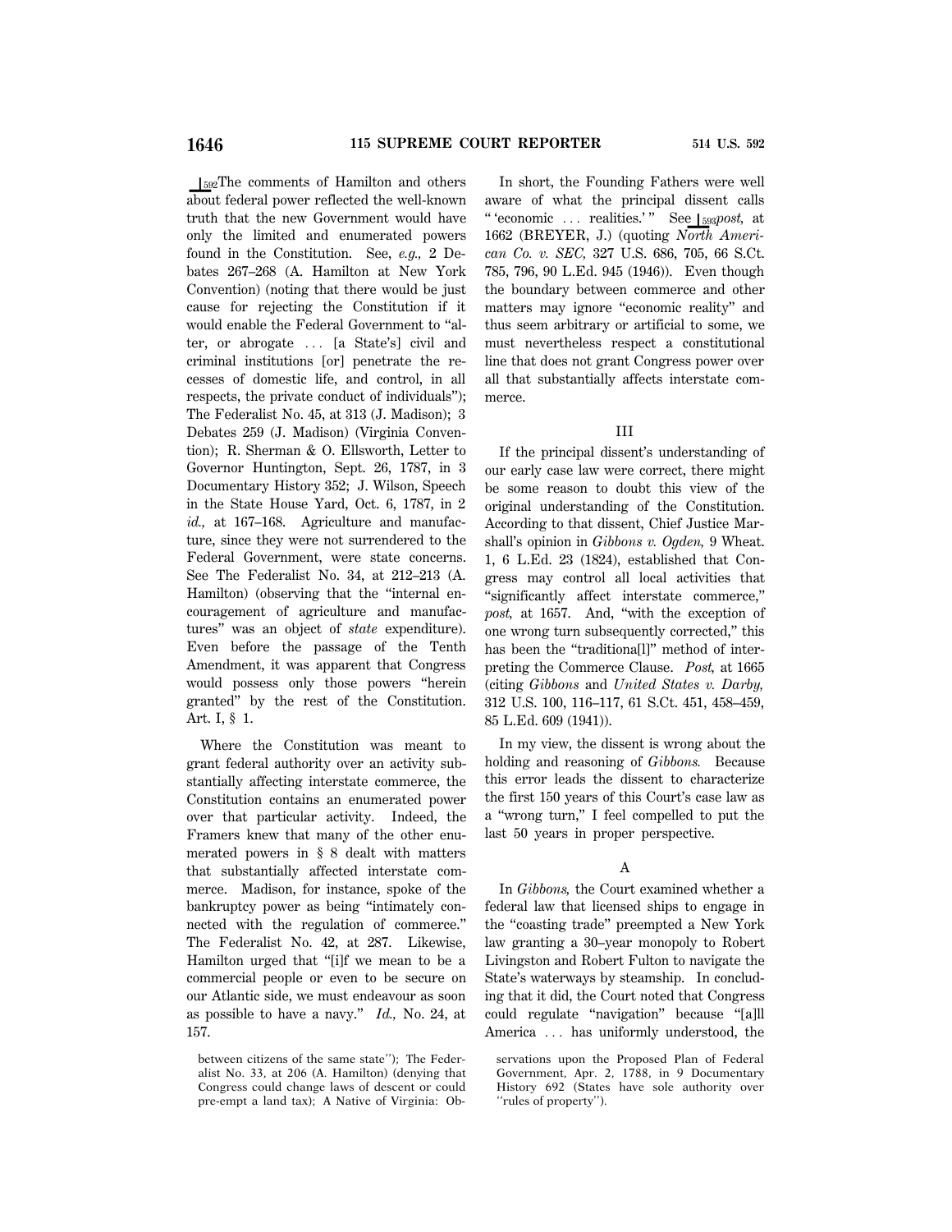⌊592The comments of Hamilton and others about federal power reflected the well-known truth that the new Government would have only the limited and enumerated powers found in the Constitution. See, *e.g.,* 2 Debates 267–268 (A. Hamilton at New York Convention) (noting that there would be just cause for rejecting the Constitution if it would enable the Federal Government to "alter, or abrogate ... [a State's] civil and criminal institutions [or] penetrate the recesses of domestic life, and control, in all respects, the private conduct of individuals"); The Federalist No. 45, at 313 (J. Madison); 3 Debates 259 (J. Madison) (Virginia Convention); R. Sherman & O. Ellsworth, Letter to Governor Huntington, Sept. 26, 1787, in 3 Documentary History 352; J. Wilson, Speech in the State House Yard, Oct. 6, 1787, in 2 *id.,* at 167–168. Agriculture and manufacture, since they were not surrendered to the Federal Government, were state concerns. See The Federalist No. 34, at 212–213 (A. Hamilton) (observing that the "internal encouragement of agriculture and manufactures" was an object of *state* expenditure). Even before the passage of the Tenth Amendment, it was apparent that Congress would possess only those powers "herein granted" by the rest of the Constitution. Art. I, § 1.

Where the Constitution was meant to grant federal authority over an activity substantially affecting interstate commerce, the Constitution contains an enumerated power over that particular activity. Indeed, the Framers knew that many of the other enumerated powers in § 8 dealt with matters that substantially affected interstate commerce. Madison, for instance, spoke of the bankruptcy power as being "intimately connected with the regulation of commerce." The Federalist No. 42, at 287. Likewise, Hamilton urged that "[i]f we mean to be a commercial people or even to be secure on our Atlantic side, we must endeavour as soon as possible to have a navy." *Id.,* No. 24, at 157.

In short, the Founding Fathers were well aware of what the principal dissent calls " 'economic ... realities.' " See ⌊593*post,* at 1662 (BREYER, J.) (quoting *North American Co. v. SEC,* 327 U.S. 686, 705, 66 S.Ct. 785, 796, 90 L.Ed. 945 (1946)). Even though the boundary between commerce and other matters may ignore "economic reality" and thus seem arbitrary or artificial to some, we must nevertheless respect a constitutional line that does not grant Congress power over all that substantially affects interstate commerce.

### III

If the principal dissent's understanding of our early case law were correct, there might be some reason to doubt this view of the original understanding of the Constitution. According to that dissent, Chief Justice Marshall's opinion in *Gibbons v. Ogden,* 9 Wheat. 1, 6 L.Ed. 23 (1824), established that Congress may control all local activities that "significantly affect interstate commerce," *post,* at 1657. And, "with the exception of one wrong turn subsequently corrected," this has been the "traditiona[l]" method of interpreting the Commerce Clause. *Post,* at 1665 (citing *Gibbons* and *United States v. Darby,* 312 U.S. 100, 116–117, 61 S.Ct. 451, 458–459, 85 L.Ed. 609 (1941)).

In my view, the dissent is wrong about the holding and reasoning of *Gibbons.* Because this error leads the dissent to characterize the first 150 years of this Court's case law as a "wrong turn," I feel compelled to put the last 50 years in proper perspective.

#### A

In *Gibbons,* the Court examined whether a federal law that licensed ships to engage in the "coasting trade" preempted a New York law granting a 30–year monopoly to Robert Livingston and Robert Fulton to navigate the State's waterways by steamship. In concluding that it did, the Court noted that Congress could regulate "navigation" because "[a]ll America ... has uniformly understood, the

between citizens of the same state"); The Federalist No. 33, at 206 (A. Hamilton) (denying that Congress could change laws of descent or could pre-empt a land tax); A Native of Virginia: Observations upon the Proposed Plan of Federal Government, Apr. 2, 1788, in 9 Documentary History 692 (States have sole authority over "rules of property").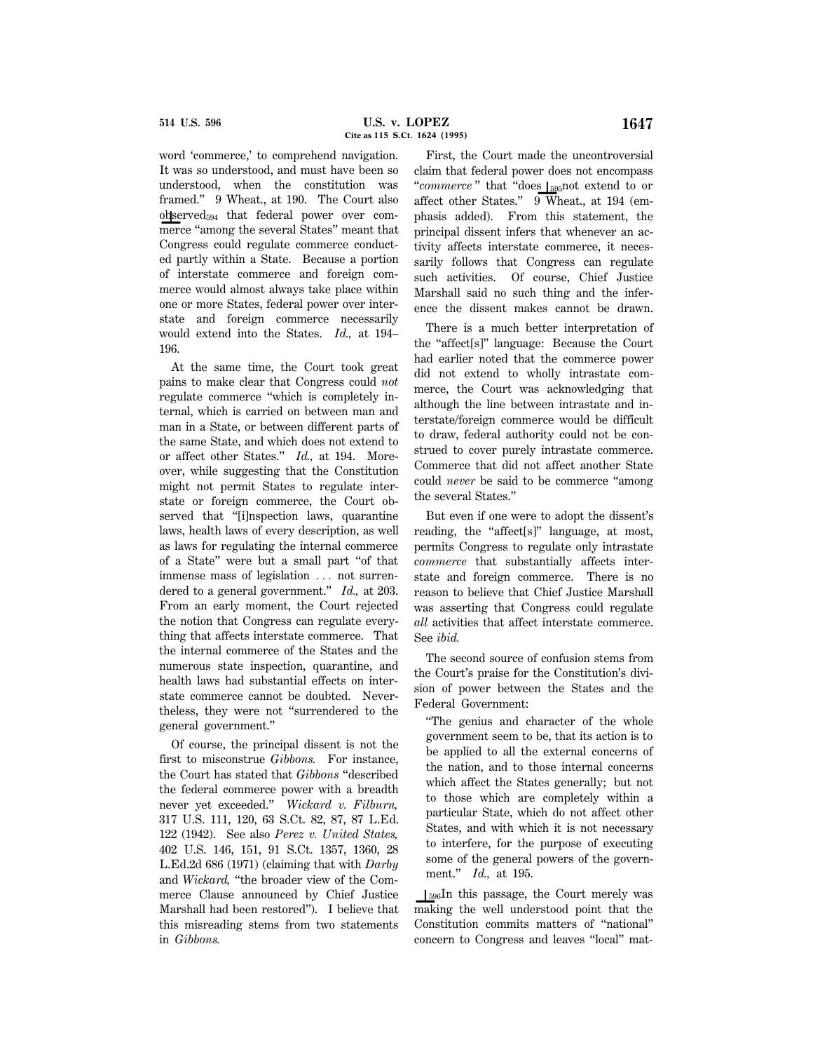word 'commerce,' to comprehend navigation. It was so understood, and must have been so understood, when the constitution was framed." 9 Wheat., at 190. The Court also observed[594] that federal power over commerce "among the several States" meant that Congress could regulate commerce conducted partly within a State. Because a portion of interstate commerce and foreign commerce would almost always take place within one or more States, federal power over interstate and foreign commerce necessarily would extend into the States. *Id.,* at 194–196.

At the same time, the Court took great pains to make clear that Congress could *not* regulate commerce "which is completely internal, which is carried on between man and man in a State, or between different parts of the same State, and which does not extend to or affect other States." *Id.,* at 194. Moreover, while suggesting that the Constitution might not permit States to regulate interstate or foreign commerce, the Court observed that "[i]nspection laws, quarantine laws, health laws of every description, as well as laws for regulating the internal commerce of a State" were but a small part "of that immense mass of legislation . . . not surrendered to a general government." *Id.,* at 203. From an early moment, the Court rejected the notion that Congress can regulate everything that affects interstate commerce. That the internal commerce of the States and the numerous state inspection, quarantine, and health laws had substantial effects on interstate commerce cannot be doubted. Nevertheless, they were not "surrendered to the general government."

Of course, the principal dissent is not the first to misconstrue *Gibbons.* For instance, the Court has stated that *Gibbons* "described the federal commerce power with a breadth never yet exceeded." *Wickard v. Filburn,* 317 U.S. 111, 120, 63 S.Ct. 82, 87, 87 L.Ed. 122 (1942). See also *Perez v. United States,* 402 U.S. 146, 151, 91 S.Ct. 1357, 1360, 28 L.Ed.2d 686 (1971) (claiming that with *Darby* and *Wickard,* "the broader view of the Commerce Clause announced by Chief Justice Marshall had been restored"). I believe that this misreading stems from two statements in *Gibbons.*

First, the Court made the uncontroversial claim that federal power does not encompass "*commerce*" that "does [595]not extend to or affect other States." 9 Wheat., at 194 (emphasis added). From this statement, the principal dissent infers that whenever an activity affects interstate commerce, it necessarily follows that Congress can regulate such activities. Of course, Chief Justice Marshall said no such thing and the inference the dissent makes cannot be drawn.

There is a much better interpretation of the "affect[s]" language: Because the Court had earlier noted that the commerce power did not extend to wholly intrastate commerce, the Court was acknowledging that although the line between intrastate and interstate/foreign commerce would be difficult to draw, federal authority could not be construed to cover purely intrastate commerce. Commerce that did not affect another State could *never* be said to be commerce "among the several States."

But even if one were to adopt the dissent's reading, the "affect[s]" language, at most, permits Congress to regulate only intrastate *commerce* that substantially affects interstate and foreign commerce. There is no reason to believe that Chief Justice Marshall was asserting that Congress could regulate *all* activities that affect interstate commerce. See *ibid.*

The second source of confusion stems from the Court's praise for the Constitution's division of power between the States and the Federal Government:

> "The genius and character of the whole government seem to be, that its action is to be applied to all the external concerns of the nation, and to those internal concerns which affect the States generally; but not to those which are completely within a particular State, which do not affect other States, and with which it is not necessary to interfere, for the purpose of executing some of the general powers of the government." *Id.,* at 195.

[596]In this passage, the Court merely was making the well understood point that the Constitution commits matters of "national" concern to Congress and leaves "local" mat-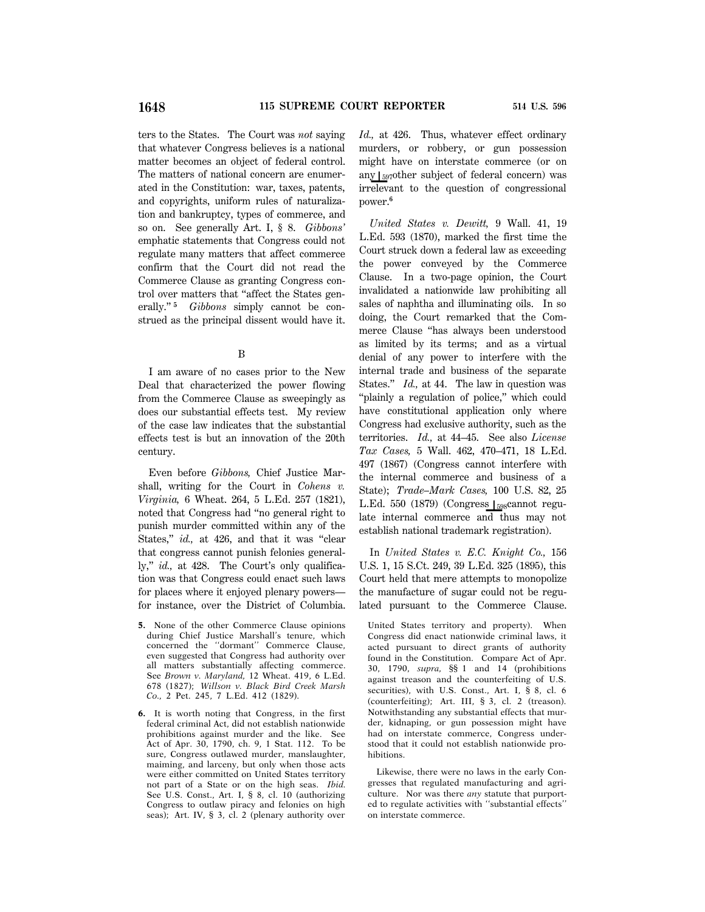ters to the States. The Court was *not* saying that whatever Congress believes is a national matter becomes an object of federal control. The matters of national concern are enumerated in the Constitution: war, taxes, patents, and copyrights, uniform rules of naturalization and bankruptcy, types of commerce, and so on. See generally Art. I, § 8. *Gibbons'* emphatic statements that Congress could not regulate many matters that affect commerce confirm that the Court did not read the Commerce Clause as granting Congress control over matters that "affect the States generally." [5] *Gibbons* simply cannot be construed as the principal dissent would have it.

B

I am aware of no cases prior to the New Deal that characterized the power flowing from the Commerce Clause as sweepingly as does our substantial effects test. My review of the case law indicates that the substantial effects test is but an innovation of the 20th century.

Even before *Gibbons,* Chief Justice Marshall, writing for the Court in *Cohens v. Virginia,* 6 Wheat. 264, 5 L.Ed. 257 (1821), noted that Congress had "no general right to punish murder committed within any of the States," *id.,* at 426, and that it was "clear that congress cannot punish felonies generally," *id.,* at 428. The Court's only qualification was that Congress could enact such laws for places where it enjoyed plenary powers—for instance, over the District of Columbia. *Id.,* at 426. Thus, whatever effect ordinary murders, or robbery, or gun possession might have on interstate commerce (or on any ⌊597 other subject of federal concern) was irrelevant to the question of congressional power.[6]

*United States v. Dewitt,* 9 Wall. 41, 19 L.Ed. 593 (1870), marked the first time the Court struck down a federal law as exceeding the power conveyed by the Commerce Clause. In a two-page opinion, the Court invalidated a nationwide law prohibiting all sales of naphtha and illuminating oils. In so doing, the Court remarked that the Commerce Clause "has always been understood as limited by its terms; and as a virtual denial of any power to interfere with the internal trade and business of the separate States." *Id.,* at 44. The law in question was "plainly a regulation of police," which could have constitutional application only where Congress had exclusive authority, such as the territories. *Id.,* at 44–45. See also *License Tax Cases,* 5 Wall. 462, 470–471, 18 L.Ed. 497 (1867) (Congress cannot interfere with the internal commerce and business of a State); *Trade–Mark Cases,* 100 U.S. 82, 25 L.Ed. 550 (1879) (Congress ⌊598 cannot regulate internal commerce and thus may not establish national trademark registration).

In *United States v. E.C. Knight Co.,* 156 U.S. 1, 15 S.Ct. 249, 39 L.Ed. 325 (1895), this Court held that mere attempts to monopolize the manufacture of sugar could not be regulated pursuant to the Commerce Clause.

---

5. None of the other Commerce Clause opinions during Chief Justice Marshall's tenure, which concerned the "dormant" Commerce Clause, even suggested that Congress had authority over all matters substantially affecting commerce. See *Brown v. Maryland,* 12 Wheat. 419, 6 L.Ed. 678 (1827); *Willson v. Black Bird Creek Marsh Co.,* 2 Pet. 245, 7 L.Ed. 412 (1829).

6. It is worth noting that Congress, in the first federal criminal Act, did not establish nationwide prohibitions against murder and the like. See Act of Apr. 30, 1790, ch. 9, 1 Stat. 112. To be sure, Congress outlawed murder, manslaughter, maiming, and larceny, but only when those acts were either committed on United States territory not part of a State or on the high seas. *Ibid.* See U.S. Const., Art. I, § 8, cl. 10 (authorizing Congress to outlaw piracy and felonies on high seas); Art. IV, § 3, cl. 2 (plenary authority over United States territory and property). When Congress did enact nationwide criminal laws, it acted pursuant to direct grants of authority found in the Constitution. Compare Act of Apr. 30, 1790, *supra,* §§ 1 and 14 (prohibitions against treason and the counterfeiting of U.S. securities), with U.S. Const., Art. I, § 8, cl. 6 (counterfeiting); Art. III, § 3, cl. 2 (treason). Notwithstanding any substantial effects that murder, kidnaping, or gun possession might have had on interstate commerce, Congress understood that it could not establish nationwide prohibitions.

Likewise, there were no laws in the early Congresses that regulated manufacturing and agriculture. Nor was there *any* statute that purported to regulate activities with "substantial effects" on interstate commerce.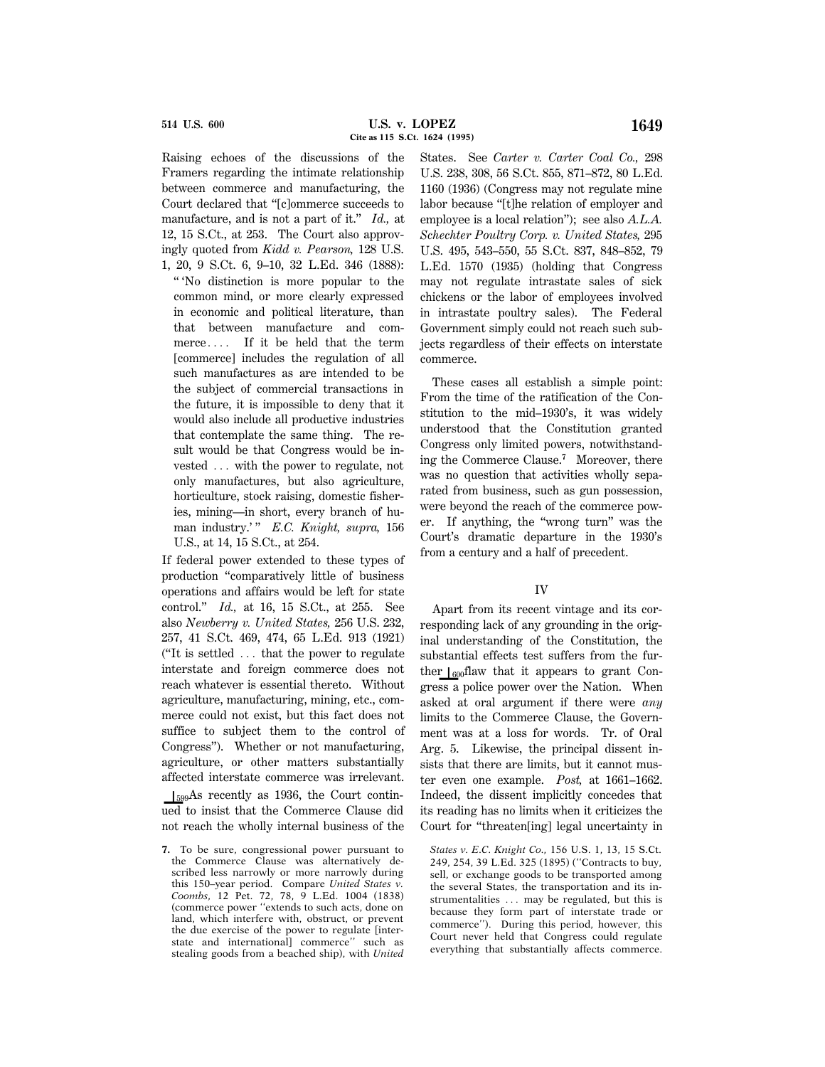Raising echoes of the discussions of the Framers regarding the intimate relationship between commerce and manufacturing, the Court declared that "[c]ommerce succeeds to manufacture, and is not a part of it." *Id.,* at 12, 15 S.Ct., at 253. The Court also approvingly quoted from *Kidd v. Pearson,* 128 U.S. 1, 20, 9 S.Ct. 6, 9–10, 32 L.Ed. 346 (1888):

> " 'No distinction is more popular to the common mind, or more clearly expressed in economic and political literature, than that between manufacture and commerce.... If it be held that the term [commerce] includes the regulation of all such manufactures as are intended to be the subject of commercial transactions in the future, it is impossible to deny that it would also include all productive industries that contemplate the same thing. The result would be that Congress would be invested ... with the power to regulate, not only manufactures, but also agriculture, horticulture, stock raising, domestic fisheries, mining—in short, every branch of human industry.' " *E.C. Knight, supra,* 156 U.S., at 14, 15 S.Ct., at 254.

If federal power extended to these types of production "comparatively little of business operations and affairs would be left for state control." *Id.,* at 16, 15 S.Ct., at 255. See also *Newberry v. United States,* 256 U.S. 232, 257, 41 S.Ct. 469, 474, 65 L.Ed. 913 (1921) ("It is settled ... that the power to regulate interstate and foreign commerce does not reach whatever is essential thereto. Without agriculture, manufacturing, mining, etc., commerce could not exist, but this fact does not suffice to subject them to the control of Congress"). Whether or not manufacturing, agriculture, or other matters substantially affected interstate commerce was irrelevant.

⌊599As recently as 1936, the Court continued to insist that the Commerce Clause did not reach the wholly internal business of the States. See *Carter v. Carter Coal Co.,* 298 U.S. 238, 308, 56 S.Ct. 855, 871–872, 80 L.Ed. 1160 (1936) (Congress may not regulate mine labor because "[t]he relation of employer and employee is a local relation"); see also *A.L.A. Schechter Poultry Corp. v. United States,* 295 U.S. 495, 543–550, 55 S.Ct. 837, 848–852, 79 L.Ed. 1570 (1935) (holding that Congress may not regulate intrastate sales of sick chickens or the labor of employees involved in intrastate poultry sales). The Federal Government simply could not reach such subjects regardless of their effects on interstate commerce.

These cases all establish a simple point: From the time of the ratification of the Constitution to the mid–1930's, it was widely understood that the Constitution granted Congress only limited powers, notwithstanding the Commerce Clause.[7] Moreover, there was no question that activities wholly separated from business, such as gun possession, were beyond the reach of the commerce power. If anything, the "wrong turn" was the Court's dramatic departure in the 1930's from a century and a half of precedent.

## IV

Apart from its recent vintage and its corresponding lack of any grounding in the original understanding of the Constitution, the substantial effects test suffers from the further ⌊600flaw that it appears to grant Congress a police power over the Nation. When asked at oral argument if there were *any* limits to the Commerce Clause, the Government was at a loss for words. Tr. of Oral Arg. 5. Likewise, the principal dissent insists that there are limits, but it cannot muster even one example. *Post,* at 1661–1662. Indeed, the dissent implicitly concedes that its reading has no limits when it criticizes the Court for "threaten[ing] legal uncertainty in

---

**7.** To be sure, congressional power pursuant to the Commerce Clause was alternatively described less narrowly or more narrowly during this 150–year period. Compare *United States v. Coombs,* 12 Pet. 72, 78, 9 L.Ed. 1004 (1838) (commerce power "extends to such acts, done on land, which interfere with, obstruct, or prevent the due exercise of the power to regulate [interstate and international] commerce" such as stealing goods from a beached ship), with *United States v. E.C. Knight Co.,* 156 U.S. 1, 13, 15 S.Ct. 249, 254, 39 L.Ed. 325 (1895) ("Contracts to buy, sell, or exchange goods to be transported among the several States, the transportation and its instrumentalities ... may be regulated, but this is because they form part of interstate trade or commerce"). During this period, however, this Court never held that Congress could regulate everything that substantially affects commerce.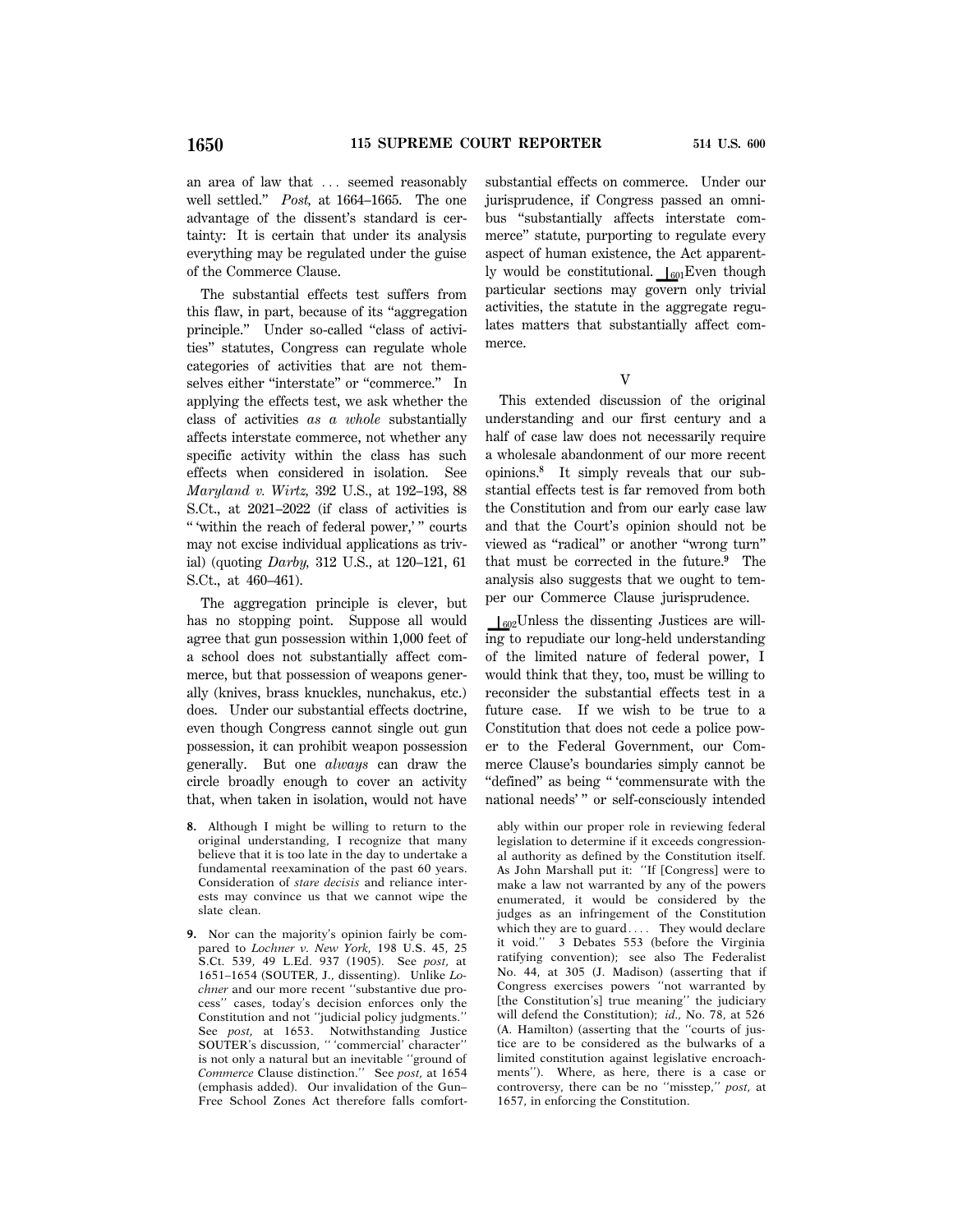an area of law that ... seemed reasonably well settled." *Post,* at 1664–1665. The one advantage of the dissent's standard is certainty: It is certain that under its analysis everything may be regulated under the guise of the Commerce Clause.

The substantial effects test suffers from this flaw, in part, because of its "aggregation principle." Under so-called "class of activities" statutes, Congress can regulate whole categories of activities that are not themselves either "interstate" or "commerce." In applying the effects test, we ask whether the class of activities *as a whole* substantially affects interstate commerce, not whether any specific activity within the class has such effects when considered in isolation. See *Maryland v. Wirtz,* 392 U.S., at 192–193, 88 S.Ct., at 2021–2022 (if class of activities is " 'within the reach of federal power,' " courts may not excise individual applications as trivial) (quoting *Darby,* 312 U.S., at 120–121, 61 S.Ct., at 460–461).

The aggregation principle is clever, but has no stopping point. Suppose all would agree that gun possession within 1,000 feet of a school does not substantially affect commerce, but that possession of weapons generally (knives, brass knuckles, nunchakus, etc.) does. Under our substantial effects doctrine, even though Congress cannot single out gun possession, it can prohibit weapon possession generally. But one *always* can draw the circle broadly enough to cover an activity that, when taken in isolation, would not have substantial effects on commerce. Under our jurisprudence, if Congress passed an omnibus "substantially affects interstate commerce" statute, purporting to regulate every aspect of human existence, the Act apparently would be constitutional. ⌊601Even though particular sections may govern only trivial activities, the statute in the aggregate regulates matters that substantially affect commerce.

## V

This extended discussion of the original understanding and our first century and a half of case law does not necessarily require a wholesale abandonment of our more recent opinions.[8] It simply reveals that our substantial effects test is far removed from both the Constitution and from our early case law and that the Court's opinion should not be viewed as "radical" or another "wrong turn" that must be corrected in the future.[9] The analysis also suggests that we ought to temper our Commerce Clause jurisprudence.

⌊602Unless the dissenting Justices are willing to repudiate our long-held understanding of the limited nature of federal power, I would think that they, too, must be willing to reconsider the substantial effects test in a future case. If we wish to be true to a Constitution that does not cede a police power to the Federal Government, our Commerce Clause's boundaries simply cannot be "defined" as being " 'commensurate with the national needs' " or self-consciously intended

8. Although I might be willing to return to the original understanding, I recognize that many believe that it is too late in the day to undertake a fundamental reexamination of the past 60 years. Consideration of *stare decisis* and reliance interests may convince us that we cannot wipe the slate clean.

9. Nor can the majority's opinion fairly be compared to *Lochner v. New York,* 198 U.S. 45, 25 S.Ct. 539, 49 L.Ed. 937 (1905). See *post,* at 1651–1654 (SOUTER, J., dissenting). Unlike *Lochner* and our more recent "substantive due process" cases, today's decision enforces only the Constitution and not "judicial policy judgments." See *post,* at 1653. Notwithstanding Justice SOUTER's discussion, " 'commercial' character" is not only a natural but an inevitable "ground of *Commerce* Clause distinction." See *post,* at 1654 (emphasis added). Our invalidation of the Gun-Free School Zones Act therefore falls comfortably within our proper role in reviewing federal legislation to determine if it exceeds congressional authority as defined by the Constitution itself. As John Marshall put it: "If [Congress] were to make a law not warranted by any of the powers enumerated, it would be considered by the judges as an infringement of the Constitution which they are to guard.... They would declare it void." 3 Debates 553 (before the Virginia ratifying convention); see also The Federalist No. 44, at 305 (J. Madison) (asserting that if Congress exercises powers "not warranted by [the Constitution's] true meaning" the judiciary will defend the Constitution); *id.,* No. 78, at 526 (A. Hamilton) (asserting that the "courts of justice are to be considered as the bulwarks of a limited constitution against legislative encroachments"). Where, as here, there is a case or controversy, there can be no "misstep," *post,* at 1657, in enforcing the Constitution.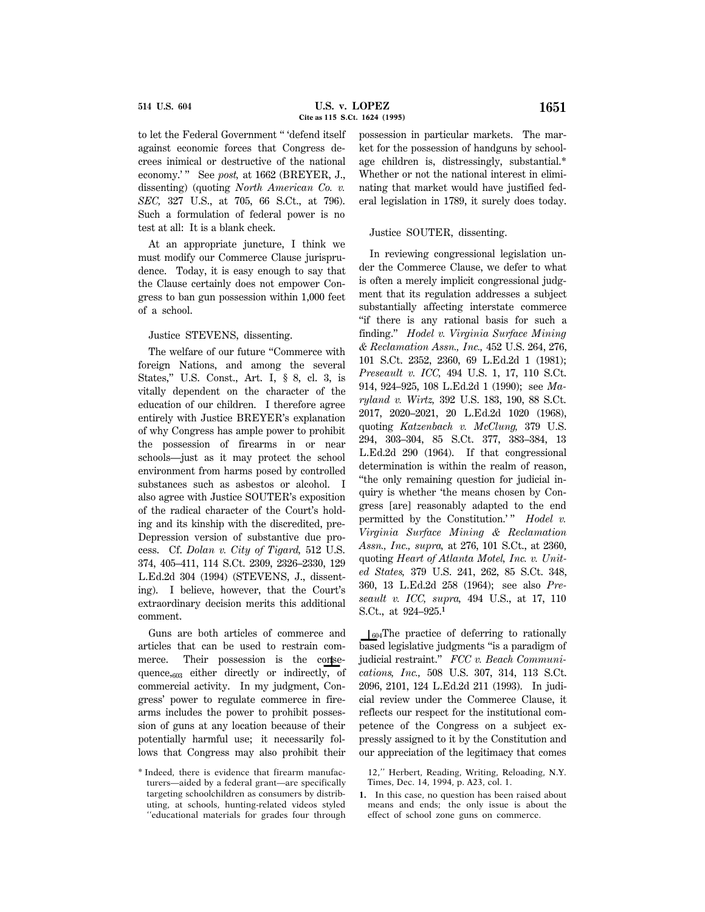to let the Federal Government " 'defend itself against economic forces that Congress decrees inimical or destructive of the national economy.' " See *post*, at 1662 (BREYER, J., dissenting) (quoting *North American Co. v. SEC*, 327 U.S., at 705, 66 S.Ct., at 796). Such a formulation of federal power is no test at all: It is a blank check.

At an appropriate juncture, I think we must modify our Commerce Clause jurisprudence. Today, it is easy enough to say that the Clause certainly does not empower Congress to ban gun possession within 1,000 feet of a school.

Justice STEVENS, dissenting.

The welfare of our future "Commerce with foreign Nations, and among the several States," U.S. Const., Art. I, § 8, cl. 3, is vitally dependent on the character of the education of our children. I therefore agree entirely with Justice BREYER's explanation of why Congress has ample power to prohibit the possession of firearms in or near schools—just as it may protect the school environment from harms posed by controlled substances such as asbestos or alcohol. I also agree with Justice SOUTER's exposition of the radical character of the Court's holding and its kinship with the discredited, pre-Depression version of substantive due process. Cf. *Dolan v. City of Tigard*, 512 U.S. 374, 405–411, 114 S.Ct. 2309, 2326–2330, 129 L.Ed.2d 304 (1994) (STEVENS, J., dissenting). I believe, however, that the Court's extraordinary decision merits this additional comment.

Guns are both articles of commerce and articles that can be used to restrain commerce. Their possession is the consequence,603 either directly or indirectly, of commercial activity. In my judgment, Congress' power to regulate commerce in firearms includes the power to prohibit possession of guns at any location because of their potentially harmful use; it necessarily follows that Congress may also prohibit their possession in particular markets. The market for the possession of handguns by school-age children is, distressingly, substantial.* Whether or not the national interest in eliminating that market would have justified federal legislation in 1789, it surely does today.

Justice SOUTER, dissenting.

In reviewing congressional legislation under the Commerce Clause, we defer to what is often a merely implicit congressional judgment that its regulation addresses a subject substantially affecting interstate commerce "if there is any rational basis for such a finding." *Hodel v. Virginia Surface Mining & Reclamation Assn., Inc.*, 452 U.S. 264, 276, 101 S.Ct. 2352, 2360, 69 L.Ed.2d 1 (1981); *Preseault v. ICC*, 494 U.S. 1, 17, 110 S.Ct. 914, 924–925, 108 L.Ed.2d 1 (1990); see *Maryland v. Wirtz*, 392 U.S. 183, 190, 88 S.Ct. 2017, 2020–2021, 20 L.Ed.2d 1020 (1968), quoting *Katzenbach v. McClung*, 379 U.S. 294, 303–304, 85 S.Ct. 377, 383–384, 13 L.Ed.2d 290 (1964). If that congressional determination is within the realm of reason, "the only remaining question for judicial inquiry is whether 'the means chosen by Congress [are] reasonably adapted to the end permitted by the Constitution.' " *Hodel v. Virginia Surface Mining & Reclamation Assn., Inc., supra*, at 276, 101 S.Ct., at 2360, quoting *Heart of Atlanta Motel, Inc. v. United States*, 379 U.S. 241, 262, 85 S.Ct. 348, 360, 13 L.Ed.2d 258 (1964); see also *Preseault v. ICC, supra*, 494 U.S., at 17, 110 S.Ct., at 924–925.[1]

604The practice of deferring to rationally based legislative judgments "is a paradigm of judicial restraint." *FCC v. Beach Communications, Inc.*, 508 U.S. 307, 314, 113 S.Ct. 2096, 2101, 124 L.Ed.2d 211 (1993). In judicial review under the Commerce Clause, it reflects our respect for the institutional competence of the Congress on a subject expressly assigned to it by the Constitution and our appreciation of the legitimacy that comes

\* Indeed, there is evidence that firearm manufacturers—aided by a federal grant—are specifically targeting schoolchildren as consumers by distributing, at schools, hunting-related videos styled "educational materials for grades four through 12," Herbert, Reading, Writing, Reloading, N.Y. Times, Dec. 14, 1994, p. A23, col. 1.

1. In this case, no question has been raised about means and ends; the only issue is about the effect of school zone guns on commerce.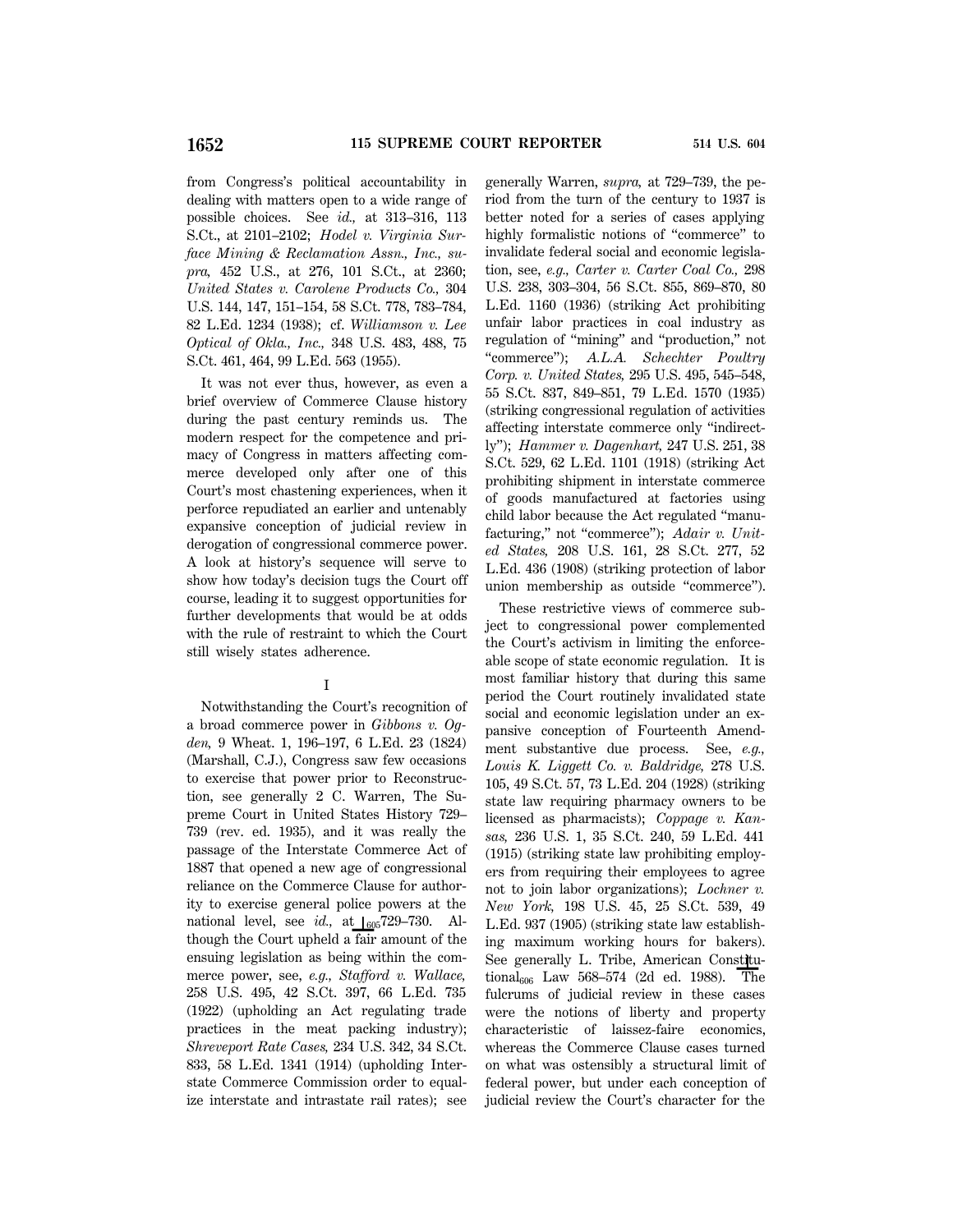from Congress's political accountability in dealing with matters open to a wide range of possible choices. See *id.,* at 313–316, 113 S.Ct., at 2101–2102; *Hodel v. Virginia Surface Mining & Reclamation Assn., Inc., supra,* 452 U.S., at 276, 101 S.Ct., at 2360; *United States v. Carolene Products Co.,* 304 U.S. 144, 147, 151–154, 58 S.Ct. 778, 783–784, 82 L.Ed. 1234 (1938); cf. *Williamson v. Lee Optical of Okla., Inc.,* 348 U.S. 483, 488, 75 S.Ct. 461, 464, 99 L.Ed. 563 (1955).

It was not ever thus, however, as even a brief overview of Commerce Clause history during the past century reminds us. The modern respect for the competence and primacy of Congress in matters affecting commerce developed only after one of this Court's most chastening experiences, when it perforce repudiated an earlier and untenably expansive conception of judicial review in derogation of congressional commerce power. A look at history's sequence will serve to show how today's decision tugs the Court off course, leading it to suggest opportunities for further developments that would be at odds with the rule of restraint to which the Court still wisely states adherence.

I

Notwithstanding the Court's recognition of a broad commerce power in *Gibbons v. Ogden,* 9 Wheat. 1, 196–197, 6 L.Ed. 23 (1824) (Marshall, C.J.), Congress saw few occasions to exercise that power prior to Reconstruction, see generally 2 C. Warren, The Supreme Court in United States History 729–739 (rev. ed. 1935), and it was really the passage of the Interstate Commerce Act of 1887 that opened a new age of congressional reliance on the Commerce Clause for authority to exercise general police powers at the national level, see *id.,* at 605 729–730. Although the Court upheld a fair amount of the ensuing legislation as being within the commerce power, see, *e.g., Stafford v. Wallace,* 258 U.S. 495, 42 S.Ct. 397, 66 L.Ed. 735 (1922) (upholding an Act regulating trade practices in the meat packing industry); *Shreveport Rate Cases,* 234 U.S. 342, 34 S.Ct. 833, 58 L.Ed. 1341 (1914) (upholding Interstate Commerce Commission order to equalize interstate and intrastate rail rates); see generally Warren, *supra,* at 729–739, the period from the turn of the century to 1937 is better noted for a series of cases applying highly formalistic notions of "commerce" to invalidate federal social and economic legislation, see, *e.g., Carter v. Carter Coal Co.,* 298 U.S. 238, 303–304, 56 S.Ct. 855, 869–870, 80 L.Ed. 1160 (1936) (striking Act prohibiting unfair labor practices in coal industry as regulation of "mining" and "production," not "commerce"); *A.L.A. Schechter Poultry Corp. v. United States,* 295 U.S. 495, 545–548, 55 S.Ct. 837, 849–851, 79 L.Ed. 1570 (1935) (striking congressional regulation of activities affecting interstate commerce only "indirectly"); *Hammer v. Dagenhart,* 247 U.S. 251, 38 S.Ct. 529, 62 L.Ed. 1101 (1918) (striking Act prohibiting shipment in interstate commerce of goods manufactured at factories using child labor because the Act regulated "manufacturing," not "commerce"); *Adair v. United States,* 208 U.S. 161, 28 S.Ct. 277, 52 L.Ed. 436 (1908) (striking protection of labor union membership as outside "commerce").

These restrictive views of commerce subject to congressional power complemented the Court's activism in limiting the enforceable scope of state economic regulation. It is most familiar history that during this same period the Court routinely invalidated state social and economic legislation under an expansive conception of Fourteenth Amendment substantive due process. See, *e.g., Louis K. Liggett Co. v. Baldridge,* 278 U.S. 105, 49 S.Ct. 57, 73 L.Ed. 204 (1928) (striking state law requiring pharmacy owners to be licensed as pharmacists); *Coppage v. Kansas,* 236 U.S. 1, 35 S.Ct. 240, 59 L.Ed. 441 (1915) (striking state law prohibiting employers from requiring their employees to agree not to join labor organizations); *Lochner v. New York,* 198 U.S. 45, 25 S.Ct. 539, 49 L.Ed. 937 (1905) (striking state law establishing maximum working hours for bakers). See generally L. Tribe, American Constitutional 606 Law 568–574 (2d ed. 1988). The fulcrums of judicial review in these cases were the notions of liberty and property characteristic of laissez-faire economics, whereas the Commerce Clause cases turned on what was ostensibly a structural limit of federal power, but under each conception of judicial review the Court's character for the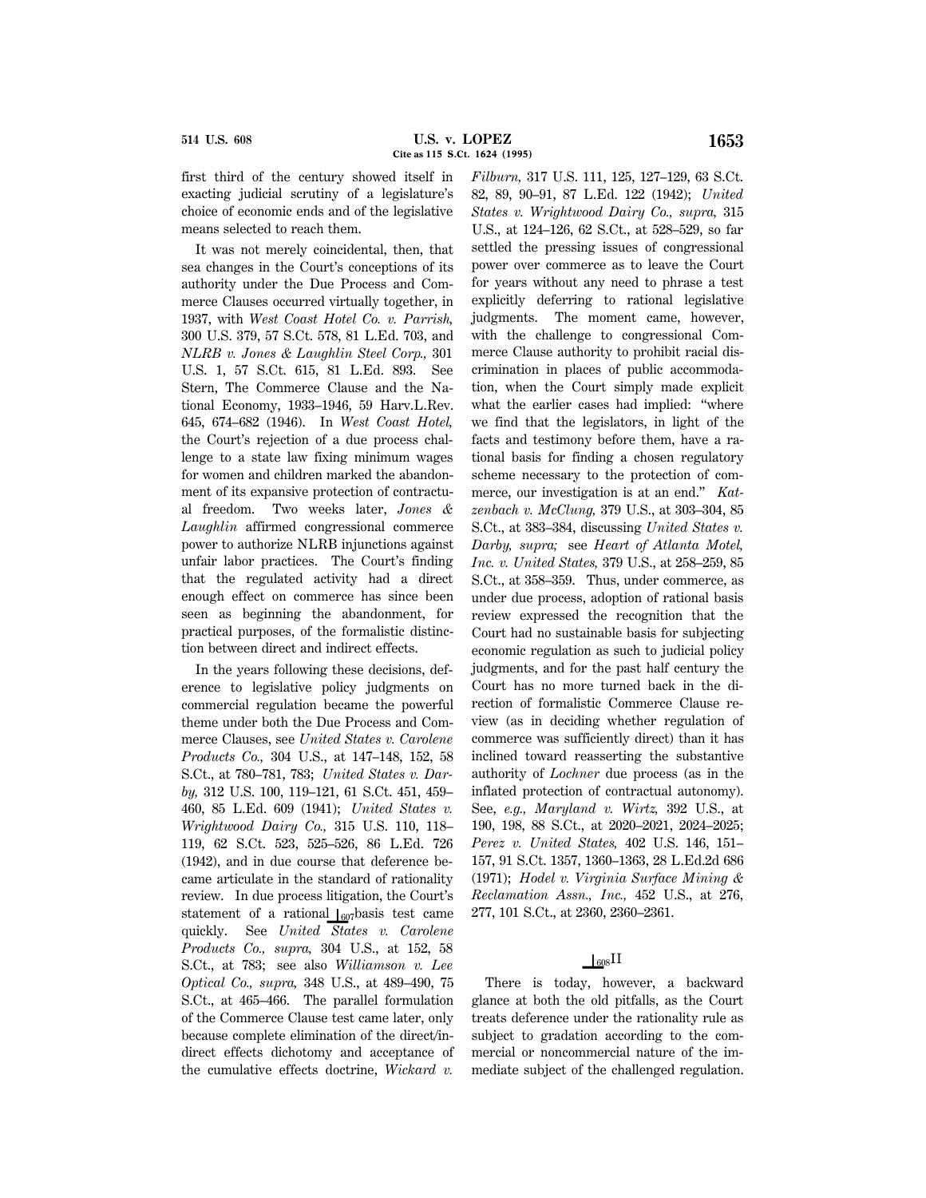first third of the century showed itself in exacting judicial scrutiny of a legislature's choice of economic ends and of the legislative means selected to reach them.

It was not merely coincidental, then, that sea changes in the Court's conceptions of its authority under the Due Process and Commerce Clauses occurred virtually together, in 1937, with *West Coast Hotel Co. v. Parrish,* 300 U.S. 379, 57 S.Ct. 578, 81 L.Ed. 703, and *NLRB v. Jones & Laughlin Steel Corp.,* 301 U.S. 1, 57 S.Ct. 615, 81 L.Ed. 893. See Stern, The Commerce Clause and the National Economy, 1933–1946, 59 Harv.L.Rev. 645, 674–682 (1946). In *West Coast Hotel,* the Court's rejection of a due process challenge to a state law fixing minimum wages for women and children marked the abandonment of its expansive protection of contractual freedom. Two weeks later, *Jones & Laughlin* affirmed congressional commerce power to authorize NLRB injunctions against unfair labor practices. The Court's finding that the regulated activity had a direct enough effect on commerce has since been seen as beginning the abandonment, for practical purposes, of the formalistic distinction between direct and indirect effects.

In the years following these decisions, deference to legislative policy judgments on commercial regulation became the powerful theme under both the Due Process and Commerce Clauses, see *United States v. Carolene Products Co.,* 304 U.S., at 147–148, 152, 58 S.Ct., at 780–781, 783; *United States v. Darby,* 312 U.S. 100, 119–121, 61 S.Ct. 451, 459–460, 85 L.Ed. 609 (1941); *United States v. Wrightwood Dairy Co.,* 315 U.S. 110, 118–119, 62 S.Ct. 523, 525–526, 86 L.Ed. 726 (1942), and in due course that deference became articulate in the standard of rationality review. In due process litigation, the Court's statement of a rational ⌊607 basis test came quickly. See *United States v. Carolene Products Co., supra,* 304 U.S., at 152, 58 S.Ct., at 783; see also *Williamson v. Lee Optical Co., supra,* 348 U.S., at 489–490, 75 S.Ct., at 465–466. The parallel formulation of the Commerce Clause test came later, only because complete elimination of the direct/indirect effects dichotomy and acceptance of the cumulative effects doctrine, *Wickard v. Filburn,* 317 U.S. 111, 125, 127–129, 63 S.Ct. 82, 89, 90–91, 87 L.Ed. 122 (1942); *United States v. Wrightwood Dairy Co., supra,* 315 U.S., at 124–126, 62 S.Ct., at 528–529, so far settled the pressing issues of congressional power over commerce as to leave the Court for years without any need to phrase a test explicitly deferring to rational legislative judgments. The moment came, however, with the challenge to congressional Commerce Clause authority to prohibit racial discrimination in places of public accommodation, when the Court simply made explicit what the earlier cases had implied: "where we find that the legislators, in light of the facts and testimony before them, have a rational basis for finding a chosen regulatory scheme necessary to the protection of commerce, our investigation is at an end." *Katzenbach v. McClung,* 379 U.S., at 303–304, 85 S.Ct., at 383–384, discussing *United States v. Darby, supra;* see *Heart of Atlanta Motel, Inc. v. United States,* 379 U.S., at 258–259, 85 S.Ct., at 358–359. Thus, under commerce, as under due process, adoption of rational basis review expressed the recognition that the Court had no sustainable basis for subjecting economic regulation as such to judicial policy judgments, and for the past half century the Court has no more turned back in the direction of formalistic Commerce Clause review (as in deciding whether regulation of commerce was sufficiently direct) than it has inclined toward reasserting the substantive authority of *Lochner* due process (as in the inflated protection of contractual autonomy). See, *e.g., Maryland v. Wirtz,* 392 U.S., at 190, 198, 88 S.Ct., at 2020–2021, 2024–2025; *Perez v. United States,* 402 U.S. 146, 151–157, 91 S.Ct. 1357, 1360–1363, 28 L.Ed.2d 686 (1971); *Hodel v. Virginia Surface Mining & Reclamation Assn., Inc.,* 452 U.S., at 276, 277, 101 S.Ct., at 2360, 2360–2361.

## ⌊608 II

There is today, however, a backward glance at both the old pitfalls, as the Court treats deference under the rationality rule as subject to gradation according to the commercial or noncommercial nature of the immediate subject of the challenged regulation.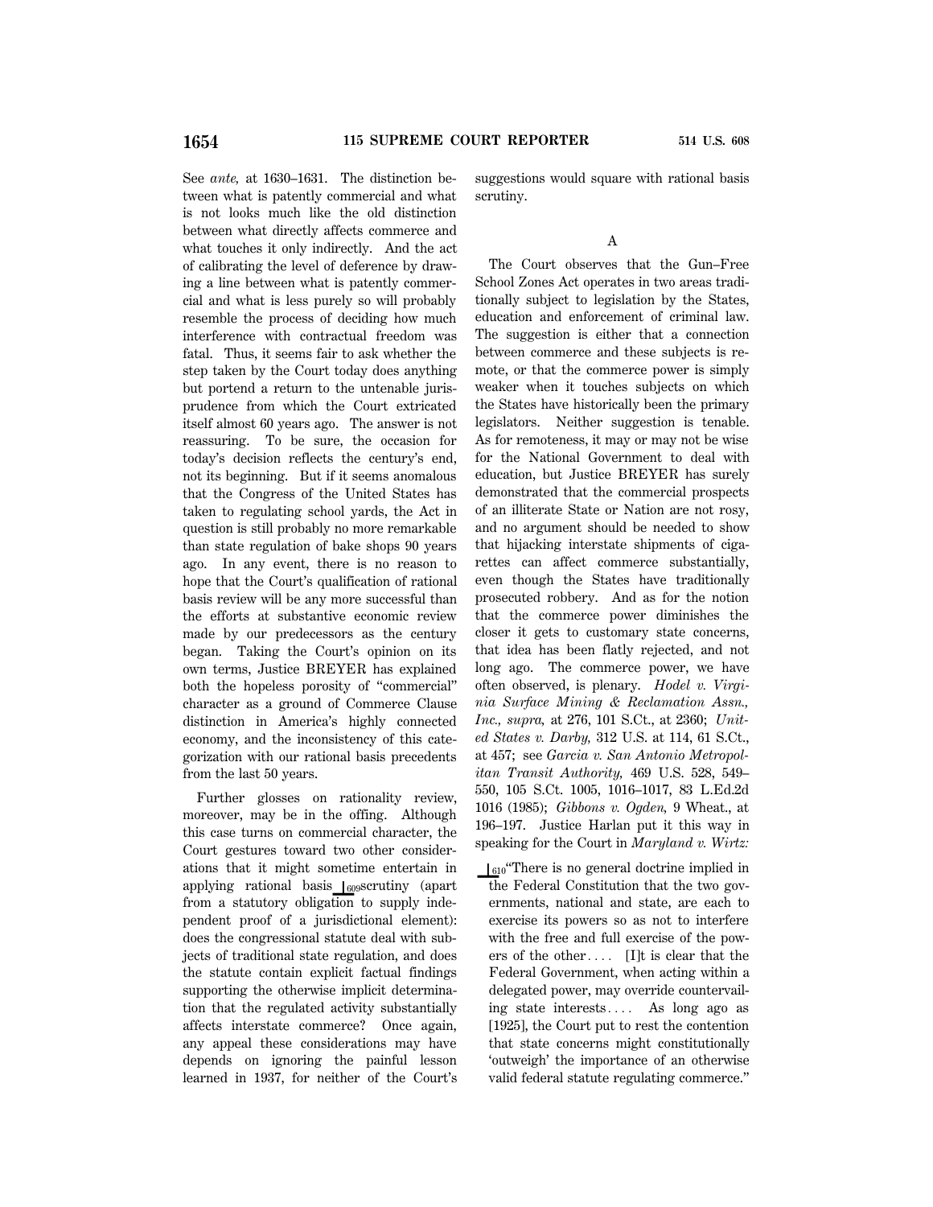See *ante,* at 1630–1631. The distinction between what is patently commercial and what is not looks much like the old distinction between what directly affects commerce and what touches it only indirectly. And the act of calibrating the level of deference by drawing a line between what is patently commercial and what is less purely so will probably resemble the process of deciding how much interference with contractual freedom was fatal. Thus, it seems fair to ask whether the step taken by the Court today does anything but portend a return to the untenable jurisprudence from which the Court extricated itself almost 60 years ago. The answer is not reassuring. To be sure, the occasion for today's decision reflects the century's end, not its beginning. But if it seems anomalous that the Congress of the United States has taken to regulating school yards, the Act in question is still probably no more remarkable than state regulation of bake shops 90 years ago. In any event, there is no reason to hope that the Court's qualification of rational basis review will be any more successful than the efforts at substantive economic review made by our predecessors as the century began. Taking the Court's opinion on its own terms, Justice BREYER has explained both the hopeless porosity of "commercial" character as a ground of Commerce Clause distinction in America's highly connected economy, and the inconsistency of this categorization with our rational basis precedents from the last 50 years.

Further glosses on rationality review, moreover, may be in the offing. Although this case turns on commercial character, the Court gestures toward two other considerations that it might sometime entertain in applying rational basis ⌊609scrutiny (apart from a statutory obligation to supply independent proof of a jurisdictional element): does the congressional statute deal with subjects of traditional state regulation, and does the statute contain explicit factual findings supporting the otherwise implicit determination that the regulated activity substantially affects interstate commerce? Once again, any appeal these considerations may have depends on ignoring the painful lesson learned in 1937, for neither of the Court's suggestions would square with rational basis scrutiny.

A

The Court observes that the Gun–Free School Zones Act operates in two areas traditionally subject to legislation by the States, education and enforcement of criminal law. The suggestion is either that a connection between commerce and these subjects is remote, or that the commerce power is simply weaker when it touches subjects on which the States have historically been the primary legislators. Neither suggestion is tenable. As for remoteness, it may or may not be wise for the National Government to deal with education, but Justice BREYER has surely demonstrated that the commercial prospects of an illiterate State or Nation are not rosy, and no argument should be needed to show that hijacking interstate shipments of cigarettes can affect commerce substantially, even though the States have traditionally prosecuted robbery. And as for the notion that the commerce power diminishes the closer it gets to customary state concerns, that idea has been flatly rejected, and not long ago. The commerce power, we have often observed, is plenary. *Hodel v. Virginia Surface Mining & Reclamation Assn., Inc., supra,* at 276, 101 S.Ct., at 2360; *United States v. Darby,* 312 U.S. at 114, 61 S.Ct., at 457; see *Garcia v. San Antonio Metropolitan Transit Authority,* 469 U.S. 528, 549–550, 105 S.Ct. 1005, 1016–1017, 83 L.Ed.2d 1016 (1985); *Gibbons v. Ogden,* 9 Wheat., at 196–197. Justice Harlan put it this way in speaking for the Court in *Maryland v. Wirtz:*

> ⌊610"There is no general doctrine implied in the Federal Constitution that the two governments, national and state, are each to exercise its powers so as not to interfere with the free and full exercise of the powers of the other.... [I]t is clear that the Federal Government, when acting within a delegated power, may override countervailing state interests.... As long ago as [1925], the Court put to rest the contention that state concerns might constitutionally 'outweigh' the importance of an otherwise valid federal statute regulating commerce."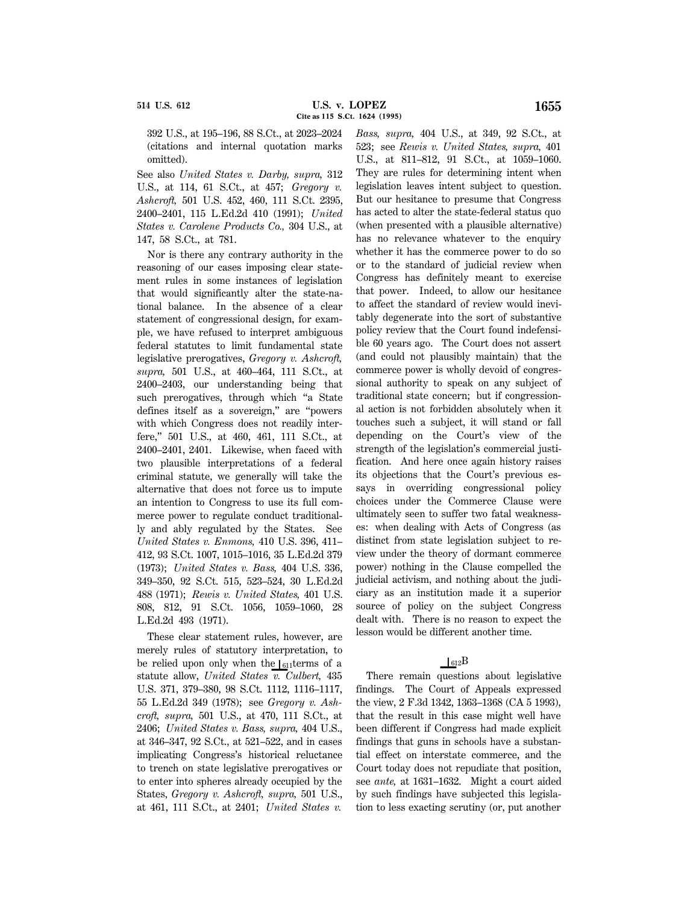392 U.S., at 195–196, 88 S.Ct., at 2023–2024 (citations and internal quotation marks omitted).

See also *United States v. Darby, supra,* 312 U.S., at 114, 61 S.Ct., at 457; *Gregory v. Ashcroft,* 501 U.S. 452, 460, 111 S.Ct. 2395, 2400–2401, 115 L.Ed.2d 410 (1991); *United States v. Carolene Products Co.,* 304 U.S., at 147, 58 S.Ct., at 781.

Nor is there any contrary authority in the reasoning of our cases imposing clear statement rules in some instances of legislation that would significantly alter the state-national balance. In the absence of a clear statement of congressional design, for example, we have refused to interpret ambiguous federal statutes to limit fundamental state legislative prerogatives, *Gregory v. Ashcroft, supra,* 501 U.S., at 460–464, 111 S.Ct., at 2400–2403, our understanding being that such prerogatives, through which "a State defines itself as a sovereign," are "powers with which Congress does not readily interfere," 501 U.S., at 460, 461, 111 S.Ct., at 2400–2401, 2401. Likewise, when faced with two plausible interpretations of a federal criminal statute, we generally will take the alternative that does not force us to impute an intention to Congress to use its full commerce power to regulate conduct traditionally and ably regulated by the States. See *United States v. Enmons,* 410 U.S. 396, 411–412, 93 S.Ct. 1007, 1015–1016, 35 L.Ed.2d 379 (1973); *United States v. Bass,* 404 U.S. 336, 349–350, 92 S.Ct. 515, 523–524, 30 L.Ed.2d 488 (1971); *Rewis v. United States,* 401 U.S. 808, 812, 91 S.Ct. 1056, 1059–1060, 28 L.Ed.2d 493 (1971).

These clear statement rules, however, are merely rules of statutory interpretation, to be relied upon only when the ⌊611terms of a statute allow, *United States v. Culbert,* 435 U.S. 371, 379–380, 98 S.Ct. 1112, 1116–1117, 55 L.Ed.2d 349 (1978); see *Gregory v. Ashcroft, supra,* 501 U.S., at 470, 111 S.Ct., at 2406; *United States v. Bass, supra,* 404 U.S., at 346–347, 92 S.Ct., at 521–522, and in cases implicating Congress's historical reluctance to trench on state legislative prerogatives or to enter into spheres already occupied by the States, *Gregory v. Ashcroft, supra,* 501 U.S., at 461, 111 S.Ct., at 2401; *United States v. Bass, supra,* 404 U.S., at 349, 92 S.Ct., at 523; see *Rewis v. United States, supra,* 401 U.S., at 811–812, 91 S.Ct., at 1059–1060. They are rules for determining intent when legislation leaves intent subject to question. But our hesitance to presume that Congress has acted to alter the state-federal status quo (when presented with a plausible alternative) has no relevance whatever to the enquiry whether it has the commerce power to do so or to the standard of judicial review when Congress has definitely meant to exercise that power. Indeed, to allow our hesitance to affect the standard of review would inevitably degenerate into the sort of substantive policy review that the Court found indefensible 60 years ago. The Court does not assert (and could not plausibly maintain) that the commerce power is wholly devoid of congressional authority to speak on any subject of traditional state concern; but if congressional action is not forbidden absolutely when it touches such a subject, it will stand or fall depending on the Court's view of the strength of the legislation's commercial justification. And here once again history raises its objections that the Court's previous essays in overriding congressional policy choices under the Commerce Clause were ultimately seen to suffer two fatal weaknesses: when dealing with Acts of Congress (as distinct from state legislation subject to review under the theory of dormant commerce power) nothing in the Clause compelled the judicial activism, and nothing about the judiciary as an institution made it a superior source of policy on the subject Congress dealt with. There is no reason to expect the lesson would be different another time.

## ⌊612B

There remain questions about legislative findings. The Court of Appeals expressed the view, 2 F.3d 1342, 1363–1368 (CA 5 1993), that the result in this case might well have been different if Congress had made explicit findings that guns in schools have a substantial effect on interstate commerce, and the Court today does not repudiate that position, see *ante,* at 1631–1632. Might a court aided by such findings have subjected this legislation to less exacting scrutiny (or, put another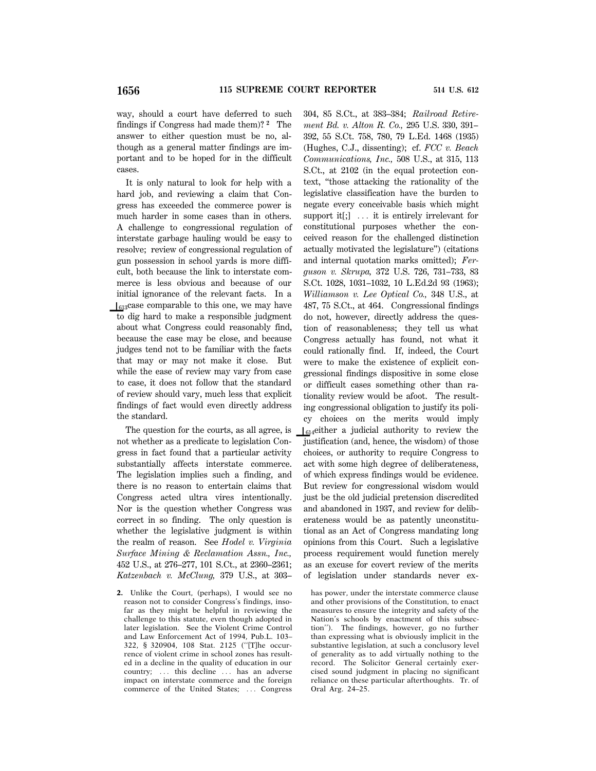way, should a court have deferred to such findings if Congress had made them)? [2] The answer to either question must be no, although as a general matter findings are important and to be hoped for in the difficult cases.

It is only natural to look for help with a hard job, and reviewing a claim that Congress has exceeded the commerce power is much harder in some cases than in others. A challenge to congressional regulation of interstate garbage hauling would be easy to resolve; review of congressional regulation of gun possession in school yards is more difficult, both because the link to interstate commerce is less obvious and because of our initial ignorance of the relevant facts. In a ⌊613case comparable to this one, we may have to dig hard to make a responsible judgment about what Congress could reasonably find, because the case may be close, and because judges tend not to be familiar with the facts that may or may not make it close. But while the ease of review may vary from case to case, it does not follow that the standard of review should vary, much less that explicit findings of fact would even directly address the standard.

The question for the courts, as all agree, is not whether as a predicate to legislation Congress in fact found that a particular activity substantially affects interstate commerce. The legislation implies such a finding, and there is no reason to entertain claims that Congress acted ultra vires intentionally. Nor is the question whether Congress was correct in so finding. The only question is whether the legislative judgment is within the realm of reason. See *Hodel v. Virginia Surface Mining & Reclamation Assn., Inc.,* 452 U.S., at 276–277, 101 S.Ct., at 2360–2361; *Katzenbach v. McClung,* 379 U.S., at 303–304, 85 S.Ct., at 383–384; *Railroad Retirement Bd. v. Alton R. Co.,* 295 U.S. 330, 391–392, 55 S.Ct. 758, 780, 79 L.Ed. 1468 (1935) (Hughes, C.J., dissenting); cf. *FCC v. Beach Communications, Inc.,* 508 U.S., at 315, 113 S.Ct., at 2102 (in the equal protection context, "those attacking the rationality of the legislative classification have the burden to negate every conceivable basis which might support it[;] ... it is entirely irrelevant for constitutional purposes whether the conceived reason for the challenged distinction actually motivated the legislature") (citations and internal quotation marks omitted); *Ferguson v. Skrupa,* 372 U.S. 726, 731–733, 83 S.Ct. 1028, 1031–1032, 10 L.Ed.2d 93 (1963); *Williamson v. Lee Optical Co.,* 348 U.S., at 487, 75 S.Ct., at 464. Congressional findings do not, however, directly address the question of reasonableness; they tell us what Congress actually has found, not what it could rationally find. If, indeed, the Court were to make the existence of explicit congressional findings dispositive in some close or difficult cases something other than rationality review would be afoot. The resulting congressional obligation to justify its policy choices on the merits would imply ⌊614either a judicial authority to review the justification (and, hence, the wisdom) of those choices, or authority to require Congress to act with some high degree of deliberateness, of which express findings would be evidence. But review for congressional wisdom would just be the old judicial pretension discredited and abandoned in 1937, and review for deliberateness would be as patently unconstitutional as an Act of Congress mandating long opinions from this Court. Such a legislative process requirement would function merely as an excuse for covert review of the merits of legislation under standards never ex-

---

**2.** Unlike the Court, (perhaps), I would see no reason not to consider Congress's findings, insofar as they might be helpful in reviewing the challenge to this statute, even though adopted in later legislation. See the Violent Crime Control and Law Enforcement Act of 1994, Pub.L. 103–322, § 320904, 108 Stat. 2125 ("[T]he occurrence of violent crime in school zones has resulted in a decline in the quality of education in our country; ... this decline ... has an adverse impact on interstate commerce and the foreign commerce of the United States; ... Congress has power, under the interstate commerce clause and other provisions of the Constitution, to enact measures to ensure the integrity and safety of the Nation's schools by enactment of this subsection"). The findings, however, go no further than expressing what is obviously implicit in the substantive legislation, at such a conclusory level of generality as to add virtually nothing to the record. The Solicitor General certainly exercised sound judgment in placing no significant reliance on these particular afterthoughts. Tr. of Oral Arg. 24–25.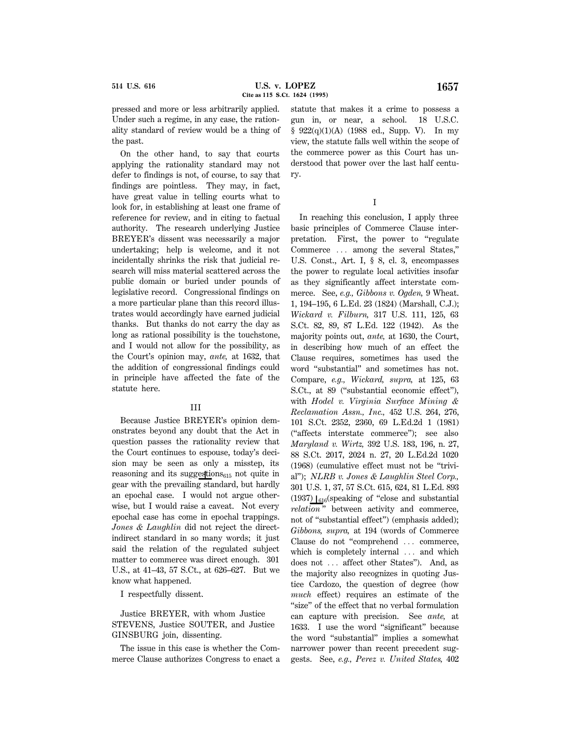pressed and more or less arbitrarily applied. Under such a regime, in any case, the rationality standard of review would be a thing of the past.

On the other hand, to say that courts applying the rationality standard may not defer to findings is not, of course, to say that findings are pointless. They may, in fact, have great value in telling courts what to look for, in establishing at least one frame of reference for review, and in citing to factual authority. The research underlying Justice BREYER's dissent was necessarily a major undertaking; help is welcome, and it not incidentally shrinks the risk that judicial research will miss material scattered across the public domain or buried under pounds of legislative record. Congressional findings on a more particular plane than this record illustrates would accordingly have earned judicial thanks. But thanks do not carry the day as long as rational possibility is the touchstone, and I would not allow for the possibility, as the Court's opinion may, *ante,* at 1632, that the addition of congressional findings could in principle have affected the fate of the statute here.

### III

Because Justice BREYER's opinion demonstrates beyond any doubt that the Act in question passes the rationality review that the Court continues to espouse, today's decision may be seen as only a misstep, its reasoning and its sugges⊥615tions not quite in gear with the prevailing standard, but hardly an epochal case. I would not argue otherwise, but I would raise a caveat. Not every epochal case has come in epochal trappings. *Jones & Laughlin* did not reject the direct-indirect standard in so many words; it just said the relation of the regulated subject matter to commerce was direct enough. 301 U.S., at 41–43, 57 S.Ct., at 626–627. But we know what happened.

I respectfully dissent.

Justice BREYER, with whom Justice STEVENS, Justice SOUTER, and Justice GINSBURG join, dissenting.

The issue in this case is whether the Commerce Clause authorizes Congress to enact a statute that makes it a crime to possess a gun in, or near, a school. 18 U.S.C. § 922(q)(1)(A) (1988 ed., Supp. V). In my view, the statute falls well within the scope of the commerce power as this Court has understood that power over the last half century.

### I

In reaching this conclusion, I apply three basic principles of Commerce Clause interpretation. First, the power to "regulate Commerce ... among the several States," U.S. Const., Art. I, § 8, cl. 3, encompasses the power to regulate local activities insofar as they significantly affect interstate commerce. See, *e.g., Gibbons v. Ogden,* 9 Wheat. 1, 194–195, 6 L.Ed. 23 (1824) (Marshall, C.J.); *Wickard v. Filburn,* 317 U.S. 111, 125, 63 S.Ct. 82, 89, 87 L.Ed. 122 (1942). As the majority points out, *ante,* at 1630, the Court, in describing how much of an effect the Clause requires, sometimes has used the word "substantial" and sometimes has not. Compare, *e.g., Wickard, supra,* at 125, 63 S.Ct., at 89 ("substantial economic effect"), with *Hodel v. Virginia Surface Mining & Reclamation Assn., Inc.,* 452 U.S. 264, 276, 101 S.Ct. 2352, 2360, 69 L.Ed.2d 1 (1981) ("affects interstate commerce"); see also *Maryland v. Wirtz,* 392 U.S. 183, 196, n. 27, 88 S.Ct. 2017, 2024 n. 27, 20 L.Ed.2d 1020 (1968) (cumulative effect must not be "trivial"); *NLRB v. Jones & Laughlin Steel Corp.,* 301 U.S. 1, 37, 57 S.Ct. 615, 624, 81 L.Ed. 893 (1937) ⊥616(speaking of "close and substantial *relation* " between activity and commerce, not of "substantial effect") (emphasis added); *Gibbons, supra,* at 194 (words of Commerce Clause do not "comprehend ... commerce, which is completely internal ... and which does not ... affect other States"). And, as the majority also recognizes in quoting Justice Cardozo, the question of degree (how *much* effect) requires an estimate of the "size" of the effect that no verbal formulation can capture with precision. See *ante,* at 1633. I use the word "significant" because the word "substantial" implies a somewhat narrower power than recent precedent suggests. See, *e.g., Perez v. United States,* 402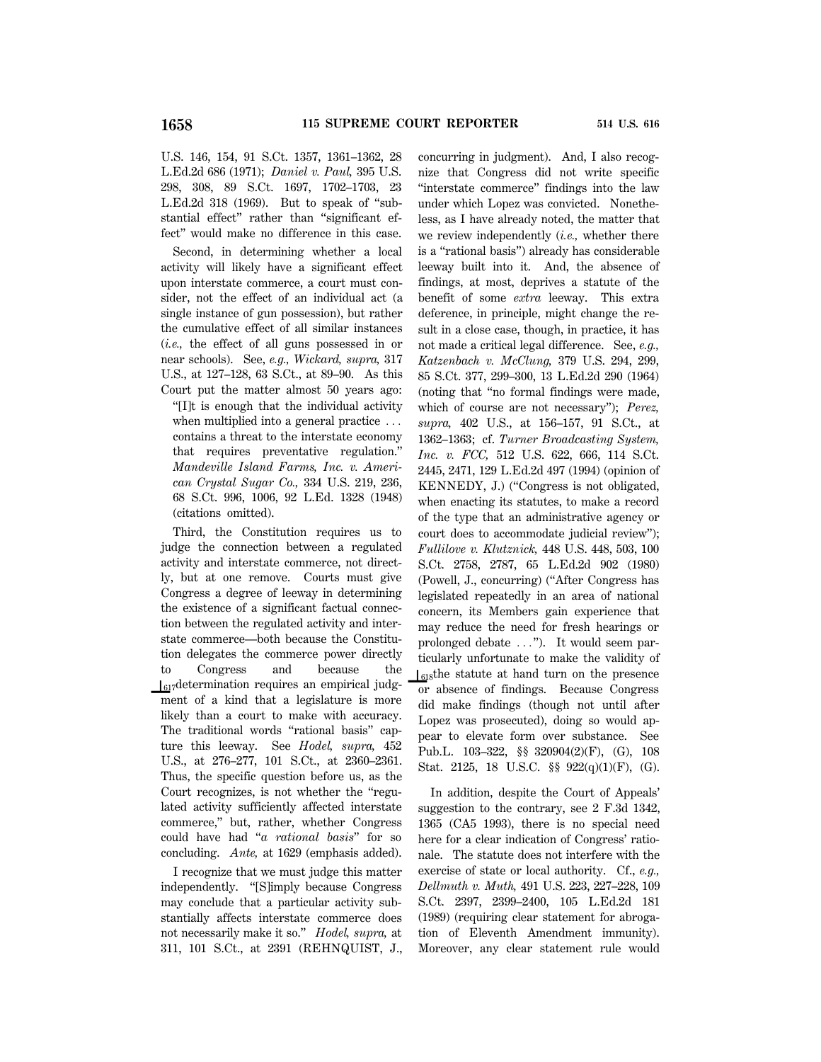U.S. 146, 154, 91 S.Ct. 1357, 1361–1362, 28 L.Ed.2d 686 (1971); *Daniel v. Paul,* 395 U.S. 298, 308, 89 S.Ct. 1697, 1702–1703, 23 L.Ed.2d 318 (1969). But to speak of "substantial effect" rather than "significant effect" would make no difference in this case.

Second, in determining whether a local activity will likely have a significant effect upon interstate commerce, a court must consider, not the effect of an individual act (a single instance of gun possession), but rather the cumulative effect of all similar instances (*i.e.,* the effect of all guns possessed in or near schools). See, *e.g., Wickard, supra,* 317 U.S., at 127–128, 63 S.Ct., at 89–90. As this Court put the matter almost 50 years ago:

> "[I]t is enough that the individual activity when multiplied into a general practice ... contains a threat to the interstate economy that requires preventative regulation." *Mandeville Island Farms, Inc. v. American Crystal Sugar Co.,* 334 U.S. 219, 236, 68 S.Ct. 996, 1006, 92 L.Ed. 1328 (1948) (citations omitted).

Third, the Constitution requires us to judge the connection between a regulated activity and interstate commerce, not directly, but at one remove. Courts must give Congress a degree of leeway in determining the existence of a significant factual connection between the regulated activity and interstate commerce—both because the Constitution delegates the commerce power directly to Congress and because the ⌊617determination requires an empirical judgment of a kind that a legislature is more likely than a court to make with accuracy. The traditional words "rational basis" capture this leeway. See *Hodel, supra,* 452 U.S., at 276–277, 101 S.Ct., at 2360–2361. Thus, the specific question before us, as the Court recognizes, is not whether the "regulated activity sufficiently affected interstate commerce," but, rather, whether Congress could have had "*a rational basis*" for so concluding. *Ante,* at 1629 (emphasis added).

I recognize that we must judge this matter independently. "[S]imply because Congress may conclude that a particular activity substantially affects interstate commerce does not necessarily make it so." *Hodel, supra,* at 311, 101 S.Ct., at 2391 (REHNQUIST, J., concurring in judgment). And, I also recognize that Congress did not write specific "interstate commerce" findings into the law under which Lopez was convicted. Nonetheless, as I have already noted, the matter that we review independently (*i.e.,* whether there is a "rational basis") already has considerable leeway built into it. And, the absence of findings, at most, deprives a statute of the benefit of some *extra* leeway. This extra deference, in principle, might change the result in a close case, though, in practice, it has not made a critical legal difference. See, *e.g., Katzenbach v. McClung,* 379 U.S. 294, 299, 85 S.Ct. 377, 299–300, 13 L.Ed.2d 290 (1964) (noting that "no formal findings were made, which of course are not necessary"); *Perez, supra,* 402 U.S., at 156–157, 91 S.Ct., at 1362–1363; cf. *Turner Broadcasting System, Inc. v. FCC,* 512 U.S. 622, 666, 114 S.Ct. 2445, 2471, 129 L.Ed.2d 497 (1994) (opinion of KENNEDY, J.) ("Congress is not obligated, when enacting its statutes, to make a record of the type that an administrative agency or court does to accommodate judicial review"); *Fullilove v. Klutznick,* 448 U.S. 448, 503, 100 S.Ct. 2758, 2787, 65 L.Ed.2d 902 (1980) (Powell, J., concurring) ("After Congress has legislated repeatedly in an area of national concern, its Members gain experience that may reduce the need for fresh hearings or prolonged debate ..."). It would seem particularly unfortunate to make the validity of ⌊618the statute at hand turn on the presence or absence of findings. Because Congress did make findings (though not until after Lopez was prosecuted), doing so would appear to elevate form over substance. See Pub.L. 103–322, §§ 320904(2)(F), (G), 108 Stat. 2125, 18 U.S.C. §§ 922(q)(1)(F), (G).

In addition, despite the Court of Appeals' suggestion to the contrary, see 2 F.3d 1342, 1365 (CA5 1993), there is no special need here for a clear indication of Congress' rationale. The statute does not interfere with the exercise of state or local authority. Cf., *e.g., Dellmuth v. Muth,* 491 U.S. 223, 227–228, 109 S.Ct. 2397, 2399–2400, 105 L.Ed.2d 181 (1989) (requiring clear statement for abrogation of Eleventh Amendment immunity). Moreover, any clear statement rule would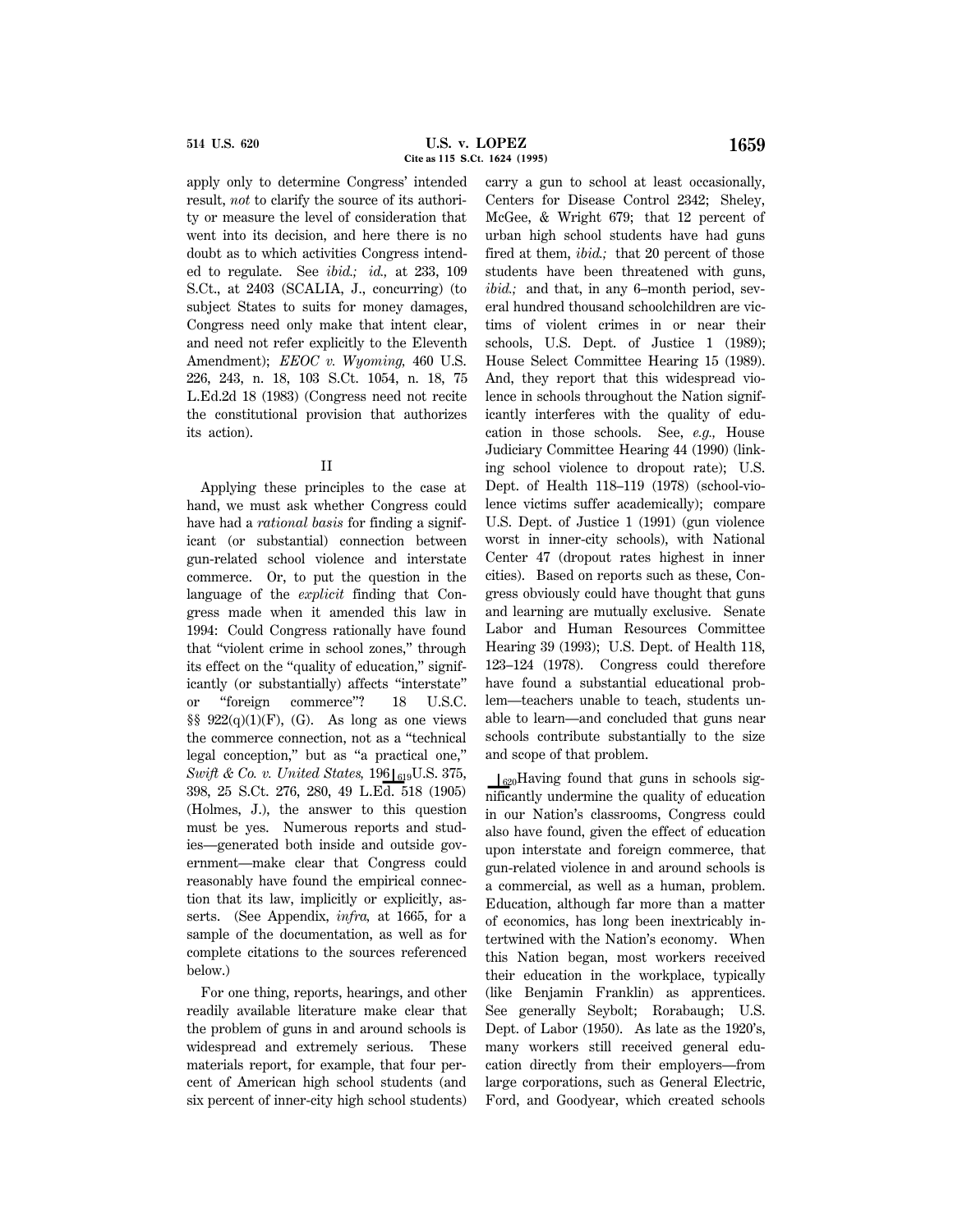apply only to determine Congress' intended result, *not* to clarify the source of its authority or measure the level of consideration that went into its decision, and here there is no doubt as to which activities Congress intended to regulate. See *ibid.; id.,* at 233, 109 S.Ct., at 2403 (SCALIA, J., concurring) (to subject States to suits for money damages, Congress need only make that intent clear, and need not refer explicitly to the Eleventh Amendment); *EEOC v. Wyoming,* 460 U.S. 226, 243, n. 18, 103 S.Ct. 1054, n. 18, 75 L.Ed.2d 18 (1983) (Congress need not recite the constitutional provision that authorizes its action).

## II

Applying these principles to the case at hand, we must ask whether Congress could have had a *rational basis* for finding a significant (or substantial) connection between gun-related school violence and interstate commerce. Or, to put the question in the language of the *explicit* finding that Congress made when it amended this law in 1994: Could Congress rationally have found that "violent crime in school zones," through its effect on the "quality of education," significantly (or substantially) affects "interstate" or "foreign commerce"? 18 U.S.C. §§ 922(q)(1)(F), (G). As long as one views the commerce connection, not as a "technical legal conception," but as "a practical one," *Swift & Co. v. United States,* 196 ⌊619 U.S. 375, 398, 25 S.Ct. 276, 280, 49 L.Ed. 518 (1905) (Holmes, J.), the answer to this question must be yes. Numerous reports and studies—generated both inside and outside government—make clear that Congress could reasonably have found the empirical connection that its law, implicitly or explicitly, asserts. (See Appendix, *infra,* at 1665, for a sample of the documentation, as well as for complete citations to the sources referenced below.)

For one thing, reports, hearings, and other readily available literature make clear that the problem of guns in and around schools is widespread and extremely serious. These materials report, for example, that four percent of American high school students (and six percent of inner-city high school students) carry a gun to school at least occasionally, Centers for Disease Control 2342; Sheley, McGee, & Wright 679; that 12 percent of urban high school students have had guns fired at them, *ibid.;* that 20 percent of those students have been threatened with guns, *ibid.;* and that, in any 6–month period, several hundred thousand schoolchildren are victims of violent crimes in or near their schools, U.S. Dept. of Justice 1 (1989); House Select Committee Hearing 15 (1989). And, they report that this widespread violence in schools throughout the Nation significantly interferes with the quality of education in those schools. See, *e.g.,* House Judiciary Committee Hearing 44 (1990) (linking school violence to dropout rate); U.S. Dept. of Health 118–119 (1978) (school-violence victims suffer academically); compare U.S. Dept. of Justice 1 (1991) (gun violence worst in inner-city schools), with National Center 47 (dropout rates highest in inner cities). Based on reports such as these, Congress obviously could have thought that guns and learning are mutually exclusive. Senate Labor and Human Resources Committee Hearing 39 (1993); U.S. Dept. of Health 118, 123–124 (1978). Congress could therefore have found a substantial educational problem—teachers unable to teach, students unable to learn—and concluded that guns near schools contribute substantially to the size and scope of that problem.

⌊620 Having found that guns in schools significantly undermine the quality of education in our Nation's classrooms, Congress could also have found, given the effect of education upon interstate and foreign commerce, that gun-related violence in and around schools is a commercial, as well as a human, problem. Education, although far more than a matter of economics, has long been inextricably intertwined with the Nation's economy. When this Nation began, most workers received their education in the workplace, typically (like Benjamin Franklin) as apprentices. See generally Seybolt; Rorabaugh; U.S. Dept. of Labor (1950). As late as the 1920's, many workers still received general education directly from their employers—from large corporations, such as General Electric, Ford, and Goodyear, which created schools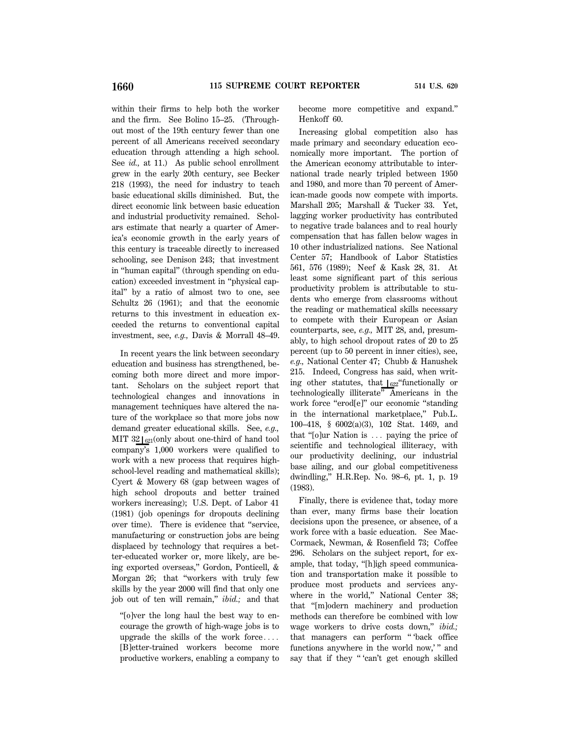within their firms to help both the worker and the firm. See Bolino 15–25. (Throughout most of the 19th century fewer than one percent of all Americans received secondary education through attending a high school. See *id.,* at 11.) As public school enrollment grew in the early 20th century, see Becker 218 (1993), the need for industry to teach basic educational skills diminished. But, the direct economic link between basic education and industrial productivity remained. Scholars estimate that nearly a quarter of America's economic growth in the early years of this century is traceable directly to increased schooling, see Denison 243; that investment in "human capital" (through spending on education) exceeded investment in "physical capital" by a ratio of almost two to one, see Schultz 26 (1961); and that the economic returns to this investment in education exceeded the returns to conventional capital investment, see, *e.g.,* Davis & Morrall 48–49.

In recent years the link between secondary education and business has strengthened, becoming both more direct and more important. Scholars on the subject report that technological changes and innovations in management techniques have altered the nature of the workplace so that more jobs now demand greater educational skills. See, *e.g.,* MIT 32 ⌊621(only about one-third of hand tool company's 1,000 workers were qualified to work with a new process that requires high-school-level reading and mathematical skills); Cyert & Mowery 68 (gap between wages of high school dropouts and better trained workers increasing); U.S. Dept. of Labor 41 (1981) (job openings for dropouts declining over time). There is evidence that "service, manufacturing or construction jobs are being displaced by technology that requires a better-educated worker or, more likely, are being exported overseas," Gordon, Ponticell, & Morgan 26; that "workers with truly few skills by the year 2000 will find that only one job out of ten will remain," *ibid.;* and that

> "[o]ver the long haul the best way to encourage the growth of high-wage jobs is to upgrade the skills of the work force. . . . [B]etter-trained workers become more productive workers, enabling a company to become more competitive and expand." Henkoff 60.

Increasing global competition also has made primary and secondary education economically more important. The portion of the American economy attributable to international trade nearly tripled between 1950 and 1980, and more than 70 percent of American-made goods now compete with imports. Marshall 205; Marshall & Tucker 33. Yet, lagging worker productivity has contributed to negative trade balances and to real hourly compensation that has fallen below wages in 10 other industrialized nations. See National Center 57; Handbook of Labor Statistics 561, 576 (1989); Neef & Kask 28, 31. At least some significant part of this serious productivity problem is attributable to students who emerge from classrooms without the reading or mathematical skills necessary to compete with their European or Asian counterparts, see, *e.g.,* MIT 28, and, presumably, to high school dropout rates of 20 to 25 percent (up to 50 percent in inner cities), see, *e.g.,* National Center 47; Chubb & Hanushek 215. Indeed, Congress has said, when writing other statutes, that ⌊622"functionally or technologically illiterate" Americans in the work force "erod[e]" our economic "standing in the international marketplace," Pub.L. 100–418, § 6002(a)(3), 102 Stat. 1469, and that "[o]ur Nation is . . . paying the price of scientific and technological illiteracy, with our productivity declining, our industrial base ailing, and our global competitiveness dwindling," H.R.Rep. No. 98–6, pt. 1, p. 19 (1983).

Finally, there is evidence that, today more than ever, many firms base their location decisions upon the presence, or absence, of a work force with a basic education. See MacCormack, Newman, & Rosenfield 73; Coffee 296. Scholars on the subject report, for example, that today, "[h]igh speed communication and transportation make it possible to produce most products and services anywhere in the world," National Center 38; that "[m]odern machinery and production methods can therefore be combined with low wage workers to drive costs down," *ibid.;* that managers can perform " 'back office functions anywhere in the world now,' " and say that if they " 'can't get enough skilled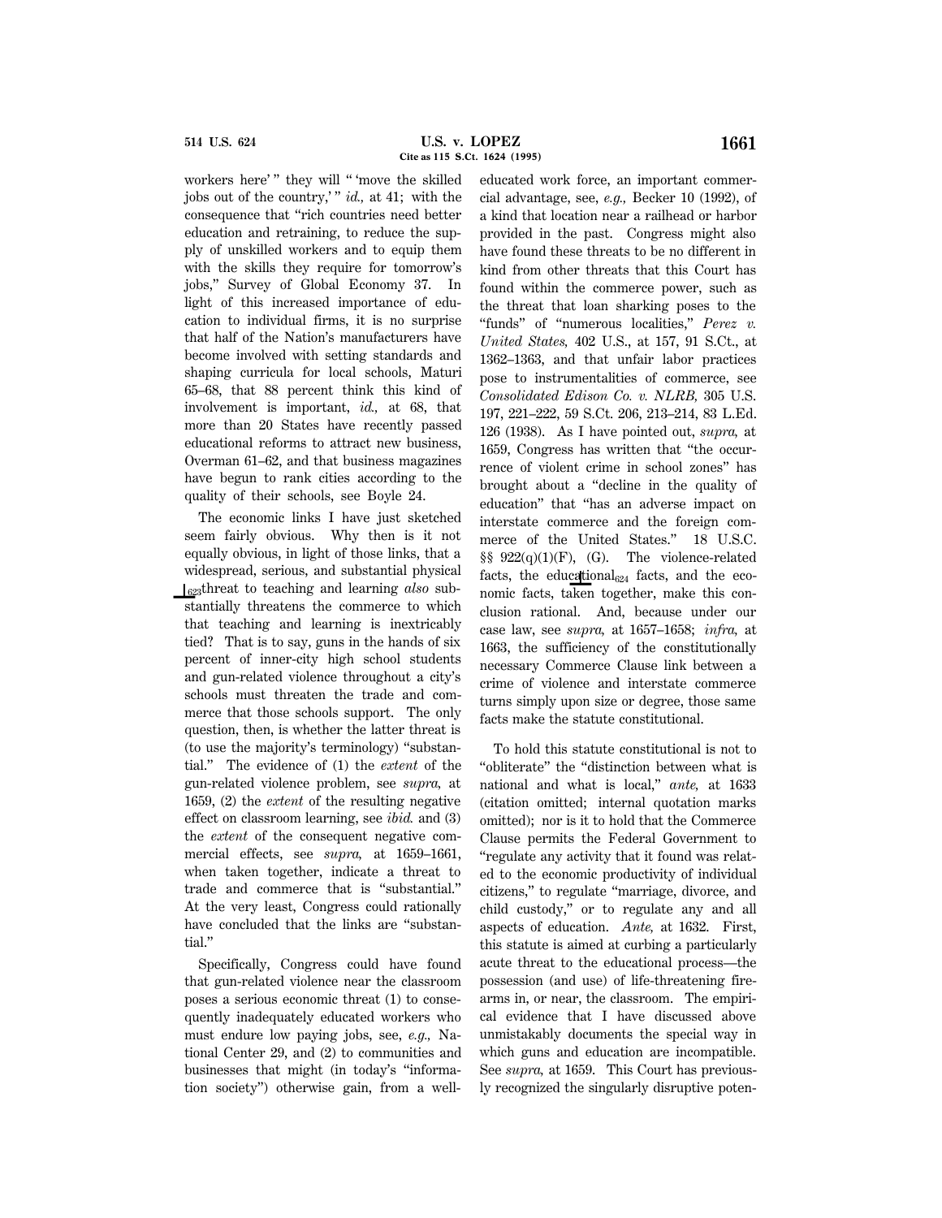workers here' " they will " 'move the skilled jobs out of the country,' " *id.,* at 41; with the consequence that "rich countries need better education and retraining, to reduce the supply of unskilled workers and to equip them with the skills they require for tomorrow's jobs," Survey of Global Economy 37. In light of this increased importance of education to individual firms, it is no surprise that half of the Nation's manufacturers have become involved with setting standards and shaping curricula for local schools, Maturi 65–68, that 88 percent think this kind of involvement is important, *id.,* at 68, that more than 20 States have recently passed educational reforms to attract new business, Overman 61–62, and that business magazines have begun to rank cities according to the quality of their schools, see Boyle 24.

The economic links I have just sketched seem fairly obvious. Why then is it not equally obvious, in light of those links, that a widespread, serious, and substantial physical [623]threat to teaching and learning *also* substantially threatens the commerce to which that teaching and learning is inextricably tied? That is to say, guns in the hands of six percent of inner-city high school students and gun-related violence throughout a city's schools must threaten the trade and commerce that those schools support. The only question, then, is whether the latter threat is (to use the majority's terminology) "substantial." The evidence of (1) the *extent* of the gun-related violence problem, see *supra,* at 1659, (2) the *extent* of the resulting negative effect on classroom learning, see *ibid.* and (3) the *extent* of the consequent negative commercial effects, see *supra,* at 1659–1661, when taken together, indicate a threat to trade and commerce that is "substantial." At the very least, Congress could rationally have concluded that the links are "substantial."

Specifically, Congress could have found that gun-related violence near the classroom poses a serious economic threat (1) to consequently inadequately educated workers who must endure low paying jobs, see, *e.g.,* National Center 29, and (2) to communities and businesses that might (in today's "information society") otherwise gain, from a well-educated work force, an important commercial advantage, see, *e.g.,* Becker 10 (1992), of a kind that location near a railhead or harbor provided in the past. Congress might also have found these threats to be no different in kind from other threats that this Court has found within the commerce power, such as the threat that loan sharking poses to the "funds" of "numerous localities," *Perez v. United States,* 402 U.S., at 157, 91 S.Ct., at 1362–1363, and that unfair labor practices pose to instrumentalities of commerce, see *Consolidated Edison Co. v. NLRB,* 305 U.S. 197, 221–222, 59 S.Ct. 206, 213–214, 83 L.Ed. 126 (1938). As I have pointed out, *supra,* at 1659, Congress has written that "the occurrence of violent crime in school zones" has brought about a "decline in the quality of education" that "has an adverse impact on interstate commerce and the foreign commerce of the United States." 18 U.S.C. §§ 922(q)(1)(F), (G). The violence-related facts, the educa[624]tional facts, and the economic facts, taken together, make this conclusion rational. And, because under our case law, see *supra,* at 1657–1658; *infra,* at 1663, the sufficiency of the constitutionally necessary Commerce Clause link between a crime of violence and interstate commerce turns simply upon size or degree, those same facts make the statute constitutional.

To hold this statute constitutional is not to "obliterate" the "distinction between what is national and what is local," *ante,* at 1633 (citation omitted; internal quotation marks omitted); nor is it to hold that the Commerce Clause permits the Federal Government to "regulate any activity that it found was related to the economic productivity of individual citizens," to regulate "marriage, divorce, and child custody," or to regulate any and all aspects of education. *Ante,* at 1632. First, this statute is aimed at curbing a particularly acute threat to the educational process—the possession (and use) of life-threatening firearms in, or near, the classroom. The empirical evidence that I have discussed above unmistakably documents the special way in which guns and education are incompatible. See *supra,* at 1659. This Court has previously recognized the singularly disruptive poten-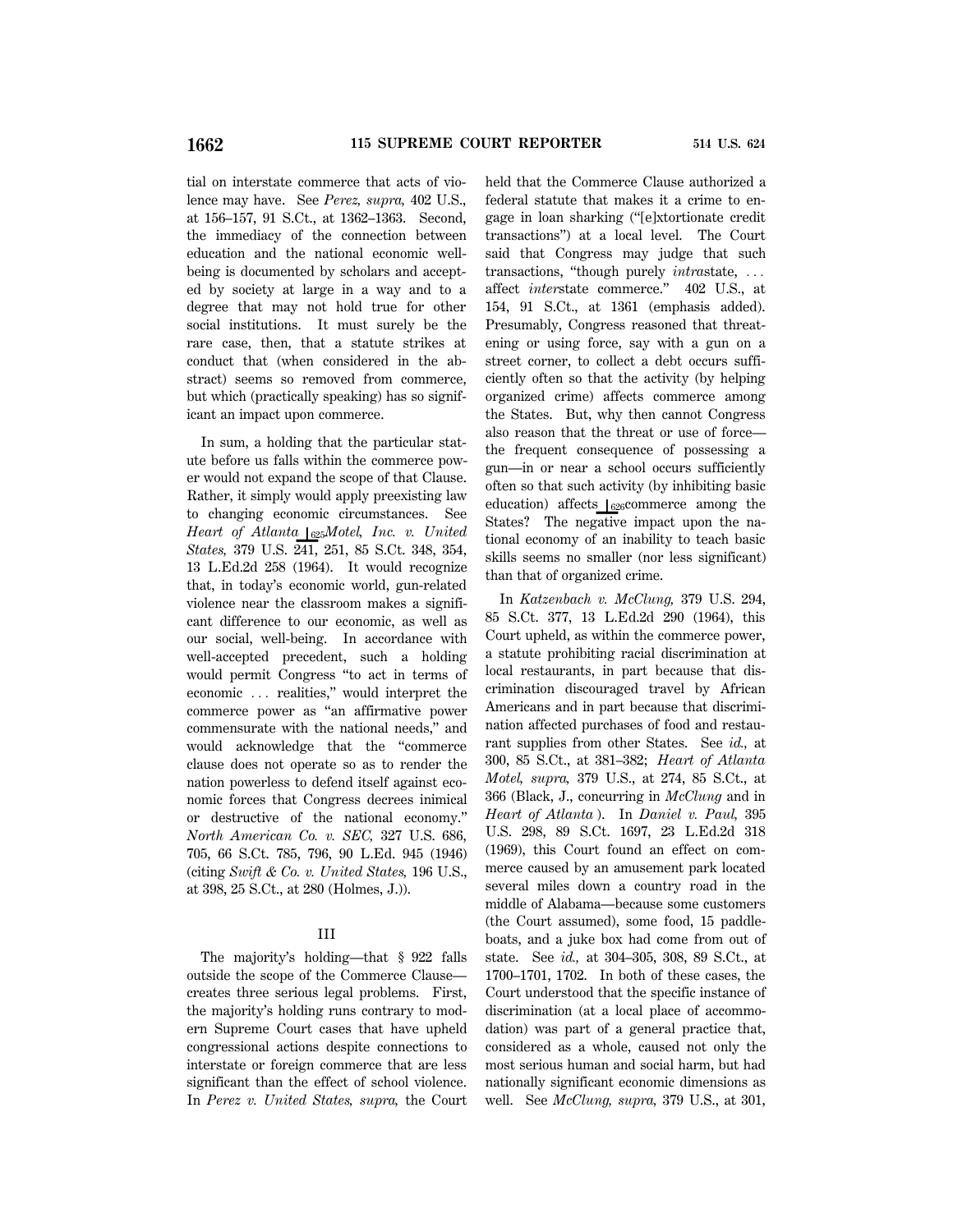tial on interstate commerce that acts of violence may have. See *Perez, supra,* 402 U.S., at 156–157, 91 S.Ct., at 1362–1363. Second, the immediacy of the connection between education and the national economic well-being is documented by scholars and accepted by society at large in a way and to a degree that may not hold true for other social institutions. It must surely be the rare case, then, that a statute strikes at conduct that (when considered in the abstract) seems so removed from commerce, but which (practically speaking) has so significant an impact upon commerce.

In sum, a holding that the particular statute before us falls within the commerce power would not expand the scope of that Clause. Rather, it simply would apply preexisting law to changing economic circumstances. See *Heart of Atlanta* ⌊625*Motel, Inc. v. United States,* 379 U.S. 241, 251, 85 S.Ct. 348, 354, 13 L.Ed.2d 258 (1964). It would recognize that, in today's economic world, gun-related violence near the classroom makes a significant difference to our economic, as well as our social, well-being. In accordance with well-accepted precedent, such a holding would permit Congress "to act in terms of economic ... realities," would interpret the commerce power as "an affirmative power commensurate with the national needs," and would acknowledge that the "commerce clause does not operate so as to render the nation powerless to defend itself against economic forces that Congress decrees inimical or destructive of the national economy." *North American Co. v. SEC,* 327 U.S. 686, 705, 66 S.Ct. 785, 796, 90 L.Ed. 945 (1946) (citing *Swift & Co. v. United States,* 196 U.S., at 398, 25 S.Ct., at 280 (Holmes, J.)).

## III

The majority's holding—that § 922 falls outside the scope of the Commerce Clause—creates three serious legal problems. First, the majority's holding runs contrary to modern Supreme Court cases that have upheld congressional actions despite connections to interstate or foreign commerce that are less significant than the effect of school violence. In *Perez v. United States, supra,* the Court held that the Commerce Clause authorized a federal statute that makes it a crime to engage in loan sharking ("[e]xtortionate credit transactions") at a local level. The Court said that Congress may judge that such transactions, "though purely *intra*state, ... affect *inter*state commerce." 402 U.S., at 154, 91 S.Ct., at 1361 (emphasis added). Presumably, Congress reasoned that threatening or using force, say with a gun on a street corner, to collect a debt occurs sufficiently often so that the activity (by helping organized crime) affects commerce among the States. But, why then cannot Congress also reason that the threat or use of force—the frequent consequence of possessing a gun—in or near a school occurs sufficiently often so that such activity (by inhibiting basic education) affects ⌊626commerce among the States? The negative impact upon the national economy of an inability to teach basic skills seems no smaller (nor less significant) than that of organized crime.

In *Katzenbach v. McClung,* 379 U.S. 294, 85 S.Ct. 377, 13 L.Ed.2d 290 (1964), this Court upheld, as within the commerce power, a statute prohibiting racial discrimination at local restaurants, in part because that discrimination discouraged travel by African Americans and in part because that discrimination affected purchases of food and restaurant supplies from other States. See *id.,* at 300, 85 S.Ct., at 381–382; *Heart of Atlanta Motel, supra,* 379 U.S., at 274, 85 S.Ct., at 366 (Black, J., concurring in *McClung* and in *Heart of Atlanta* ). In *Daniel v. Paul,* 395 U.S. 298, 89 S.Ct. 1697, 23 L.Ed.2d 318 (1969), this Court found an effect on commerce caused by an amusement park located several miles down a country road in the middle of Alabama—because some customers (the Court assumed), some food, 15 paddle-boats, and a juke box had come from out of state. See *id.,* at 304–305, 308, 89 S.Ct., at 1700–1701, 1702. In both of these cases, the Court understood that the specific instance of discrimination (at a local place of accommodation) was part of a general practice that, considered as a whole, caused not only the most serious human and social harm, but had nationally significant economic dimensions as well. See *McClung, supra,* 379 U.S., at 301,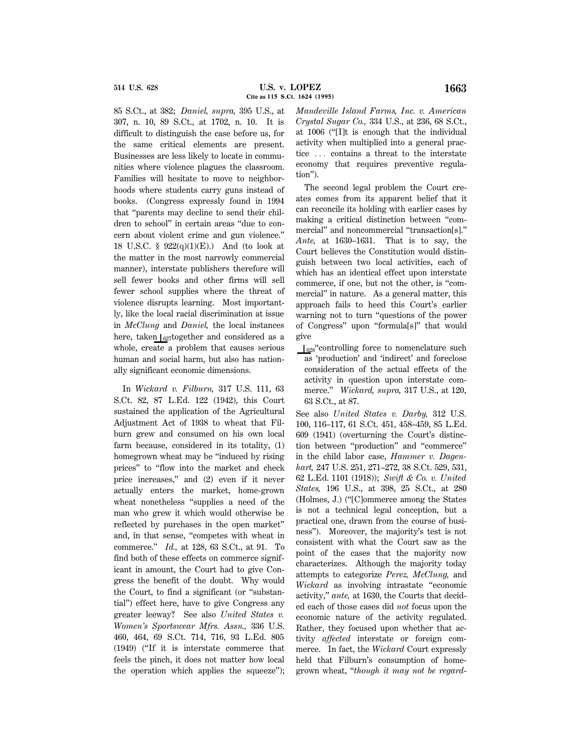85 S.Ct., at 382; *Daniel, supra,* 395 U.S., at 307, n. 10, 89 S.Ct., at 1702, n. 10. It is difficult to distinguish the case before us, for the same critical elements are present. Businesses are less likely to locate in communities where violence plagues the classroom. Families will hesitate to move to neighborhoods where students carry guns instead of books. (Congress expressly found in 1994 that "parents may decline to send their children to school" in certain areas "due to concern about violent crime and gun violence." 18 U.S.C. § 922(q)(1)(E).) And (to look at the matter in the most narrowly commercial manner), interstate publishers therefore will sell fewer books and other firms will sell fewer school supplies where the threat of violence disrupts learning. Most importantly, like the local racial discrimination at issue in *McClung* and *Daniel,* the local instances here, taken ⌊627 together and considered as a whole, create a problem that causes serious human and social harm, but also has nationally significant economic dimensions.

In *Wickard v. Filburn,* 317 U.S. 111, 63 S.Ct. 82, 87 L.Ed. 122 (1942), this Court sustained the application of the Agricultural Adjustment Act of 1938 to wheat that Filburn grew and consumed on his own local farm because, considered in its totality, (1) homegrown wheat may be "induced by rising prices" to "flow into the market and check price increases," and (2) even if it never actually enters the market, home-grown wheat nonetheless "supplies a need of the man who grew it which would otherwise be reflected by purchases in the open market" and, in that sense, "competes with wheat in commerce." *Id.,* at 128, 63 S.Ct., at 91. To find both of these effects on commerce significant in amount, the Court had to give Congress the benefit of the doubt. Why would the Court, to find a significant (or "substantial") effect here, have to give Congress any greater leeway? See also *United States v. Women's Sportswear Mfrs. Assn.,* 336 U.S. 460, 464, 69 S.Ct. 714, 716, 93 L.Ed. 805 (1949) ("If it is interstate commerce that feels the pinch, it does not matter how local the operation which applies the squeeze"); *Mandeville Island Farms, Inc. v. American Crystal Sugar Co.,* 334 U.S., at 236, 68 S.Ct., at 1006 ("[I]t is enough that the individual activity when multiplied into a general practice ... contains a threat to the interstate economy that requires preventive regulation").

The second legal problem the Court creates comes from its apparent belief that it can reconcile its holding with earlier cases by making a critical distinction between "commercial" and noncommercial "transaction[s]." *Ante,* at 1630–1631. That is to say, the Court believes the Constitution would distinguish between two local activities, each of which has an identical effect upon interstate commerce, if one, but not the other, is "commercial" in nature. As a general matter, this approach fails to heed this Court's earlier warning not to turn "questions of the power of Congress" upon "formula[s]" that would give

> ⌊628 "controlling force to nomenclature such as 'production' and 'indirect' and foreclose consideration of the actual effects of the activity in question upon interstate commerce." *Wickard, supra,* 317 U.S., at 120, 63 S.Ct., at 87.

See also *United States v. Darby,* 312 U.S. 100, 116–117, 61 S.Ct. 451, 458–459, 85 L.Ed. 609 (1941) (overturning the Court's distinction between "production" and "commerce" in the child labor case, *Hammer v. Dagenhart,* 247 U.S. 251, 271–272, 38 S.Ct. 529, 531, 62 L.Ed. 1101 (1918)); *Swift & Co. v. United States,* 196 U.S., at 398, 25 S.Ct., at 280 (Holmes, J.) ("[C]ommerce among the States is not a technical legal conception, but a practical one, drawn from the course of business"). Moreover, the majority's test is not consistent with what the Court saw as the point of the cases that the majority now characterizes. Although the majority today attempts to categorize *Perez, McClung,* and *Wickard* as involving intrastate "economic activity," *ante,* at 1630, the Courts that decided each of those cases did *not* focus upon the economic nature of the activity regulated. Rather, they focused upon whether that activity *affected* interstate or foreign commerce. In fact, the *Wickard* Court expressly held that Filburn's consumption of homegrown wheat, "*though it may not be regard-*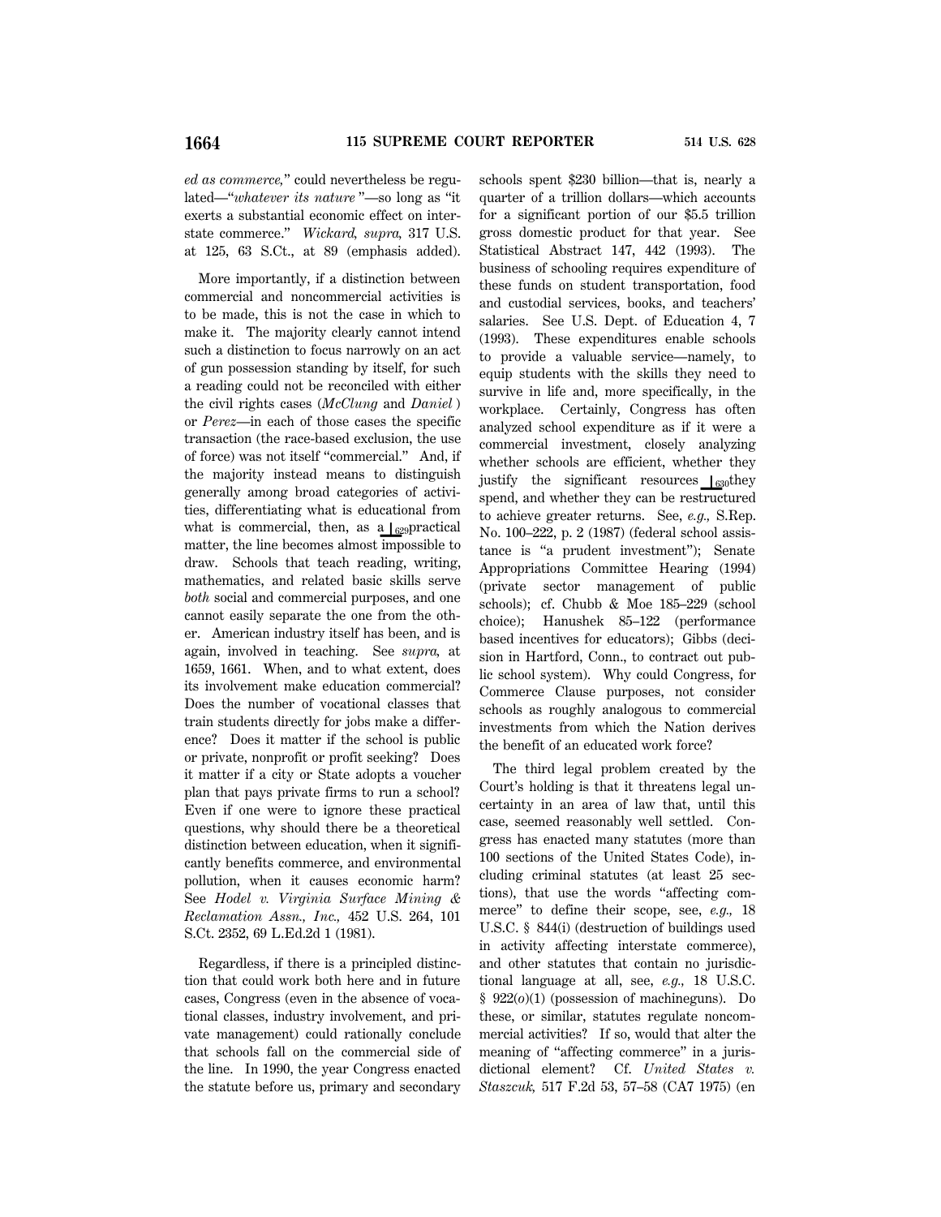*ed as commerce,*" could nevertheless be regulated—"*whatever its nature*"—so long as "it exerts a substantial economic effect on interstate commerce." *Wickard, supra,* 317 U.S. at 125, 63 S.Ct., at 89 (emphasis added).

More importantly, if a distinction between commercial and noncommercial activities is to be made, this is not the case in which to make it. The majority clearly cannot intend such a distinction to focus narrowly on an act of gun possession standing by itself, for such a reading could not be reconciled with either the civil rights cases (*McClung* and *Daniel*) or *Perez*—in each of those cases the specific transaction (the race-based exclusion, the use of force) was not itself "commercial." And, if the majority instead means to distinguish generally among broad categories of activities, differentiating what is educational from what is commercial, then, as a ⌊629 practical matter, the line becomes almost impossible to draw. Schools that teach reading, writing, mathematics, and related basic skills serve *both* social and commercial purposes, and one cannot easily separate the one from the other. American industry itself has been, and is again, involved in teaching. See *supra,* at 1659, 1661. When, and to what extent, does its involvement make education commercial? Does the number of vocational classes that train students directly for jobs make a difference? Does it matter if the school is public or private, nonprofit or profit seeking? Does it matter if a city or State adopts a voucher plan that pays private firms to run a school? Even if one were to ignore these practical questions, why should there be a theoretical distinction between education, when it significantly benefits commerce, and environmental pollution, when it causes economic harm? See *Hodel v. Virginia Surface Mining & Reclamation Assn., Inc.,* 452 U.S. 264, 101 S.Ct. 2352, 69 L.Ed.2d 1 (1981).

Regardless, if there is a principled distinction that could work both here and in future cases, Congress (even in the absence of vocational classes, industry involvement, and private management) could rationally conclude that schools fall on the commercial side of the line. In 1990, the year Congress enacted the statute before us, primary and secondary schools spent $230 billion—that is, nearly a quarter of a trillion dollars—which accounts for a significant portion of our $5.5 trillion gross domestic product for that year. See Statistical Abstract 147, 442 (1993). The business of schooling requires expenditure of these funds on student transportation, food and custodial services, books, and teachers' salaries. See U.S. Dept. of Education 4, 7 (1993). These expenditures enable schools to provide a valuable service—namely, to equip students with the skills they need to survive in life and, more specifically, in the workplace. Certainly, Congress has often analyzed school expenditure as if it were a commercial investment, closely analyzing whether schools are efficient, whether they justify the significant resources ⌊630 they spend, and whether they can be restructured to achieve greater returns. See, *e.g.,* S.Rep. No. 100–222, p. 2 (1987) (federal school assistance is "a prudent investment"); Senate Appropriations Committee Hearing (1994) (private sector management of public schools); cf. Chubb & Moe 185–229 (school choice); Hanushek 85–122 (performance based incentives for educators); Gibbs (decision in Hartford, Conn., to contract out public school system). Why could Congress, for Commerce Clause purposes, not consider schools as roughly analogous to commercial investments from which the Nation derives the benefit of an educated work force?

The third legal problem created by the Court's holding is that it threatens legal uncertainty in an area of law that, until this case, seemed reasonably well settled. Congress has enacted many statutes (more than 100 sections of the United States Code), including criminal statutes (at least 25 sections), that use the words "affecting commerce" to define their scope, see, *e.g.,* 18 U.S.C. § 844(i) (destruction of buildings used in activity affecting interstate commerce), and other statutes that contain no jurisdictional language at all, see, *e.g.,* 18 U.S.C. § 922(*o*)(1) (possession of machineguns). Do these, or similar, statutes regulate noncommercial activities? If so, would that alter the meaning of "affecting commerce" in a jurisdictional element? Cf. *United States v. Staszcuk,* 517 F.2d 53, 57–58 (CA7 1975) (en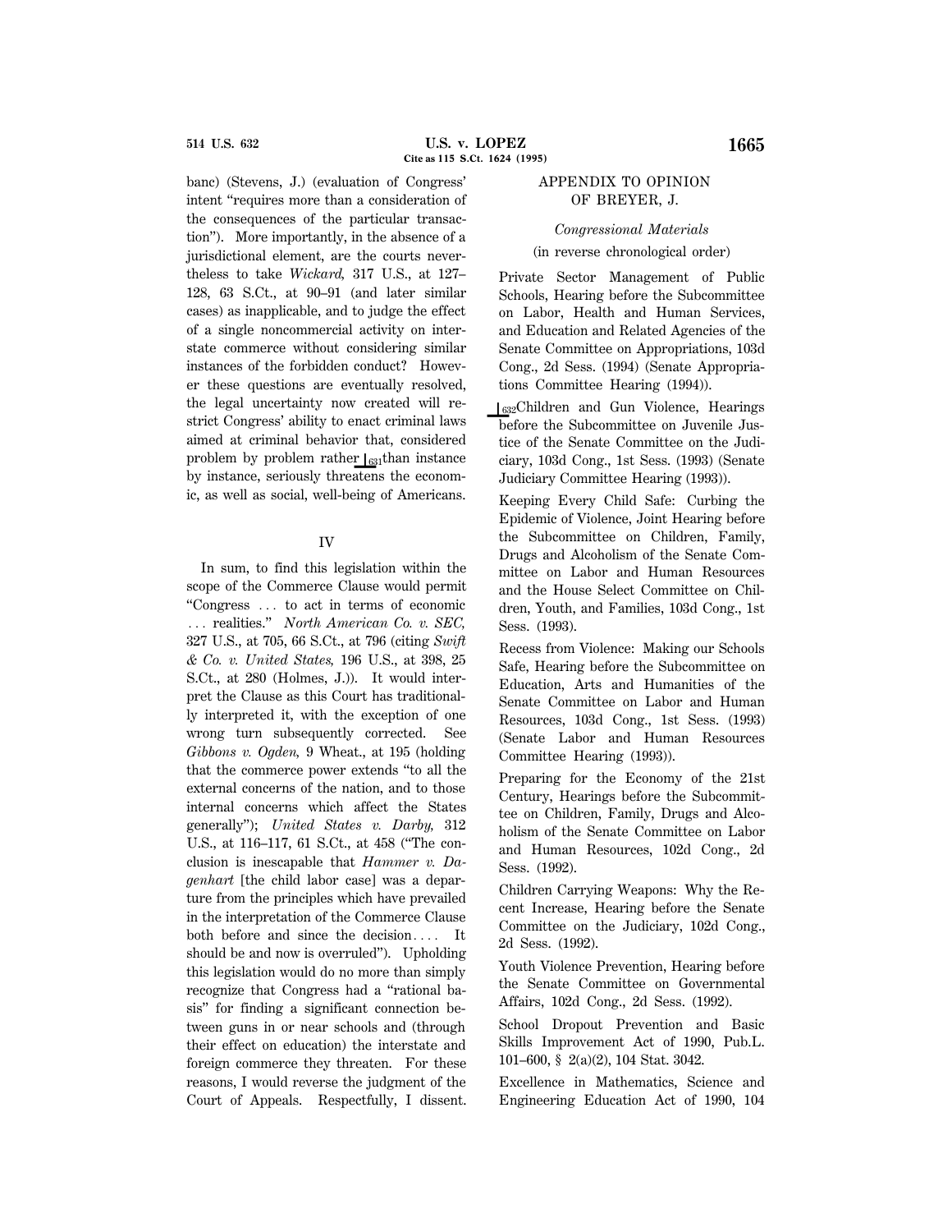banc) (Stevens, J.) (evaluation of Congress' intent "requires more than a consideration of the consequences of the particular transaction"). More importantly, in the absence of a jurisdictional element, are the courts nevertheless to take *Wickard,* 317 U.S., at 127–128, 63 S.Ct., at 90–91 (and later similar cases) as inapplicable, and to judge the effect of a single noncommercial activity on interstate commerce without considering similar instances of the forbidden conduct? However these questions are eventually resolved, the legal uncertainty now created will restrict Congress' ability to enact criminal laws aimed at criminal behavior that, considered problem by problem rather ⌊631than instance by instance, seriously threatens the economic, as well as social, well-being of Americans.

## IV

In sum, to find this legislation within the scope of the Commerce Clause would permit "Congress ... to act in terms of economic ... realities." *North American Co. v. SEC,* 327 U.S., at 705, 66 S.Ct., at 796 (citing *Swift & Co. v. United States,* 196 U.S., at 398, 25 S.Ct., at 280 (Holmes, J.)). It would interpret the Clause as this Court has traditionally interpreted it, with the exception of one wrong turn subsequently corrected. See *Gibbons v. Ogden,* 9 Wheat., at 195 (holding that the commerce power extends "to all the external concerns of the nation, and to those internal concerns which affect the States generally"); *United States v. Darby,* 312 U.S., at 116–117, 61 S.Ct., at 458 ("The conclusion is inescapable that *Hammer v. Dagenhart* [the child labor case] was a departure from the principles which have prevailed in the interpretation of the Commerce Clause both before and since the decision.... It should be and now is overruled"). Upholding this legislation would do no more than simply recognize that Congress had a "rational basis" for finding a significant connection between guns in or near schools and (through their effect on education) the interstate and foreign commerce they threaten. For these reasons, I would reverse the judgment of the Court of Appeals. Respectfully, I dissent.

## APPENDIX TO OPINION OF BREYER, J.

*Congressional Materials*

(in reverse chronological order)

Private Sector Management of Public Schools, Hearing before the Subcommittee on Labor, Health and Human Services, and Education and Related Agencies of the Senate Committee on Appropriations, 103d Cong., 2d Sess. (1994) (Senate Appropriations Committee Hearing (1994)).

⌊632Children and Gun Violence, Hearings before the Subcommittee on Juvenile Justice of the Senate Committee on the Judiciary, 103d Cong., 1st Sess. (1993) (Senate Judiciary Committee Hearing (1993)).

Keeping Every Child Safe: Curbing the Epidemic of Violence, Joint Hearing before the Subcommittee on Children, Family, Drugs and Alcoholism of the Senate Committee on Labor and Human Resources and the House Select Committee on Children, Youth, and Families, 103d Cong., 1st Sess. (1993).

Recess from Violence: Making our Schools Safe, Hearing before the Subcommittee on Education, Arts and Humanities of the Senate Committee on Labor and Human Resources, 103d Cong., 1st Sess. (1993) (Senate Labor and Human Resources Committee Hearing (1993)).

Preparing for the Economy of the 21st Century, Hearings before the Subcommittee on Children, Family, Drugs and Alcoholism of the Senate Committee on Labor and Human Resources, 102d Cong., 2d Sess. (1992).

Children Carrying Weapons: Why the Recent Increase, Hearing before the Senate Committee on the Judiciary, 102d Cong., 2d Sess. (1992).

Youth Violence Prevention, Hearing before the Senate Committee on Governmental Affairs, 102d Cong., 2d Sess. (1992).

School Dropout Prevention and Basic Skills Improvement Act of 1990, Pub.L. 101–600, § 2(a)(2), 104 Stat. 3042.

Excellence in Mathematics, Science and Engineering Education Act of 1990, 104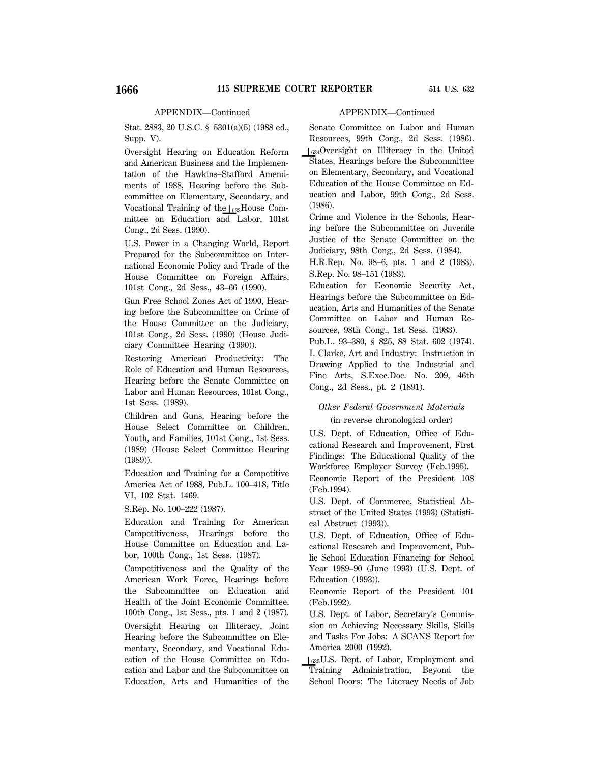APPENDIX—Continued

Stat. 2883, 20 U.S.C. § 5301(a)(5) (1988 ed., Supp. V).

Oversight Hearing on Education Reform and American Business and the Implementation of the Hawkins–Stafford Amendments of 1988, Hearing before the Subcommittee on Elementary, Secondary, and Vocational Training of the ⌊633House Committee on Education and Labor, 101st Cong., 2d Sess. (1990).

U.S. Power in a Changing World, Report Prepared for the Subcommittee on International Economic Policy and Trade of the House Committee on Foreign Affairs, 101st Cong., 2d Sess., 43–66 (1990).

Gun Free School Zones Act of 1990, Hearing before the Subcommittee on Crime of the House Committee on the Judiciary, 101st Cong., 2d Sess. (1990) (House Judiciary Committee Hearing (1990)).

Restoring American Productivity: The Role of Education and Human Resources, Hearing before the Senate Committee on Labor and Human Resources, 101st Cong., 1st Sess. (1989).

Children and Guns, Hearing before the House Select Committee on Children, Youth, and Families, 101st Cong., 1st Sess. (1989) (House Select Committee Hearing (1989)).

Education and Training for a Competitive America Act of 1988, Pub.L. 100–418, Title VI, 102 Stat. 1469.

S.Rep. No. 100–222 (1987).

Education and Training for American Competitiveness, Hearings before the House Committee on Education and Labor, 100th Cong., 1st Sess. (1987).

Competitiveness and the Quality of the American Work Force, Hearings before the Subcommittee on Education and Health of the Joint Economic Committee, 100th Cong., 1st Sess., pts. 1 and 2 (1987).

Oversight Hearing on Illiteracy, Joint Hearing before the Subcommittee on Elementary, Secondary, and Vocational Education of the House Committee on Education and Labor and the Subcommittee on Education, Arts and Humanities of the Senate Committee on Labor and Human Resources, 99th Cong., 2d Sess. (1986).

⌊634Oversight on Illiteracy in the United States, Hearings before the Subcommittee on Elementary, Secondary, and Vocational Education of the House Committee on Education and Labor, 99th Cong., 2d Sess. (1986).

Crime and Violence in the Schools, Hearing before the Subcommittee on Juvenile Justice of the Senate Committee on the Judiciary, 98th Cong., 2d Sess. (1984).

H.R.Rep. No. 98–6, pts. 1 and 2 (1983).

S.Rep. No. 98–151 (1983).

Education for Economic Security Act, Hearings before the Subcommittee on Education, Arts and Humanities of the Senate Committee on Labor and Human Resources, 98th Cong., 1st Sess. (1983).

Pub.L. 93–380, § 825, 88 Stat. 602 (1974).

I. Clarke, Art and Industry: Instruction in Drawing Applied to the Industrial and Fine Arts, S.Exec.Doc. No. 209, 46th Cong., 2d Sess., pt. 2 (1891).

*Other Federal Government Materials*

(in reverse chronological order)

U.S. Dept. of Education, Office of Educational Research and Improvement, First Findings: The Educational Quality of the Workforce Employer Survey (Feb.1995).

Economic Report of the President 108 (Feb.1994).

U.S. Dept. of Commerce, Statistical Abstract of the United States (1993) (Statistical Abstract (1993)).

U.S. Dept. of Education, Office of Educational Research and Improvement, Public School Education Financing for School Year 1989–90 (June 1993) (U.S. Dept. of Education (1993)).

Economic Report of the President 101 (Feb.1992).

U.S. Dept. of Labor, Secretary's Commission on Achieving Necessary Skills, Skills and Tasks For Jobs: A SCANS Report for America 2000 (1992).

⌊635U.S. Dept. of Labor, Employment and Training Administration, Beyond the School Doors: The Literacy Needs of Job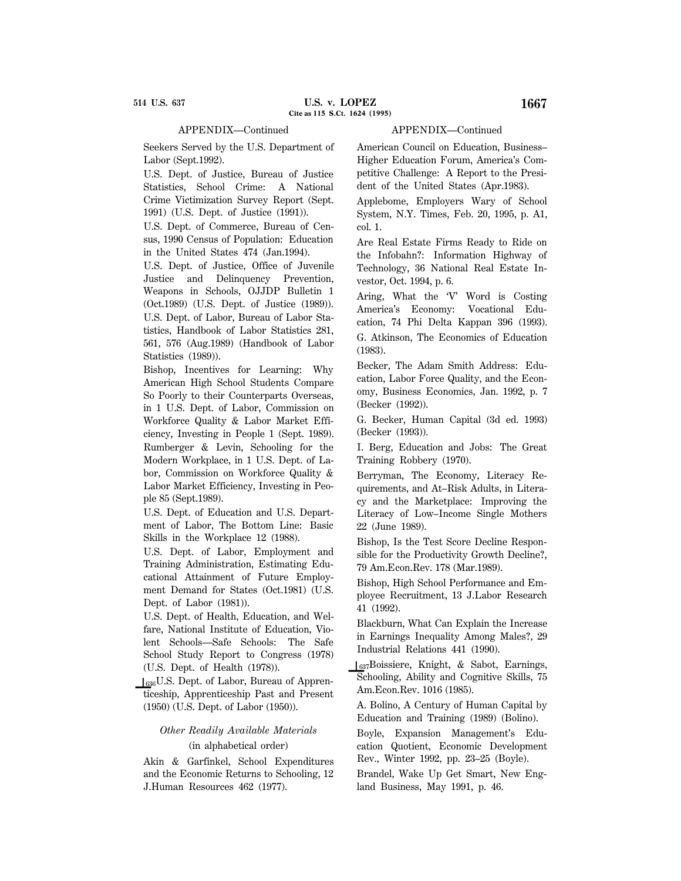APPENDIX—Continued

Seekers Served by the U.S. Department of Labor (Sept.1992).

U.S. Dept. of Justice, Bureau of Justice Statistics, School Crime: A National Crime Victimization Survey Report (Sept. 1991) (U.S. Dept. of Justice (1991)).

U.S. Dept. of Commerce, Bureau of Census, 1990 Census of Population: Education in the United States 474 (Jan.1994).

U.S. Dept. of Justice, Office of Juvenile Justice and Delinquency Prevention, Weapons in Schools, OJJDP Bulletin 1 (Oct.1989) (U.S. Dept. of Justice (1989)).

U.S. Dept. of Labor, Bureau of Labor Statistics, Handbook of Labor Statistics 281, 561, 576 (Aug.1989) (Handbook of Labor Statistics (1989)).

Bishop, Incentives for Learning: Why American High School Students Compare So Poorly to their Counterparts Overseas, in 1 U.S. Dept. of Labor, Commission on Workforce Quality & Labor Market Efficiency, Investing in People 1 (Sept. 1989).

Rumberger & Levin, Schooling for the Modern Workplace, in 1 U.S. Dept. of Labor, Commission on Workforce Quality & Labor Market Efficiency, Investing in People 85 (Sept.1989).

U.S. Dept. of Education and U.S. Department of Labor, The Bottom Line: Basic Skills in the Workplace 12 (1988).

U.S. Dept. of Labor, Employment and Training Administration, Estimating Educational Attainment of Future Employment Demand for States (Oct.1981) (U.S. Dept. of Labor (1981)).

U.S. Dept. of Health, Education, and Welfare, National Institute of Education, Violent Schools—Safe Schools: The Safe School Study Report to Congress (1978) (U.S. Dept. of Health (1978)).

[636] U.S. Dept. of Labor, Bureau of Apprenticeship, Apprenticeship Past and Present (1950) (U.S. Dept. of Labor (1950)).

*Other Readily Available Materials*

(in alphabetical order)

Akin & Garfinkel, School Expenditures and the Economic Returns to Schooling, 12 J.Human Resources 462 (1977).

American Council on Education, Business–Higher Education Forum, America's Competitive Challenge: A Report to the President of the United States (Apr.1983).

Applebome, Employers Wary of School System, N.Y. Times, Feb. 20, 1995, p. A1, col. 1.

Are Real Estate Firms Ready to Ride on the Infobahn?: Information Highway of Technology, 36 National Real Estate Investor, Oct. 1994, p. 6.

Aring, What the 'V' Word is Costing America's Economy: Vocational Education, 74 Phi Delta Kappan 396 (1993).

G. Atkinson, The Economics of Education (1983).

Becker, The Adam Smith Address: Education, Labor Force Quality, and the Economy, Business Economics, Jan. 1992, p. 7 (Becker (1992)).

G. Becker, Human Capital (3d ed. 1993) (Becker (1993)).

I. Berg, Education and Jobs: The Great Training Robbery (1970).

Berryman, The Economy, Literacy Requirements, and At–Risk Adults, in Literacy and the Marketplace: Improving the Literacy of Low–Income Single Mothers 22 (June 1989).

Bishop, Is the Test Score Decline Responsible for the Productivity Growth Decline?, 79 Am.Econ.Rev. 178 (Mar.1989).

Bishop, High School Performance and Employee Recruitment, 13 J.Labor Research 41 (1992).

Blackburn, What Can Explain the Increase in Earnings Inequality Among Males?, 29 Industrial Relations 441 (1990).

[637] Boissiere, Knight, & Sabot, Earnings, Schooling, Ability and Cognitive Skills, 75 Am.Econ.Rev. 1016 (1985).

A. Bolino, A Century of Human Capital by Education and Training (1989) (Bolino).

Boyle, Expansion Management's Education Quotient, Economic Development Rev., Winter 1992, pp. 23–25 (Boyle).

Brandel, Wake Up Get Smart, New England Business, May 1991, p. 46.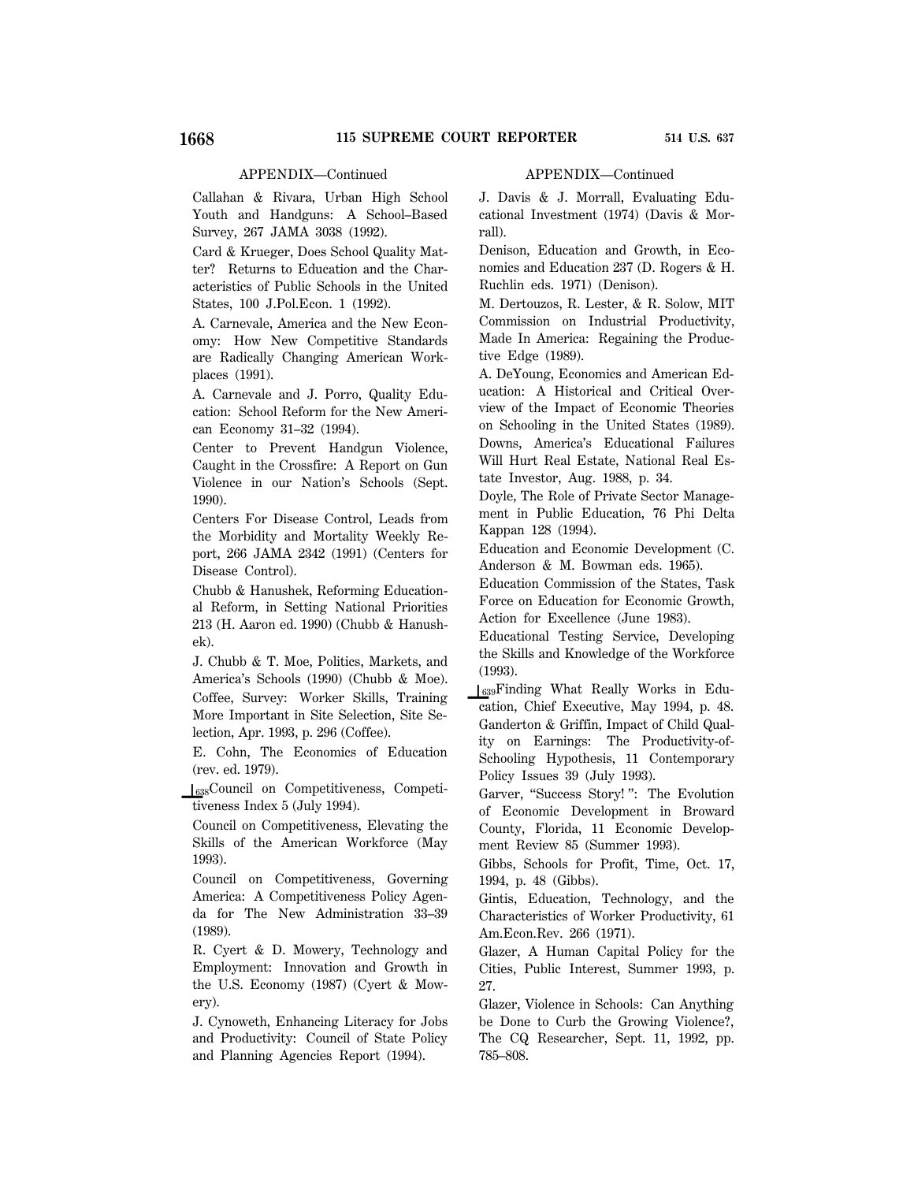APPENDIX—Continued

Callahan & Rivara, Urban High School Youth and Handguns: A School–Based Survey, 267 JAMA 3038 (1992).

Card & Krueger, Does School Quality Matter? Returns to Education and the Characteristics of Public Schools in the United States, 100 J.Pol.Econ. 1 (1992).

A. Carnevale, America and the New Economy: How New Competitive Standards are Radically Changing American Workplaces (1991).

A. Carnevale and J. Porro, Quality Education: School Reform for the New American Economy 31–32 (1994).

Center to Prevent Handgun Violence, Caught in the Crossfire: A Report on Gun Violence in our Nation's Schools (Sept. 1990).

Centers For Disease Control, Leads from the Morbidity and Mortality Weekly Report, 266 JAMA 2342 (1991) (Centers for Disease Control).

Chubb & Hanushek, Reforming Educational Reform, in Setting National Priorities 213 (H. Aaron ed. 1990) (Chubb & Hanushek).

J. Chubb & T. Moe, Politics, Markets, and America's Schools (1990) (Chubb & Moe).

Coffee, Survey: Worker Skills, Training More Important in Site Selection, Site Selection, Apr. 1993, p. 296 (Coffee).

E. Cohn, The Economics of Education (rev. ed. 1979).

[638]Council on Competitiveness, Competitiveness Index 5 (July 1994).

Council on Competitiveness, Elevating the Skills of the American Workforce (May 1993).

Council on Competitiveness, Governing America: A Competitiveness Policy Agenda for The New Administration 33–39 (1989).

R. Cyert & D. Mowery, Technology and Employment: Innovation and Growth in the U.S. Economy (1987) (Cyert & Mowery).

J. Cynoweth, Enhancing Literacy for Jobs and Productivity: Council of State Policy and Planning Agencies Report (1994).

APPENDIX—Continued

J. Davis & J. Morrall, Evaluating Educational Investment (1974) (Davis & Morrall).

Denison, Education and Growth, in Economics and Education 237 (D. Rogers & H. Ruchlin eds. 1971) (Denison).

M. Dertouzos, R. Lester, & R. Solow, MIT Commission on Industrial Productivity, Made In America: Regaining the Productive Edge (1989).

A. DeYoung, Economics and American Education: A Historical and Critical Overview of the Impact of Economic Theories on Schooling in the United States (1989).

Downs, America's Educational Failures Will Hurt Real Estate, National Real Estate Investor, Aug. 1988, p. 34.

Doyle, The Role of Private Sector Management in Public Education, 76 Phi Delta Kappan 128 (1994).

Education and Economic Development (C. Anderson & M. Bowman eds. 1965).

Education Commission of the States, Task Force on Education for Economic Growth, Action for Excellence (June 1983).

Educational Testing Service, Developing the Skills and Knowledge of the Workforce (1993).

[639]Finding What Really Works in Education, Chief Executive, May 1994, p. 48.

Ganderton & Griffin, Impact of Child Quality on Earnings: The Productivity-of-Schooling Hypothesis, 11 Contemporary Policy Issues 39 (July 1993).

Garver, "Success Story!": The Evolution of Economic Development in Broward County, Florida, 11 Economic Development Review 85 (Summer 1993).

Gibbs, Schools for Profit, Time, Oct. 17, 1994, p. 48 (Gibbs).

Gintis, Education, Technology, and the Characteristics of Worker Productivity, 61 Am.Econ.Rev. 266 (1971).

Glazer, A Human Capital Policy for the Cities, Public Interest, Summer 1993, p. 27.

Glazer, Violence in Schools: Can Anything be Done to Curb the Growing Violence?, The CQ Researcher, Sept. 11, 1992, pp. 785–808.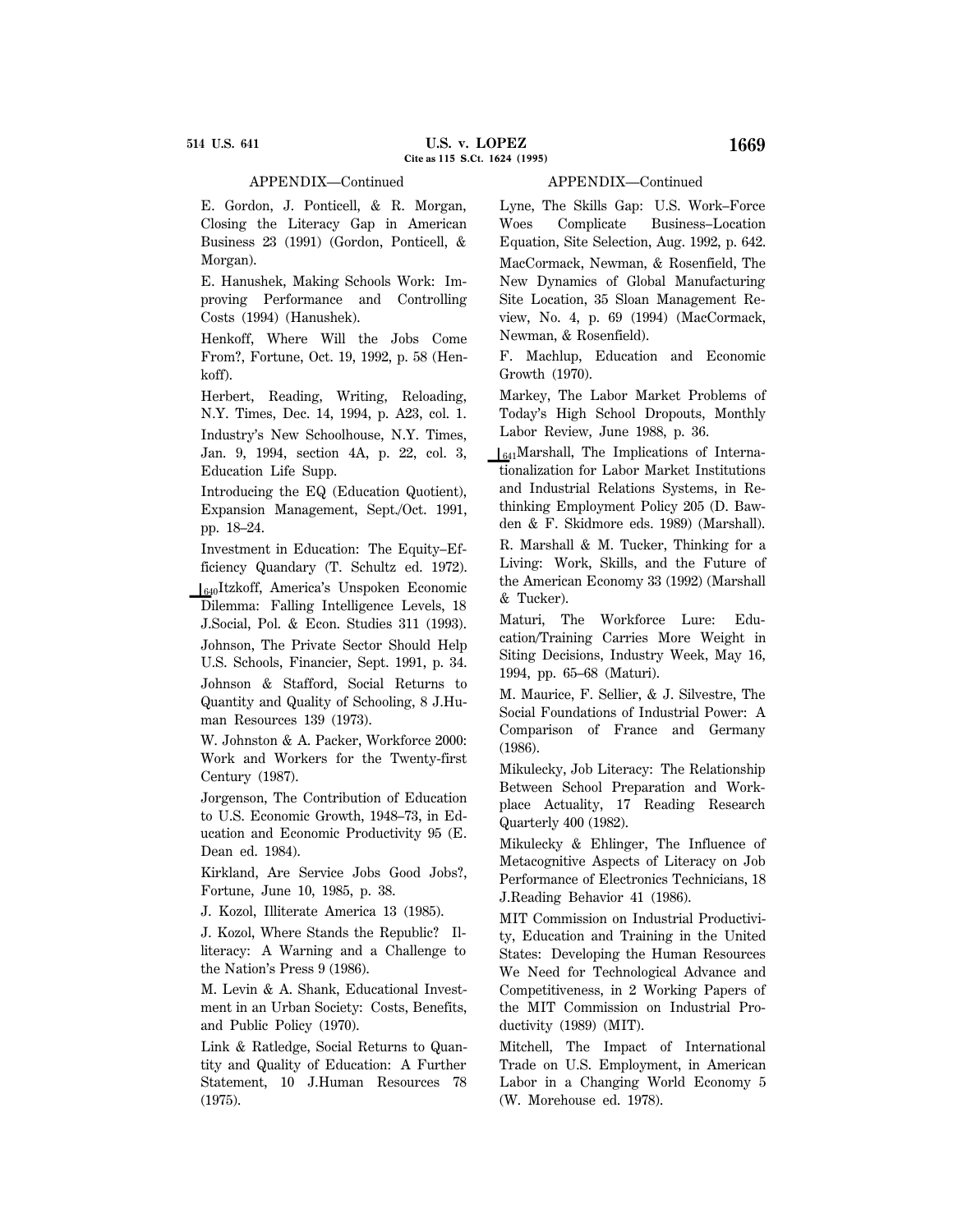APPENDIX—Continued

E. Gordon, J. Ponticell, & R. Morgan, Closing the Literacy Gap in American Business 23 (1991) (Gordon, Ponticell, & Morgan).

E. Hanushek, Making Schools Work: Improving Performance and Controlling Costs (1994) (Hanushek).

Henkoff, Where Will the Jobs Come From?, Fortune, Oct. 19, 1992, p. 58 (Henkoff).

Herbert, Reading, Writing, Reloading, N.Y. Times, Dec. 14, 1994, p. A23, col. 1.

Industry's New Schoolhouse, N.Y. Times, Jan. 9, 1994, section 4A, p. 22, col. 3, Education Life Supp.

Introducing the EQ (Education Quotient), Expansion Management, Sept./Oct. 1991, pp. 18–24.

Investment in Education: The Equity–Efficiency Quandary (T. Schultz ed. 1972).

[640]Itzkoff, America's Unspoken Economic Dilemma: Falling Intelligence Levels, 18 J.Social, Pol. & Econ. Studies 311 (1993).

Johnson, The Private Sector Should Help U.S. Schools, Financier, Sept. 1991, p. 34.

Johnson & Stafford, Social Returns to Quantity and Quality of Schooling, 8 J.Human Resources 139 (1973).

W. Johnston & A. Packer, Workforce 2000: Work and Workers for the Twenty-first Century (1987).

Jorgenson, The Contribution of Education to U.S. Economic Growth, 1948–73, in Education and Economic Productivity 95 (E. Dean ed. 1984).

Kirkland, Are Service Jobs Good Jobs?, Fortune, June 10, 1985, p. 38.

J. Kozol, Illiterate America 13 (1985).

J. Kozol, Where Stands the Republic? Illiteracy: A Warning and a Challenge to the Nation's Press 9 (1986).

M. Levin & A. Shank, Educational Investment in an Urban Society: Costs, Benefits, and Public Policy (1970).

Link & Ratledge, Social Returns to Quantity and Quality of Education: A Further Statement, 10 J.Human Resources 78 (1975).

Lyne, The Skills Gap: U.S. Work–Force Woes Complicate Business–Location Equation, Site Selection, Aug. 1992, p. 642.

MacCormack, Newman, & Rosenfield, The New Dynamics of Global Manufacturing Site Location, 35 Sloan Management Review, No. 4, p. 69 (1994) (MacCormack, Newman, & Rosenfield).

F. Machlup, Education and Economic Growth (1970).

Markey, The Labor Market Problems of Today's High School Dropouts, Monthly Labor Review, June 1988, p. 36.

[641]Marshall, The Implications of Internationalization for Labor Market Institutions and Industrial Relations Systems, in Rethinking Employment Policy 205 (D. Bawden & F. Skidmore eds. 1989) (Marshall).

R. Marshall & M. Tucker, Thinking for a Living: Work, Skills, and the Future of the American Economy 33 (1992) (Marshall & Tucker).

Maturi, The Workforce Lure: Education/Training Carries More Weight in Siting Decisions, Industry Week, May 16, 1994, pp. 65–68 (Maturi).

M. Maurice, F. Sellier, & J. Silvestre, The Social Foundations of Industrial Power: A Comparison of France and Germany (1986).

Mikulecky, Job Literacy: The Relationship Between School Preparation and Workplace Actuality, 17 Reading Research Quarterly 400 (1982).

Mikulecky & Ehlinger, The Influence of Metacognitive Aspects of Literacy on Job Performance of Electronics Technicians, 18 J.Reading Behavior 41 (1986).

MIT Commission on Industrial Productivity, Education and Training in the United States: Developing the Human Resources We Need for Technological Advance and Competitiveness, in 2 Working Papers of the MIT Commission on Industrial Productivity (1989) (MIT).

Mitchell, The Impact of International Trade on U.S. Employment, in American Labor in a Changing World Economy 5 (W. Morehouse ed. 1978).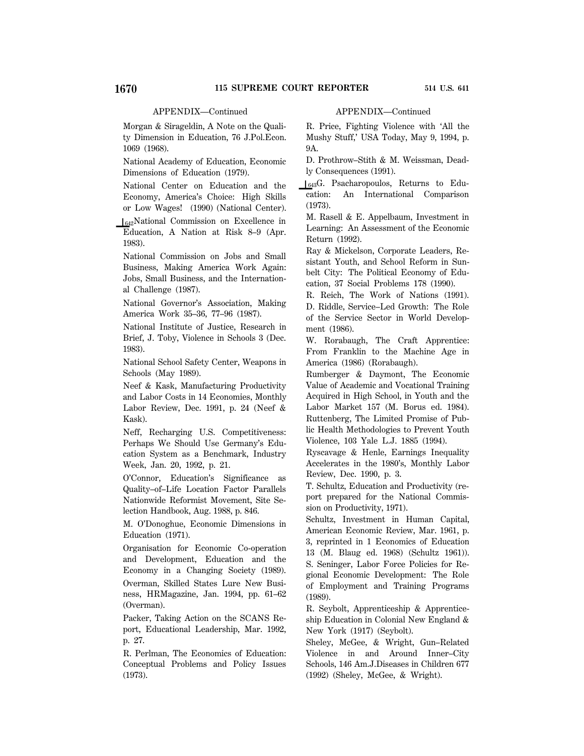APPENDIX—Continued

Morgan & Sirageldin, A Note on the Quality Dimension in Education, 76 J.Pol.Econ. 1069 (1968).

National Academy of Education, Economic Dimensions of Education (1979).

National Center on Education and the Economy, America's Choice: High Skills or Low Wages! (1990) (National Center).

⌊642National Commission on Excellence in Education, A Nation at Risk 8–9 (Apr. 1983).

National Commission on Jobs and Small Business, Making America Work Again: Jobs, Small Business, and the International Challenge (1987).

National Governor's Association, Making America Work 35–36, 77–96 (1987).

National Institute of Justice, Research in Brief, J. Toby, Violence in Schools 3 (Dec. 1983).

National School Safety Center, Weapons in Schools (May 1989).

Neef & Kask, Manufacturing Productivity and Labor Costs in 14 Economies, Monthly Labor Review, Dec. 1991, p. 24 (Neef & Kask).

Neff, Recharging U.S. Competitiveness: Perhaps We Should Use Germany's Education System as a Benchmark, Industry Week, Jan. 20, 1992, p. 21.

O'Connor, Education's Significance as Quality–of–Life Location Factor Parallels Nationwide Reformist Movement, Site Selection Handbook, Aug. 1988, p. 846.

M. O'Donoghue, Economic Dimensions in Education (1971).

Organisation for Economic Co-operation and Development, Education and the Economy in a Changing Society (1989).

Overman, Skilled States Lure New Business, HRMagazine, Jan. 1994, pp. 61–62 (Overman).

Packer, Taking Action on the SCANS Report, Educational Leadership, Mar. 1992, p. 27.

R. Perlman, The Economics of Education: Conceptual Problems and Policy Issues (1973).

APPENDIX—Continued

R. Price, Fighting Violence with 'All the Mushy Stuff,' USA Today, May 9, 1994, p. 9A.

D. Prothrow–Stith & M. Weissman, Deadly Consequences (1991).

⌊643G. Psacharopoulos, Returns to Education: An International Comparison (1973).

M. Rasell & E. Appelbaum, Investment in Learning: An Assessment of the Economic Return (1992).

Ray & Mickelson, Corporate Leaders, Resistant Youth, and School Reform in Sunbelt City: The Political Economy of Education, 37 Social Problems 178 (1990).

R. Reich, The Work of Nations (1991).

D. Riddle, Service–Led Growth: The Role of the Service Sector in World Development (1986).

W. Rorabaugh, The Craft Apprentice: From Franklin to the Machine Age in America (1986) (Rorabaugh).

Rumberger & Daymont, The Economic Value of Academic and Vocational Training Acquired in High School, in Youth and the Labor Market 157 (M. Borus ed. 1984).

Ruttenberg, The Limited Promise of Public Health Methodologies to Prevent Youth Violence, 103 Yale L.J. 1885 (1994).

Ryscavage & Henle, Earnings Inequality Accelerates in the 1980's, Monthly Labor Review, Dec. 1990, p. 3.

T. Schultz, Education and Productivity (report prepared for the National Commission on Productivity, 1971).

Schultz, Investment in Human Capital, American Economic Review, Mar. 1961, p. 3, reprinted in 1 Economics of Education 13 (M. Blaug ed. 1968) (Schultz 1961)).

S. Seninger, Labor Force Policies for Regional Economic Development: The Role of Employment and Training Programs (1989).

R. Seybolt, Apprenticeship & Apprenticeship Education in Colonial New England & New York (1917) (Seybolt).

Sheley, McGee, & Wright, Gun–Related Violence in and Around Inner–City Schools, 146 Am.J.Diseases in Children 677 (1992) (Sheley, McGee, & Wright).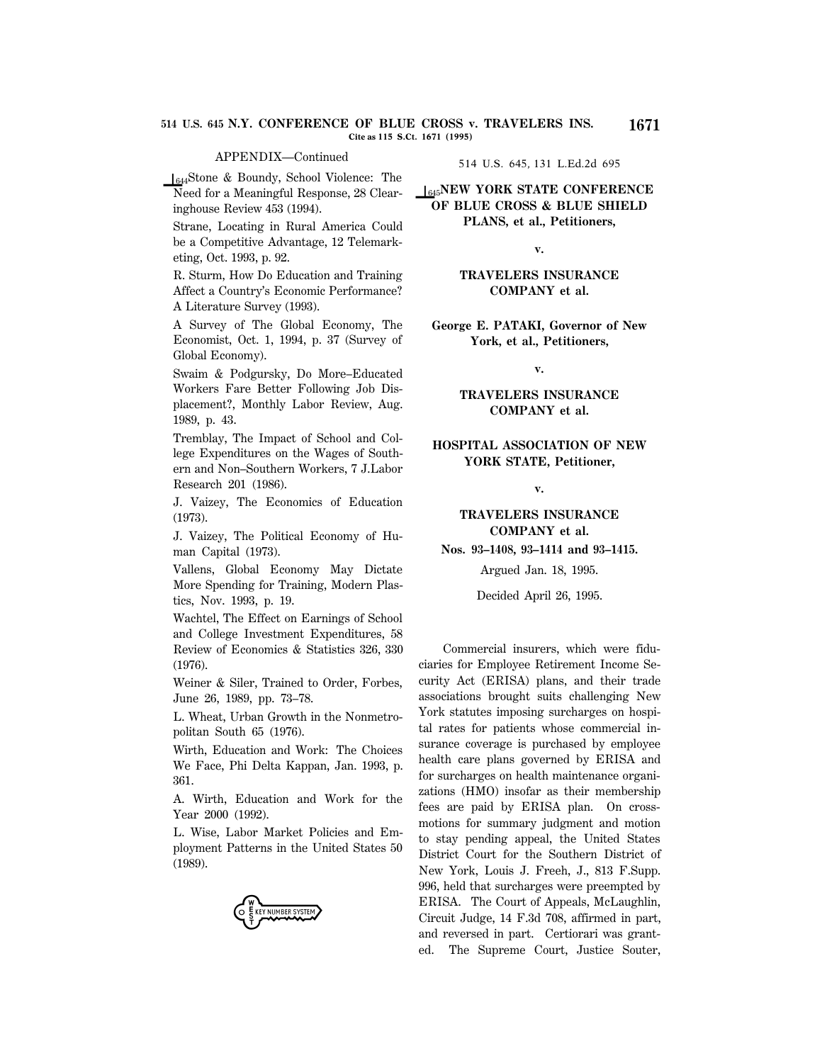APPENDIX—Continued

⌊644Stone & Boundy, School Violence: The Need for a Meaningful Response, 28 Clearinghouse Review 453 (1994).

Strane, Locating in Rural America Could be a Competitive Advantage, 12 Telemarketing, Oct. 1993, p. 92.

R. Sturm, How Do Education and Training Affect a Country's Economic Performance? A Literature Survey (1993).

A Survey of The Global Economy, The Economist, Oct. 1, 1994, p. 37 (Survey of Global Economy).

Swaim & Podgursky, Do More–Educated Workers Fare Better Following Job Displacement?, Monthly Labor Review, Aug. 1989, p. 43.

Tremblay, The Impact of School and College Expenditures on the Wages of Southern and Non–Southern Workers, 7 J.Labor Research 201 (1986).

J. Vaizey, The Economics of Education (1973).

J. Vaizey, The Political Economy of Human Capital (1973).

Vallens, Global Economy May Dictate More Spending for Training, Modern Plastics, Nov. 1993, p. 19.

Wachtel, The Effect on Earnings of School and College Investment Expenditures, 58 Review of Economics & Statistics 326, 330 (1976).

Weiner & Siler, Trained to Order, Forbes, June 26, 1989, pp. 73–78.

L. Wheat, Urban Growth in the Nonmetropolitan South 65 (1976).

Wirth, Education and Work: The Choices We Face, Phi Delta Kappan, Jan. 1993, p. 361.

A. Wirth, Education and Work for the Year 2000 (1992).

L. Wise, Labor Market Policies and Employment Patterns in the United States 50 (1989).

514 U.S. 645, 131 L.Ed.2d 695

**⌊645NEW YORK STATE CONFERENCE OF BLUE CROSS & BLUE SHIELD PLANS, et al., Petitioners,**

**v.**

**TRAVELERS INSURANCE COMPANY et al.**

**George E. PATAKI, Governor of New York, et al., Petitioners,**

**v.**

**TRAVELERS INSURANCE COMPANY et al.**

**HOSPITAL ASSOCIATION OF NEW YORK STATE, Petitioner,**

**v.**

**TRAVELERS INSURANCE COMPANY et al.**

**Nos. 93–1408, 93–1414 and 93–1415.**

Argued Jan. 18, 1995.

Decided April 26, 1995.

Commercial insurers, which were fiduciaries for Employee Retirement Income Security Act (ERISA) plans, and their trade associations brought suits challenging New York statutes imposing surcharges on hospital rates for patients whose commercial insurance coverage is purchased by employee health care plans governed by ERISA and for surcharges on health maintenance organizations (HMO) insofar as their membership fees are paid by ERISA plan. On cross-motions for summary judgment and motion to stay pending appeal, the United States District Court for the Southern District of New York, Louis J. Freeh, J., 813 F.Supp. 996, held that surcharges were preempted by ERISA. The Court of Appeals, McLaughlin, Circuit Judge, 14 F.3d 708, affirmed in part, and reversed in part. Certiorari was granted. The Supreme Court, Justice Souter,